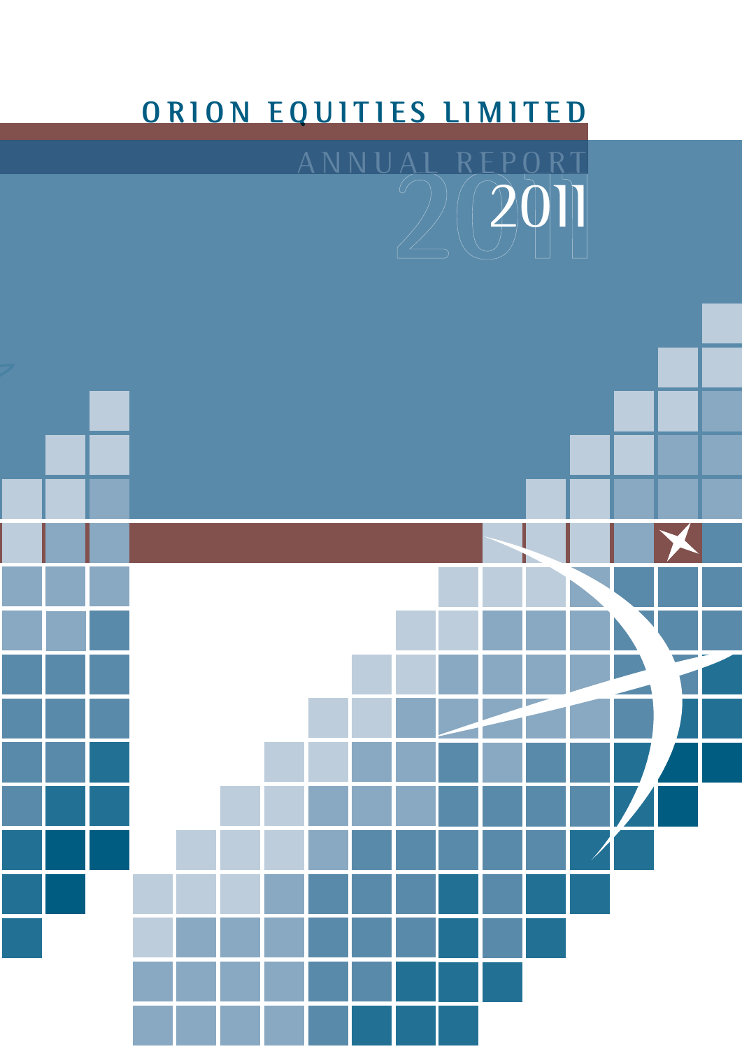# ORION EQUITIES LIMITED

## ANNUAL REPORT 2011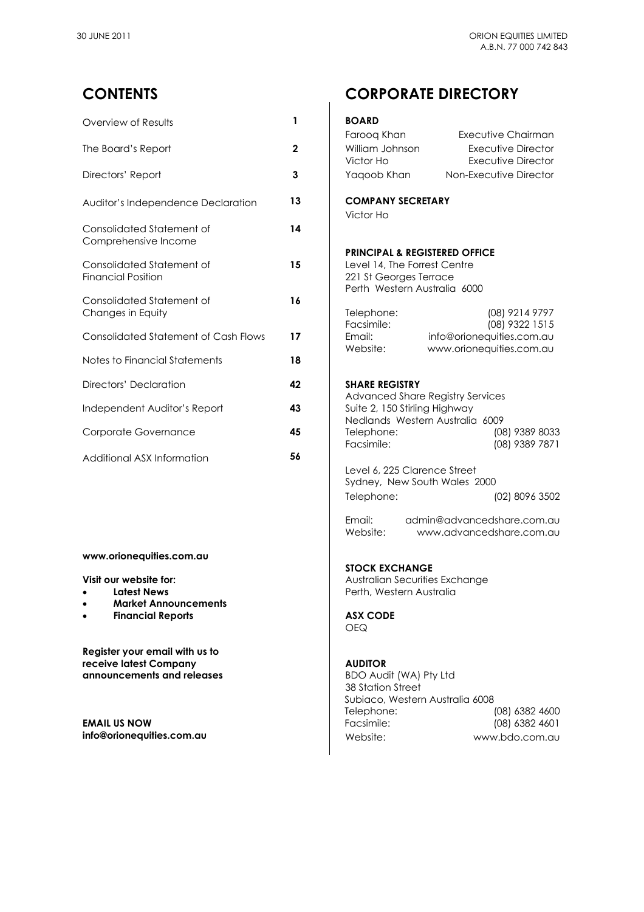## CONTENTS

| | |
|---|---|
| Overview of Results | **1** |
| The Board's Report | **2** |
| Directors' Report | **3** |
| Auditor's Independence Declaration | **13** |
| Consolidated Statement of Comprehensive Income | **14** |
| Consolidated Statement of Financial Position | **15** |
| Consolidated Statement of Changes in Equity | **16** |
| Consolidated Statement of Cash Flows | **17** |
| Notes to Financial Statements | **18** |
| Directors' Declaration | **42** |
| Independent Auditor's Report | **43** |
| Corporate Governance | **45** |
| Additional ASX Information | **56** |

**www.orionequities.com.au**

**Visit our website for:**

- **Latest News**
- **Market Announcements**
- **Financial Reports**

**Register your email with us to receive latest Company announcements and releases**

**EMAIL US NOW**
**info@orionequities.com.au**

## CORPORATE DIRECTORY

**BOARD**

| | |
|---|---|
| Farooq Khan | Executive Chairman |
| William Johnson | Executive Director |
| Victor Ho | Executive Director |
| Yaqoob Khan | Non-Executive Director |

**COMPANY SECRETARY**

Victor Ho

**PRINCIPAL & REGISTERED OFFICE**

Level 14, The Forrest Centre
221 St Georges Terrace
Perth Western Australia 6000

| | |
|---|---|
| Telephone: | (08) 9214 9797 |
| Facsimile: | (08) 9322 1515 |
| Email: | info@orionequities.com.au |
| Website: | www.orionequities.com.au |

**SHARE REGISTRY**

Advanced Share Registry Services
Suite 2, 150 Stirling Highway
Nedlands Western Australia 6009

| | |
|---|---|
| Telephone: | (08) 9389 8033 |
| Facsimile: | (08) 9389 7871 |

Level 6, 225 Clarence Street
Sydney, New South Wales 2000

| | |
|---|---|
| Telephone: | (02) 8096 3502 |
| Email: | admin@advancedshare.com.au |
| Website: | www.advancedshare.com.au |

**STOCK EXCHANGE**

Australian Securities Exchange
Perth, Western Australia

**ASX CODE**

OEQ

**AUDITOR**

BDO Audit (WA) Pty Ltd
38 Station Street
Subiaco, Western Australia 6008

| | |
|---|---|
| Telephone: | (08) 6382 4600 |
| Facsimile: | (08) 6382 4601 |
| Website: | www.bdo.com.au |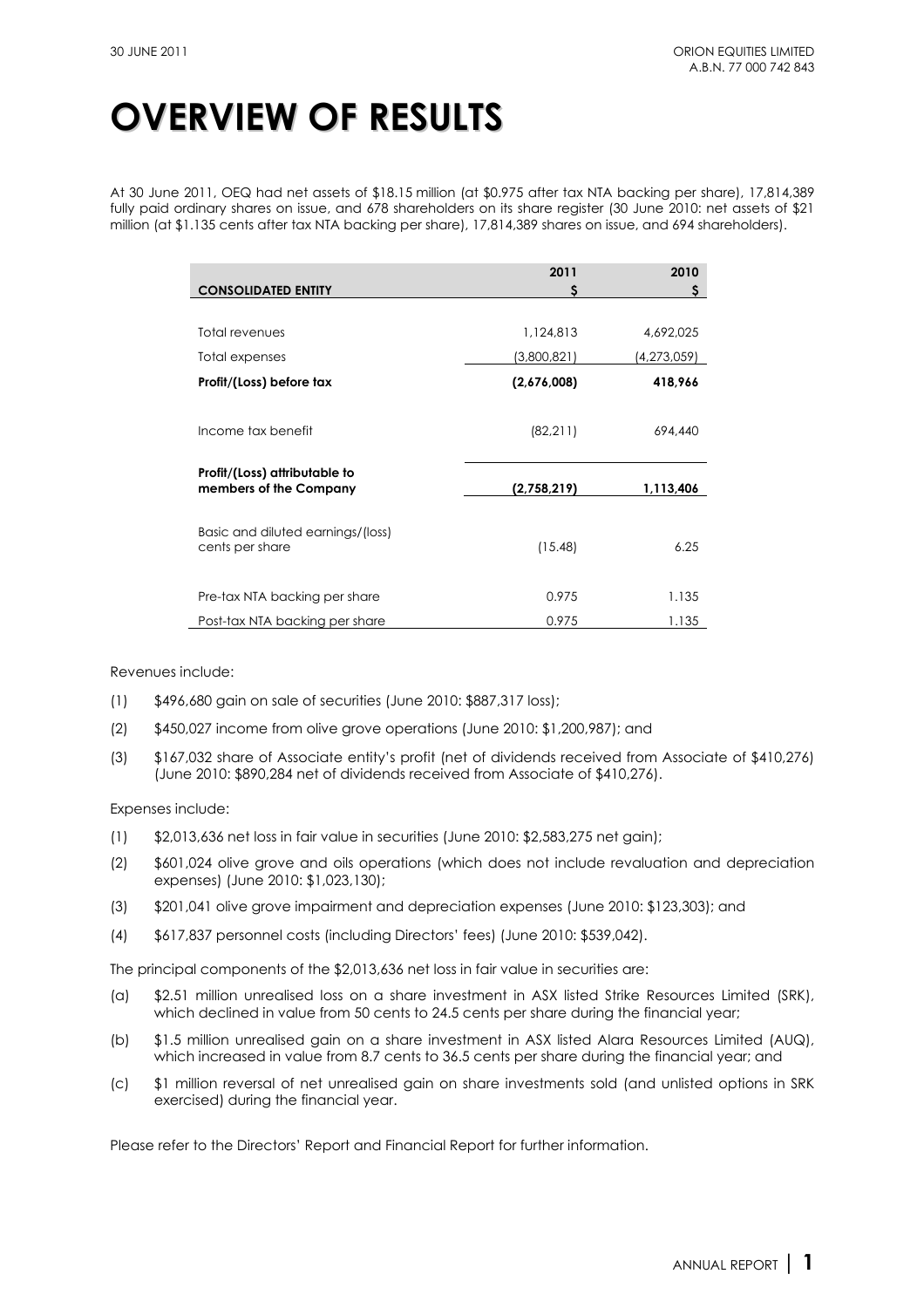# OVERVIEW OF RESULTS

At 30 June 2011, OEQ had net assets of $18.15 million (at $0.975 after tax NTA backing per share), 17,814,389 fully paid ordinary shares on issue, and 678 shareholders on its share register (30 June 2010: net assets of $21 million (at $1.135 cents after tax NTA backing per share), 17,814,389 shares on issue, and 694 shareholders).

| CONSOLIDATED ENTITY | 2011 $ | 2010 $ |
|---|---|---|
| Total revenues | 1,124,813 | 4,692,025 |
| Total expenses | (3,800,821) | (4,273,059) |
| **Profit/(Loss) before tax** | **(2,676,008)** | **418,966** |
| Income tax benefit | (82,211) | 694,440 |
| **Profit/(Loss) attributable to members of the Company** | **(2,758,219)** | **1,113,406** |
| Basic and diluted earnings/(loss) cents per share | (15.48) | 6.25 |
| Pre-tax NTA backing per share | 0.975 | 1.135 |
| Post-tax NTA backing per share | 0.975 | 1.135 |

Revenues include:

(1) $496,680 gain on sale of securities (June 2010: $887,317 loss);

(2) $450,027 income from olive grove operations (June 2010: $1,200,987); and

(3) $167,032 share of Associate entity's profit (net of dividends received from Associate of $410,276) (June 2010: $890,284 net of dividends received from Associate of $410,276).

Expenses include:

(1) $2,013,636 net loss in fair value in securities (June 2010: $2,583,275 net gain);

(2) $601,024 olive grove and oils operations (which does not include revaluation and depreciation expenses) (June 2010: $1,023,130);

(3) $201,041 olive grove impairment and depreciation expenses (June 2010: $123,303); and

(4) $617,837 personnel costs (including Directors' fees) (June 2010: $539,042).

The principal components of the $2,013,636 net loss in fair value in securities are:

(a) $2.51 million unrealised loss on a share investment in ASX listed Strike Resources Limited (SRK), which declined in value from 50 cents to 24.5 cents per share during the financial year;

(b) $1.5 million unrealised gain on a share investment in ASX listed Alara Resources Limited (AUQ), which increased in value from 8.7 cents to 36.5 cents per share during the financial year; and

(c) $1 million reversal of net unrealised gain on share investments sold (and unlisted options in SRK exercised) during the financial year.

Please refer to the Directors' Report and Financial Report for further information.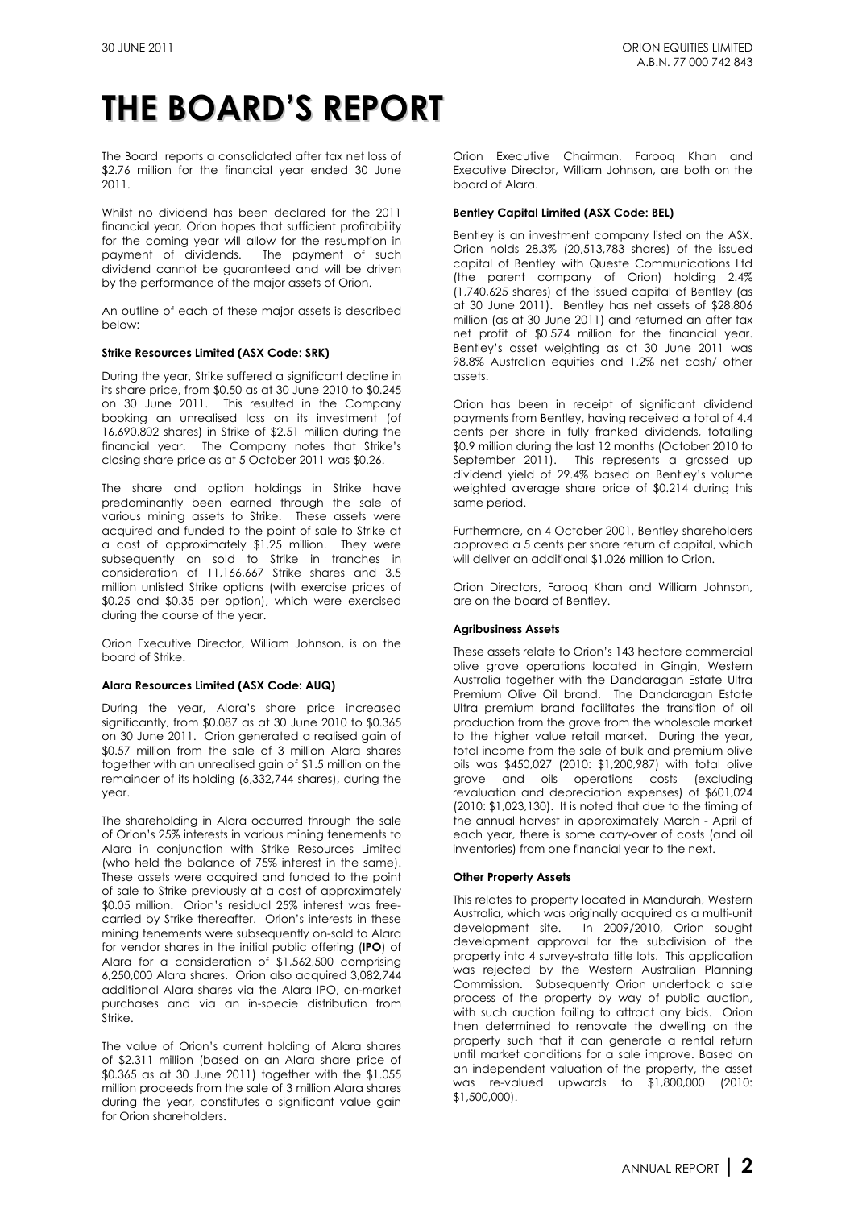# THE BOARD'S REPORT

The Board reports a consolidated after tax net loss of $2.76 million for the financial year ended 30 June 2011.

Whilst no dividend has been declared for the 2011 financial year, Orion hopes that sufficient profitability for the coming year will allow for the resumption in payment of dividends. The payment of such dividend cannot be guaranteed and will be driven by the performance of the major assets of Orion.

An outline of each of these major assets is described below:

**Strike Resources Limited (ASX Code: SRK)**

During the year, Strike suffered a significant decline in its share price, from $0.50 as at 30 June 2010 to $0.245 on 30 June 2011. This resulted in the Company booking an unrealised loss on its investment (of 16,690,802 shares) in Strike of $2.51 million during the financial year. The Company notes that Strike's closing share price as at 5 October 2011 was $0.26.

The share and option holdings in Strike have predominantly been earned through the sale of various mining assets to Strike. These assets were acquired and funded to the point of sale to Strike at a cost of approximately $1.25 million. They were subsequently on sold to Strike in tranches in consideration of 11,166,667 Strike shares and 3.5 million unlisted Strike options (with exercise prices of $0.25 and $0.35 per option), which were exercised during the course of the year.

Orion Executive Director, William Johnson, is on the board of Strike.

**Alara Resources Limited (ASX Code: AUQ)**

During the year, Alara's share price increased significantly, from $0.087 as at 30 June 2010 to $0.365 on 30 June 2011. Orion generated a realised gain of $0.57 million from the sale of 3 million Alara shares together with an unrealised gain of $1.5 million on the remainder of its holding (6,332,744 shares), during the year.

The shareholding in Alara occurred through the sale of Orion's 25% interests in various mining tenements to Alara in conjunction with Strike Resources Limited (who held the balance of 75% interest in the same). These assets were acquired and funded to the point of sale to Strike previously at a cost of approximately $0.05 million. Orion's residual 25% interest was free-carried by Strike thereafter. Orion's interests in these mining tenements were subsequently on-sold to Alara for vendor shares in the initial public offering (**IPO**) of Alara for a consideration of $1,562,500 comprising 6,250,000 Alara shares. Orion also acquired 3,082,744 additional Alara shares via the Alara IPO, on-market purchases and via an in-specie distribution from Strike.

The value of Orion's current holding of Alara shares of $2.311 million (based on an Alara share price of $0.365 as at 30 June 2011) together with the $1.055 million proceeds from the sale of 3 million Alara shares during the year, constitutes a significant value gain for Orion shareholders.

Orion Executive Chairman, Farooq Khan and Executive Director, William Johnson, are both on the board of Alara.

**Bentley Capital Limited (ASX Code: BEL)**

Bentley is an investment company listed on the ASX. Orion holds 28.3% (20,513,783 shares) of the issued capital of Bentley with Queste Communications Ltd (the parent company of Orion) holding 2.4% (1,740,625 shares) of the issued capital of Bentley (as at 30 June 2011). Bentley has net assets of $28.806 million (as at 30 June 2011) and returned an after tax net profit of $0.574 million for the financial year. Bentley's asset weighting as at 30 June 2011 was 98.8% Australian equities and 1.2% net cash/ other assets.

Orion has been in receipt of significant dividend payments from Bentley, having received a total of 4.4 cents per share in fully franked dividends, totalling $0.9 million during the last 12 months (October 2010 to September 2011). This represents a grossed up dividend yield of 29.4% based on Bentley's volume weighted average share price of $0.214 during this same period.

Furthermore, on 4 October 2001, Bentley shareholders approved a 5 cents per share return of capital, which will deliver an additional $1.026 million to Orion.

Orion Directors, Farooq Khan and William Johnson, are on the board of Bentley.

**Agribusiness Assets**

These assets relate to Orion's 143 hectare commercial olive grove operations located in Gingin, Western Australia together with the Dandaragan Estate Ultra Premium Olive Oil brand. The Dandaragan Estate Ultra premium brand facilitates the transition of oil production from the grove from the wholesale market to the higher value retail market. During the year, total income from the sale of bulk and premium olive oils was $450,027 (2010: $1,200,987) with total olive grove and oils operations costs (excluding revaluation and depreciation expenses) of $601,024 (2010: $1,023,130). It is noted that due to the timing of the annual harvest in approximately March - April of each year, there is some carry-over of costs (and oil inventories) from one financial year to the next.

**Other Property Assets**

This relates to property located in Mandurah, Western Australia, which was originally acquired as a multi-unit development site. In 2009/2010, Orion sought development approval for the subdivision of the property into 4 survey-strata title lots. This application was rejected by the Western Australian Planning Commission. Subsequently Orion undertook a sale process of the property by way of public auction, with such auction failing to attract any bids. Orion then determined to renovate the dwelling on the property such that it can generate a rental return until market conditions for a sale improve. Based on an independent valuation of the property, the asset was re-valued upwards to $1,800,000 (2010: $1,500,000).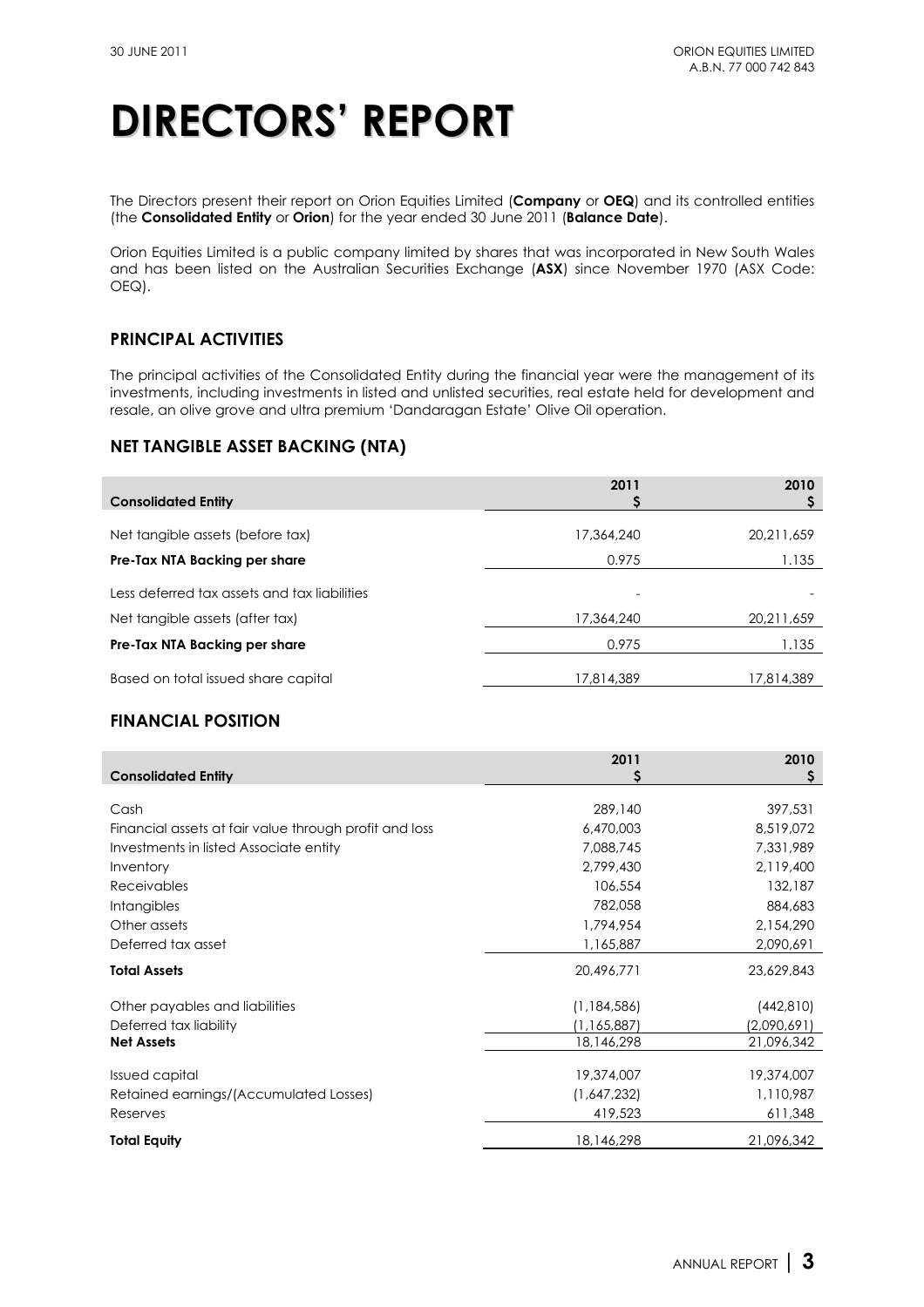# DIRECTORS' REPORT

The Directors present their report on Orion Equities Limited (**Company** or **OEQ**) and its controlled entities (the **Consolidated Entity** or **Orion**) for the year ended 30 June 2011 (**Balance Date**).

Orion Equities Limited is a public company limited by shares that was incorporated in New South Wales and has been listed on the Australian Securities Exchange (**ASX**) since November 1970 (ASX Code: OEQ).

## PRINCIPAL ACTIVITIES

The principal activities of the Consolidated Entity during the financial year were the management of its investments, including investments in listed and unlisted securities, real estate held for development and resale, an olive grove and ultra premium 'Dandaragan Estate' Olive Oil operation.

## NET TANGIBLE ASSET BACKING (NTA)

| Consolidated Entity | 2011 $ | 2010 $ |
|---|---|---|
| Net tangible assets (before tax) | 17,364,240 | 20,211,659 |
| **Pre-Tax NTA Backing per share** | 0.975 | 1.135 |
| Less deferred tax assets and tax liabilities | - | - |
| Net tangible assets (after tax) | 17,364,240 | 20,211,659 |
| **Pre-Tax NTA Backing per share** | 0.975 | 1.135 |
| Based on total issued share capital | 17,814,389 | 17,814,389 |

## FINANCIAL POSITION

| Consolidated Entity | 2011 $ | 2010 $ |
|---|---|---|
| Cash | 289,140 | 397,531 |
| Financial assets at fair value through profit and loss | 6,470,003 | 8,519,072 |
| Investments in listed Associate entity | 7,088,745 | 7,331,989 |
| Inventory | 2,799,430 | 2,119,400 |
| Receivables | 106,554 | 132,187 |
| Intangibles | 782,058 | 884,683 |
| Other assets | 1,794,954 | 2,154,290 |
| Deferred tax asset | 1,165,887 | 2,090,691 |
| **Total Assets** | 20,496,771 | 23,629,843 |
| Other payables and liabilities | (1,184,586) | (442,810) |
| Deferred tax liability | (1,165,887) | (2,090,691) |
| **Net Assets** | 18,146,298 | 21,096,342 |
| Issued capital | 19,374,007 | 19,374,007 |
| Retained earnings/(Accumulated Losses) | (1,647,232) | 1,110,987 |
| Reserves | 419,523 | 611,348 |
| **Total Equity** | 18,146,298 | 21,096,342 |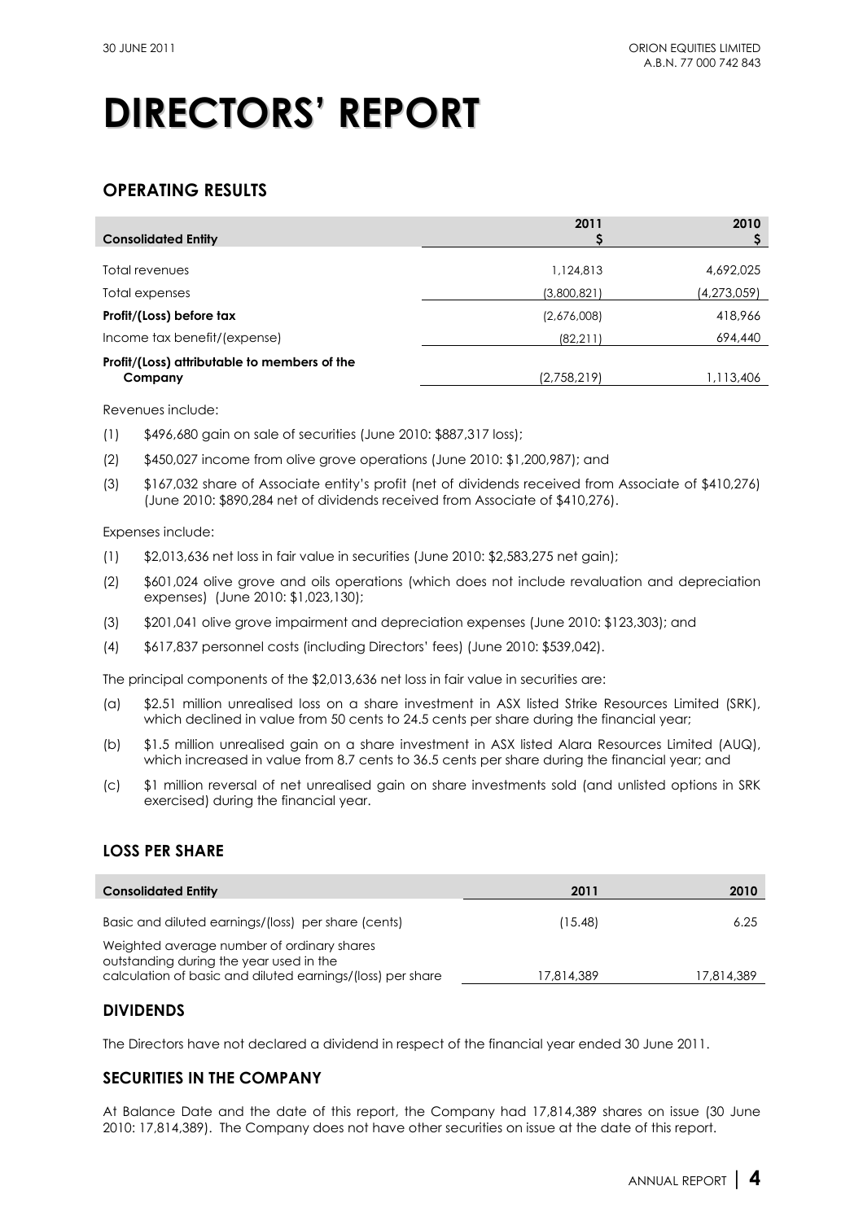# DIRECTORS' REPORT

## OPERATING RESULTS

| Consolidated Entity | 2011 $ | 2010 $ |
|---|---|---|
| Total revenues | 1,124,813 | 4,692,025 |
| Total expenses | (3,800,821) | (4,273,059) |
| **Profit/(Loss) before tax** | (2,676,008) | 418,966 |
| Income tax benefit/(expense) | (82,211) | 694,440 |
| **Profit/(Loss) attributable to members of the Company** | (2,758,219) | 1,113,406 |

Revenues include:

(1) $496,680 gain on sale of securities (June 2010: $887,317 loss);

(2) $450,027 income from olive grove operations (June 2010: $1,200,987); and

(3) $167,032 share of Associate entity's profit (net of dividends received from Associate of $410,276) (June 2010: $890,284 net of dividends received from Associate of $410,276).

Expenses include:

(1) $2,013,636 net loss in fair value in securities (June 2010: $2,583,275 net gain);

(2) $601,024 olive grove and oils operations (which does not include revaluation and depreciation expenses) (June 2010: $1,023,130);

(3) $201,041 olive grove impairment and depreciation expenses (June 2010: $123,303); and

(4) $617,837 personnel costs (including Directors' fees) (June 2010: $539,042).

The principal components of the $2,013,636 net loss in fair value in securities are:

(a) $2.51 million unrealised loss on a share investment in ASX listed Strike Resources Limited (SRK), which declined in value from 50 cents to 24.5 cents per share during the financial year;

(b) $1.5 million unrealised gain on a share investment in ASX listed Alara Resources Limited (AUQ), which increased in value from 8.7 cents to 36.5 cents per share during the financial year; and

(c) $1 million reversal of net unrealised gain on share investments sold (and unlisted options in SRK exercised) during the financial year.

## LOSS PER SHARE

| Consolidated Entity | 2011 | 2010 |
|---|---|---|
| Basic and diluted earnings/(loss) per share (cents) | (15.48) | 6.25 |
| Weighted average number of ordinary shares outstanding during the year used in the calculation of basic and diluted earnings/(loss) per share | 17,814,389 | 17,814,389 |

## DIVIDENDS

The Directors have not declared a dividend in respect of the financial year ended 30 June 2011.

## SECURITIES IN THE COMPANY

At Balance Date and the date of this report, the Company had 17,814,389 shares on issue (30 June 2010: 17,814,389). The Company does not have other securities on issue at the date of this report.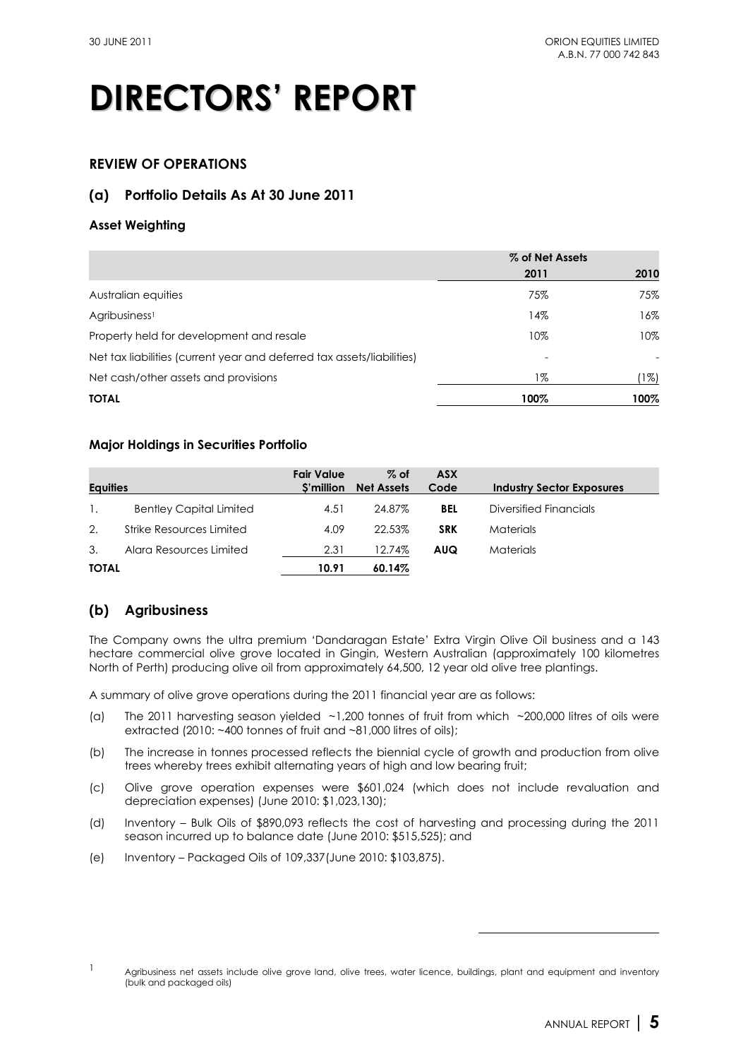# DIRECTORS' REPORT

## REVIEW OF OPERATIONS

### (a) Portfolio Details As At 30 June 2011

#### Asset Weighting

| | % of Net Assets 2011 | 2010 |
|---|---|---|
| Australian equities | 75% | 75% |
| Agribusiness[1] | 14% | 16% |
| Property held for development and resale | 10% | 10% |
| Net tax liabilities (current year and deferred tax assets/liabilities) | - | - |
| Net cash/other assets and provisions | 1% | (1%) |
| **TOTAL** | **100%** | **100%** |

#### Major Holdings in Securities Portfolio

| Equities | | Fair Value $'million | % of Net Assets | ASX Code | Industry Sector Exposures |
|---|---|---|---|---|---|
| 1. | Bentley Capital Limited | 4.51 | 24.87% | **BEL** | Diversified Financials |
| 2. | Strike Resources Limited | 4.09 | 22.53% | **SRK** | Materials |
| 3. | Alara Resources Limited | 2.31 | 12.74% | **AUQ** | Materials |
| **TOTAL** | | **10.91** | **60.14%** | | |

### (b) Agribusiness

The Company owns the ultra premium 'Dandaragan Estate' Extra Virgin Olive Oil business and a 143 hectare commercial olive grove located in Gingin, Western Australian (approximately 100 kilometres North of Perth) producing olive oil from approximately 64,500, 12 year old olive tree plantings.

A summary of olive grove operations during the 2011 financial year are as follows:

(a) The 2011 harvesting season yielded ~1,200 tonnes of fruit from which ~200,000 litres of oils were extracted (2010: ~400 tonnes of fruit and ~81,000 litres of oils);

(b) The increase in tonnes processed reflects the biennial cycle of growth and production from olive trees whereby trees exhibit alternating years of high and low bearing fruit;

(c) Olive grove operation expenses were $601,024 (which does not include revaluation and depreciation expenses) (June 2010: $1,023,130);

(d) Inventory – Bulk Oils of $890,093 reflects the cost of harvesting and processing during the 2011 season incurred up to balance date (June 2010: $515,525); and

(e) Inventory – Packaged Oils of 109,337(June 2010: $103,875).

[1] Agribusiness net assets include olive grove land, olive trees, water licence, buildings, plant and equipment and inventory (bulk and packaged oils)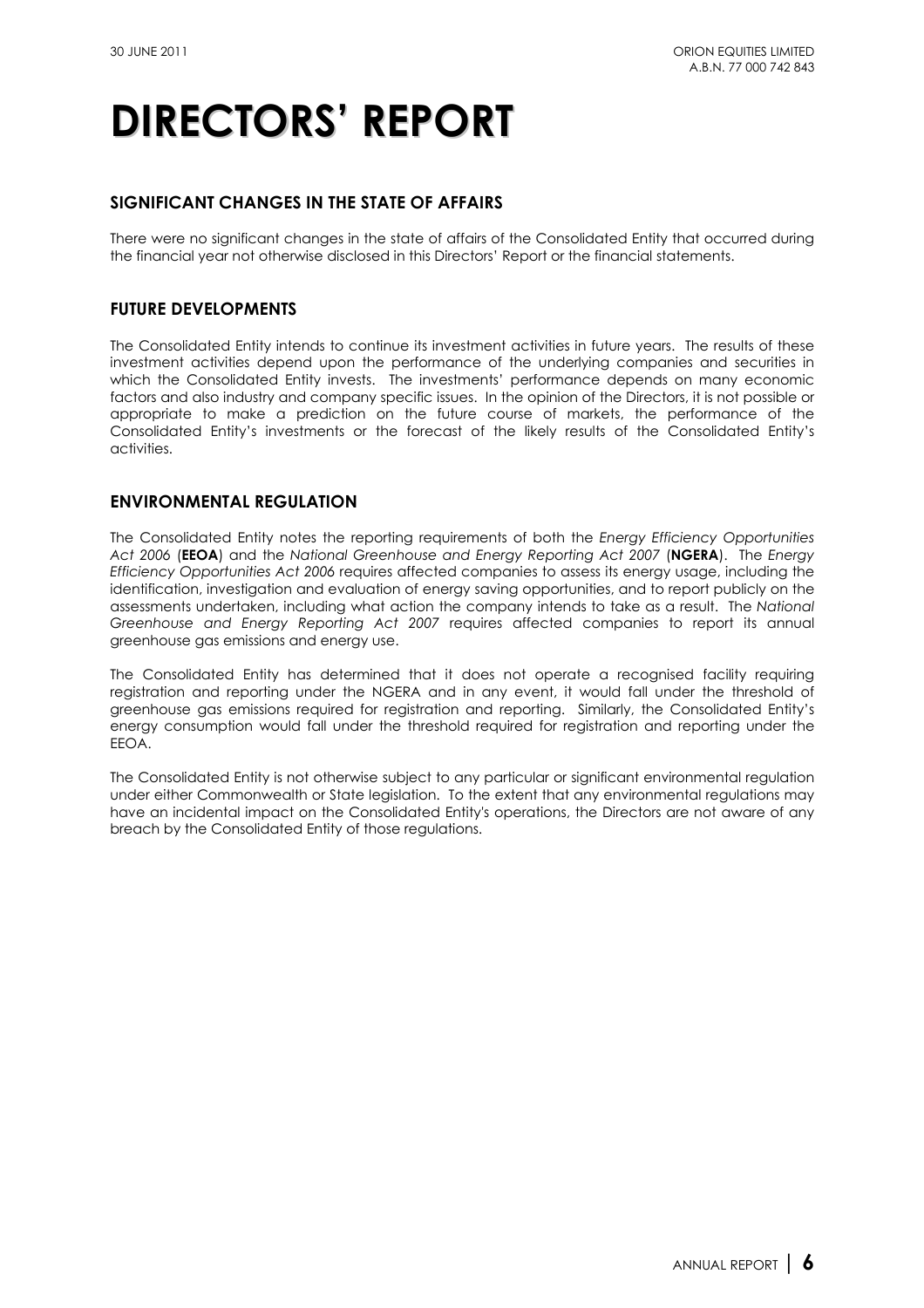# DIRECTORS' REPORT

## SIGNIFICANT CHANGES IN THE STATE OF AFFAIRS

There were no significant changes in the state of affairs of the Consolidated Entity that occurred during the financial year not otherwise disclosed in this Directors' Report or the financial statements.

## FUTURE DEVELOPMENTS

The Consolidated Entity intends to continue its investment activities in future years. The results of these investment activities depend upon the performance of the underlying companies and securities in which the Consolidated Entity invests. The investments' performance depends on many economic factors and also industry and company specific issues. In the opinion of the Directors, it is not possible or appropriate to make a prediction on the future course of markets, the performance of the Consolidated Entity's investments or the forecast of the likely results of the Consolidated Entity's activities.

## ENVIRONMENTAL REGULATION

The Consolidated Entity notes the reporting requirements of both the *Energy Efficiency Opportunities Act 2006* (**EEOA**) and the *National Greenhouse and Energy Reporting Act 2007* (**NGERA**). The *Energy Efficiency Opportunities Act 2006* requires affected companies to assess its energy usage, including the identification, investigation and evaluation of energy saving opportunities, and to report publicly on the assessments undertaken, including what action the company intends to take as a result. The *National Greenhouse and Energy Reporting Act 2007* requires affected companies to report its annual greenhouse gas emissions and energy use.

The Consolidated Entity has determined that it does not operate a recognised facility requiring registration and reporting under the NGERA and in any event, it would fall under the threshold of greenhouse gas emissions required for registration and reporting. Similarly, the Consolidated Entity's energy consumption would fall under the threshold required for registration and reporting under the EEOA.

The Consolidated Entity is not otherwise subject to any particular or significant environmental regulation under either Commonwealth or State legislation. To the extent that any environmental regulations may have an incidental impact on the Consolidated Entity's operations, the Directors are not aware of any breach by the Consolidated Entity of those regulations.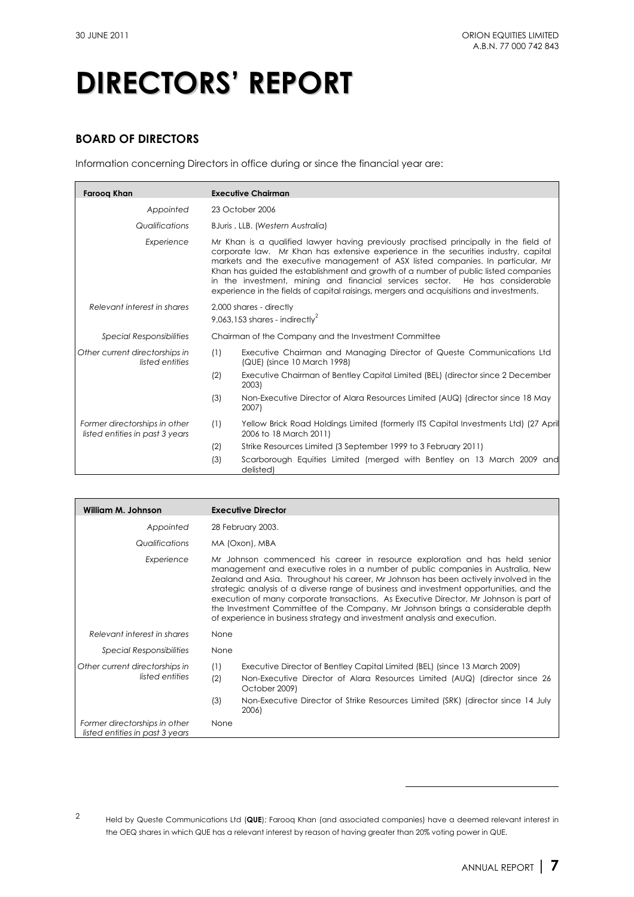# DIRECTORS' REPORT

## BOARD OF DIRECTORS

Information concerning Directors in office during or since the financial year are:

| **Farooq Khan** | **Executive Chairman** |
|---|---|
| *Appointed* | 23 October 2006 |
| *Qualifications* | BJuris , LLB. (*Western Australia*) |
| *Experience* | Mr Khan is a qualified lawyer having previously practised principally in the field of corporate law. Mr Khan has extensive experience in the securities industry, capital markets and the executive management of ASX listed companies. In particular, Mr Khan has guided the establishment and growth of a number of public listed companies in the investment, mining and financial services sector. He has considerable experience in the fields of capital raisings, mergers and acquisitions and investments. |
| *Relevant interest in shares* | 2,000 shares - directly<br>9,063,153 shares - indirectly[2] |
| *Special Responsibilities* | Chairman of the Company and the Investment Committee |
| *Other current directorships in listed entities* | (1) Executive Chairman and Managing Director of Queste Communications Ltd (QUE) (since 10 March 1998)<br>(2) Executive Chairman of Bentley Capital Limited (BEL) (director since 2 December 2003)<br>(3) Non-Executive Director of Alara Resources Limited (AUQ) (director since 18 May 2007) |
| *Former directorships in other listed entities in past 3 years* | (1) Yellow Brick Road Holdings Limited (formerly ITS Capital Investments Ltd) (27 April 2006 to 18 March 2011)<br>(2) Strike Resources Limited (3 September 1999 to 3 February 2011)<br>(3) Scarborough Equities Limited (merged with Bentley on 13 March 2009 and delisted) |

| **William M. Johnson** | **Executive Director** |
|---|---|
| *Appointed* | 28 February 2003. |
| *Qualifications* | MA (Oxon), MBA |
| *Experience* | Mr Johnson commenced his career in resource exploration and has held senior management and executive roles in a number of public companies in Australia, New Zealand and Asia. Throughout his career, Mr Johnson has been actively involved in the strategic analysis of a diverse range of business and investment opportunities, and the execution of many corporate transactions. As Executive Director, Mr Johnson is part of the Investment Committee of the Company. Mr Johnson brings a considerable depth of experience in business strategy and investment analysis and execution. |
| *Relevant interest in shares* | None |
| *Special Responsibilities* | None |
| *Other current directorships in listed entities* | (1) Executive Director of Bentley Capital Limited (BEL) (since 13 March 2009)<br>(2) Non-Executive Director of Alara Resources Limited (AUQ) (director since 26 October 2009)<br>(3) Non-Executive Director of Strike Resources Limited (SRK) (director since 14 July 2006) |
| *Former directorships in other listed entities in past 3 years* | None |

[2] Held by Queste Communications Ltd (**QUE**); Farooq Khan (and associated companies) have a deemed relevant interest in the OEQ shares in which QUE has a relevant interest by reason of having greater than 20% voting power in QUE.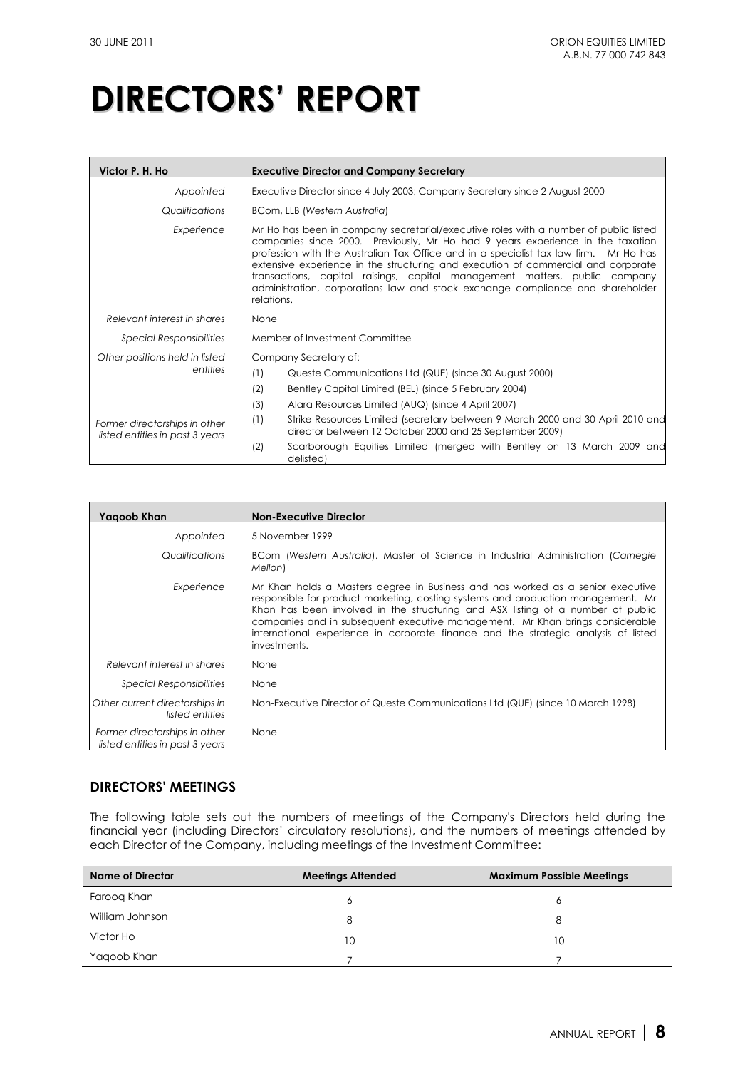# DIRECTORS' REPORT

| Victor P. H. Ho | Executive Director and Company Secretary |
| --- | --- |
| *Appointed* | Executive Director since 4 July 2003; Company Secretary since 2 August 2000 |
| *Qualifications* | BCom, LLB (*Western Australia*) |
| *Experience* | Mr Ho has been in company secretarial/executive roles with a number of public listed companies since 2000. Previously, Mr Ho had 9 years experience in the taxation profession with the Australian Tax Office and in a specialist tax law firm. Mr Ho has extensive experience in the structuring and execution of commercial and corporate transactions, capital raisings, capital management matters, public company administration, corporations law and stock exchange compliance and shareholder relations. |
| *Relevant interest in shares* | None |
| *Special Responsibilities* | Member of Investment Committee |
| *Other positions held in listed entities* | Company Secretary of: (1) Queste Communications Ltd (QUE) (since 30 August 2000) (2) Bentley Capital Limited (BEL) (since 5 February 2004) (3) Alara Resources Limited (AUQ) (since 4 April 2007) |
| *Former directorships in other listed entities in past 3 years* | (1) Strike Resources Limited (secretary between 9 March 2000 and 30 April 2010 and director between 12 October 2000 and 25 September 2009) (2) Scarborough Equities Limited (merged with Bentley on 13 March 2009 and delisted) |

| Yaqoob Khan | Non-Executive Director |
| --- | --- |
| *Appointed* | 5 November 1999 |
| *Qualifications* | BCom (*Western Australia*), Master of Science in Industrial Administration (*Carnegie Mellon*) |
| *Experience* | Mr Khan holds a Masters degree in Business and has worked as a senior executive responsible for product marketing, costing systems and production management. Mr Khan has been involved in the structuring and ASX listing of a number of public companies and in subsequent executive management. Mr Khan brings considerable international experience in corporate finance and the strategic analysis of listed investments. |
| *Relevant interest in shares* | None |
| *Special Responsibilities* | None |
| *Other current directorships in listed entities* | Non-Executive Director of Queste Communications Ltd (QUE) (since 10 March 1998) |
| *Former directorships in other listed entities in past 3 years* | None |

## DIRECTORS' MEETINGS

The following table sets out the numbers of meetings of the Company's Directors held during the financial year (including Directors' circulatory resolutions), and the numbers of meetings attended by each Director of the Company, including meetings of the Investment Committee:

| Name of Director | Meetings Attended | Maximum Possible Meetings |
| --- | --- | --- |
| Farooq Khan | 6 | 6 |
| William Johnson | 8 | 8 |
| Victor Ho | 10 | 10 |
| Yaqoob Khan | 7 | 7 |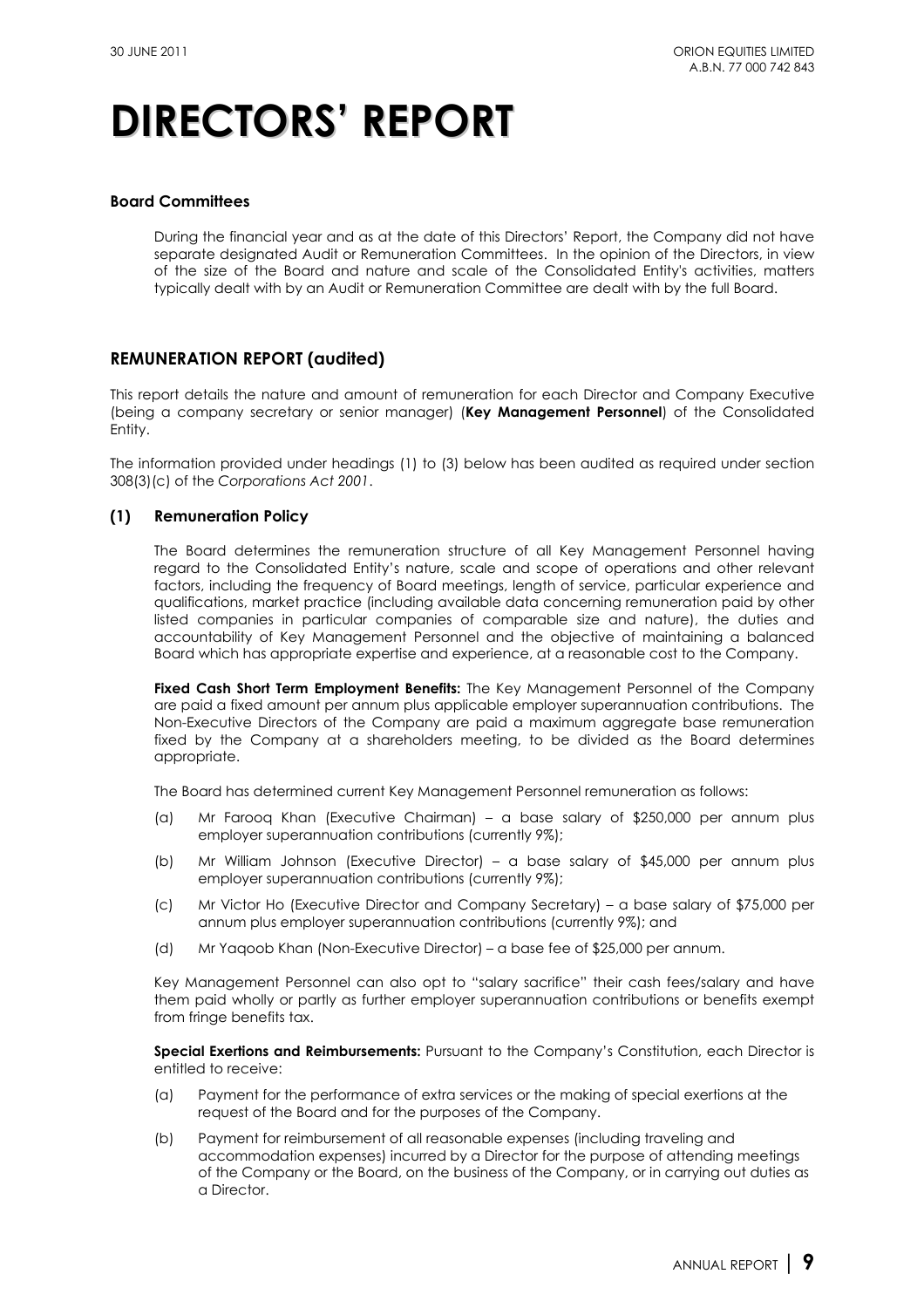# DIRECTORS' REPORT

### Board Committees

During the financial year and as at the date of this Directors' Report, the Company did not have separate designated Audit or Remuneration Committees. In the opinion of the Directors, in view of the size of the Board and nature and scale of the Consolidated Entity's activities, matters typically dealt with by an Audit or Remuneration Committee are dealt with by the full Board.

## REMUNERATION REPORT (audited)

This report details the nature and amount of remuneration for each Director and Company Executive (being a company secretary or senior manager) (**Key Management Personnel**) of the Consolidated Entity.

The information provided under headings (1) to (3) below has been audited as required under section 308(3)(c) of the *Corporations Act 2001*.

### (1) Remuneration Policy

The Board determines the remuneration structure of all Key Management Personnel having regard to the Consolidated Entity's nature, scale and scope of operations and other relevant factors, including the frequency of Board meetings, length of service, particular experience and qualifications, market practice (including available data concerning remuneration paid by other listed companies in particular companies of comparable size and nature), the duties and accountability of Key Management Personnel and the objective of maintaining a balanced Board which has appropriate expertise and experience, at a reasonable cost to the Company.

**Fixed Cash Short Term Employment Benefits:** The Key Management Personnel of the Company are paid a fixed amount per annum plus applicable employer superannuation contributions. The Non-Executive Directors of the Company are paid a maximum aggregate base remuneration fixed by the Company at a shareholders meeting, to be divided as the Board determines appropriate.

The Board has determined current Key Management Personnel remuneration as follows:

(a) Mr Farooq Khan (Executive Chairman) – a base salary of $250,000 per annum plus employer superannuation contributions (currently 9%);

(b) Mr William Johnson (Executive Director) – a base salary of $45,000 per annum plus employer superannuation contributions (currently 9%);

(c) Mr Victor Ho (Executive Director and Company Secretary) – a base salary of $75,000 per annum plus employer superannuation contributions (currently 9%); and

(d) Mr Yaqoob Khan (Non-Executive Director) – a base fee of $25,000 per annum.

Key Management Personnel can also opt to "salary sacrifice" their cash fees/salary and have them paid wholly or partly as further employer superannuation contributions or benefits exempt from fringe benefits tax.

**Special Exertions and Reimbursements:** Pursuant to the Company's Constitution, each Director is entitled to receive:

(a) Payment for the performance of extra services or the making of special exertions at the request of the Board and for the purposes of the Company.

(b) Payment for reimbursement of all reasonable expenses (including traveling and accommodation expenses) incurred by a Director for the purpose of attending meetings of the Company or the Board, on the business of the Company, or in carrying out duties as a Director.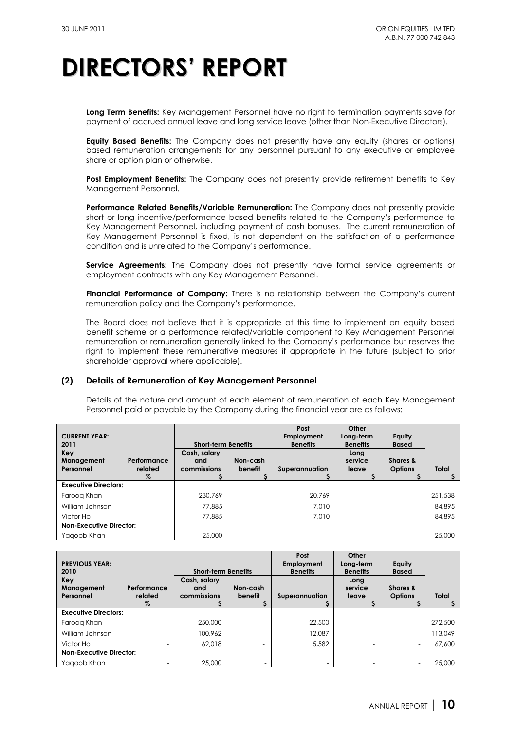# DIRECTORS' REPORT

**Long Term Benefits:** Key Management Personnel have no right to termination payments save for payment of accrued annual leave and long service leave (other than Non-Executive Directors).

**Equity Based Benefits:** The Company does not presently have any equity (shares or options) based remuneration arrangements for any personnel pursuant to any executive or employee share or option plan or otherwise.

**Post Employment Benefits:** The Company does not presently provide retirement benefits to Key Management Personnel.

**Performance Related Benefits/Variable Remuneration:** The Company does not presently provide short or long incentive/performance based benefits related to the Company's performance to Key Management Personnel, including payment of cash bonuses. The current remuneration of Key Management Personnel is fixed, is not dependent on the satisfaction of a performance condition and is unrelated to the Company's performance.

**Service Agreements:** The Company does not presently have formal service agreements or employment contracts with any Key Management Personnel.

**Financial Performance of Company:** There is no relationship between the Company's current remuneration policy and the Company's performance.

The Board does not believe that it is appropriate at this time to implement an equity based benefit scheme or a performance related/variable component to Key Management Personnel remuneration or remuneration generally linked to the Company's performance but reserves the right to implement these remunerative measures if appropriate in the future (subject to prior shareholder approval where applicable).

### (2) Details of Remuneration of Key Management Personnel

Details of the nature and amount of each element of remuneration of each Key Management Personnel paid or payable by the Company during the financial year are as follows:

| CURRENT YEAR: 2011 | | Short-term Benefits | | Post Employment Benefits | Other Long-term Benefits | Equity Based | |
|---|---|---|---|---|---|---|---|
| Key Management Personnel | Performance related % | Cash, salary and commissions $ | Non-cash benefit $ | Superannuation $ | Long service leave $ | Shares & Options $ | Total $ |
| **Executive Directors:** | | | | | | | |
| Farooq Khan | - | 230,769 | - | 20,769 | - | - | 251,538 |
| William Johnson | - | 77,885 | - | 7,010 | - | - | 84,895 |
| Victor Ho | - | 77,885 | - | 7,010 | - | - | 84,895 |
| **Non-Executive Director:** | | | | | | | |
| Yaqoob Khan | - | 25,000 | - | - | - | - | 25,000 |

| PREVIOUS YEAR: 2010 | | Short-term Benefits | | Post Employment Benefits | Other Long-term Benefits | Equity Based | |
|---|---|---|---|---|---|---|---|
| Key Management Personnel | Performance related % | Cash, salary and commissions $ | Non-cash benefit $ | Superannuation $ | Long service leave $ | Shares & Options $ | Total $ |
| **Executive Directors:** | | | | | | | |
| Farooq Khan | - | 250,000 | - | 22,500 | - | - | 272,500 |
| William Johnson | - | 100,962 | - | 12,087 | - | - | 113,049 |
| Victor Ho | - | 62,018 | - | 5,582 | - | - | 67,600 |
| **Non-Executive Director:** | | | | | | | |
| Yaqoob Khan | - | 25,000 | - | - | - | - | 25,000 |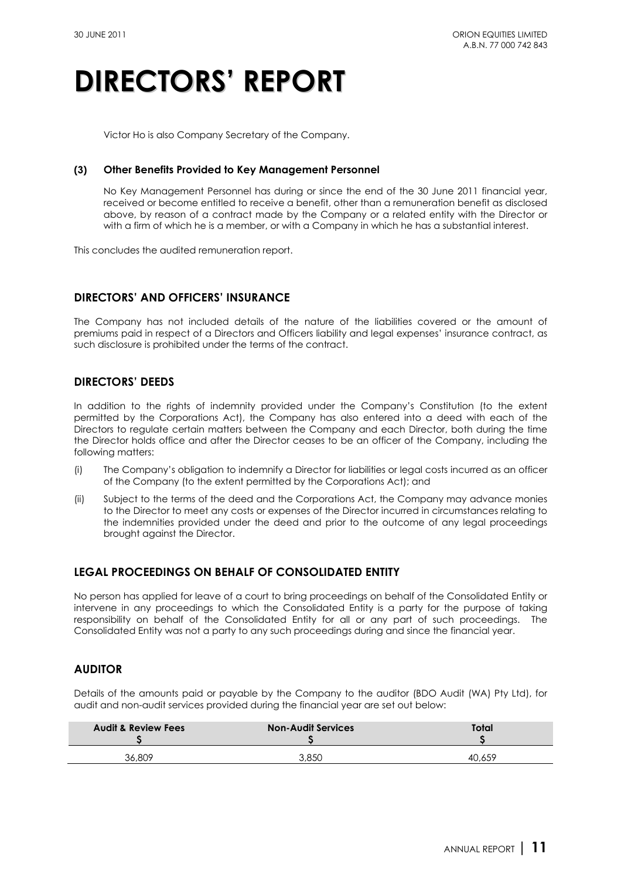# DIRECTORS' REPORT

Victor Ho is also Company Secretary of the Company.

**(3) Other Benefits Provided to Key Management Personnel**

No Key Management Personnel has during or since the end of the 30 June 2011 financial year, received or become entitled to receive a benefit, other than a remuneration benefit as disclosed above, by reason of a contract made by the Company or a related entity with the Director or with a firm of which he is a member, or with a Company in which he has a substantial interest.

This concludes the audited remuneration report.

## DIRECTORS' AND OFFICERS' INSURANCE

The Company has not included details of the nature of the liabilities covered or the amount of premiums paid in respect of a Directors and Officers liability and legal expenses' insurance contract, as such disclosure is prohibited under the terms of the contract.

## DIRECTORS' DEEDS

In addition to the rights of indemnity provided under the Company's Constitution (to the extent permitted by the Corporations Act), the Company has also entered into a deed with each of the Directors to regulate certain matters between the Company and each Director, both during the time the Director holds office and after the Director ceases to be an officer of the Company, including the following matters:

(i) The Company's obligation to indemnify a Director for liabilities or legal costs incurred as an officer of the Company (to the extent permitted by the Corporations Act); and

(ii) Subject to the terms of the deed and the Corporations Act, the Company may advance monies to the Director to meet any costs or expenses of the Director incurred in circumstances relating to the indemnities provided under the deed and prior to the outcome of any legal proceedings brought against the Director.

## LEGAL PROCEEDINGS ON BEHALF OF CONSOLIDATED ENTITY

No person has applied for leave of a court to bring proceedings on behalf of the Consolidated Entity or intervene in any proceedings to which the Consolidated Entity is a party for the purpose of taking responsibility on behalf of the Consolidated Entity for all or any part of such proceedings. The Consolidated Entity was not a party to any such proceedings during and since the financial year.

## AUDITOR

Details of the amounts paid or payable by the Company to the auditor (BDO Audit (WA) Pty Ltd), for audit and non-audit services provided during the financial year are set out below:

| Audit & Review Fees $ | Non-Audit Services $ | Total $ |
|---|---|---|
| 36,809 | 3,850 | 40,659 |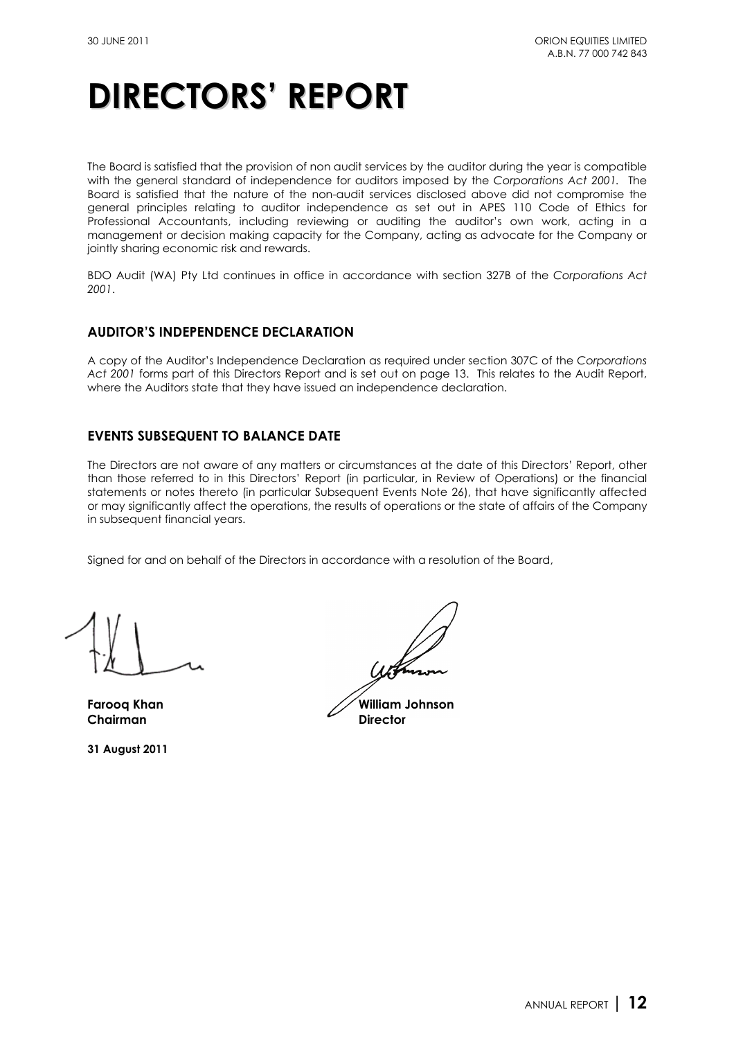# DIRECTORS' REPORT

The Board is satisfied that the provision of non audit services by the auditor during the year is compatible with the general standard of independence for auditors imposed by the *Corporations Act 2001*. The Board is satisfied that the nature of the non-audit services disclosed above did not compromise the general principles relating to auditor independence as set out in APES 110 Code of Ethics for Professional Accountants, including reviewing or auditing the auditor's own work, acting in a management or decision making capacity for the Company, acting as advocate for the Company or jointly sharing economic risk and rewards.

BDO Audit (WA) Pty Ltd continues in office in accordance with section 327B of the *Corporations Act 2001*.

## AUDITOR'S INDEPENDENCE DECLARATION

A copy of the Auditor's Independence Declaration as required under section 307C of the *Corporations Act 2001* forms part of this Directors Report and is set out on page 13. This relates to the Audit Report, where the Auditors state that they have issued an independence declaration.

## EVENTS SUBSEQUENT TO BALANCE DATE

The Directors are not aware of any matters or circumstances at the date of this Directors' Report, other than those referred to in this Directors' Report (in particular, in Review of Operations) or the financial statements or notes thereto (in particular Subsequent Events Note 26), that have significantly affected or may significantly affect the operations, the results of operations or the state of affairs of the Company in subsequent financial years.

Signed for and on behalf of the Directors in accordance with a resolution of the Board,

**Farooq Khan**
**Chairman**

**William Johnson**
**Director**

**31 August 2011**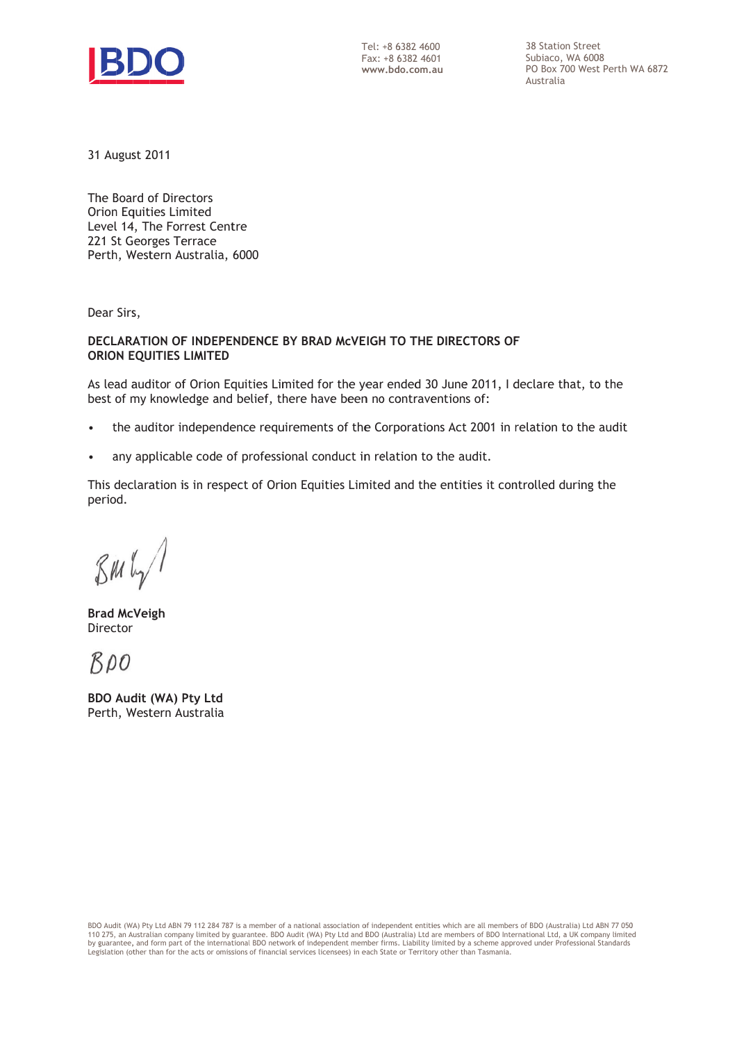Tel: +8 6382 4600
Fax: +8 6382 4601
**www.bdo.com.au**

38 Station Street
Subiaco, WA 6008
PO Box 700 West Perth WA 6872
Australia

31 August 2011

The Board of Directors
Orion Equities Limited
Level 14, The Forrest Centre
221 St Georges Terrace
Perth, Western Australia, 6000

Dear Sirs,

**DECLARATION OF INDEPENDENCE BY BRAD McVEIGH TO THE DIRECTORS OF ORION EQUITIES LIMITED**

As lead auditor of Orion Equities Limited for the year ended 30 June 2011, I declare that, to the best of my knowledge and belief, there have been no contraventions of:

- the auditor independence requirements of the Corporations Act 2001 in relation to the audit
- any applicable code of professional conduct in relation to the audit.

This declaration is in respect of Orion Equities Limited and the entities it controlled during the period.

**Brad McVeigh**
Director

**BDO Audit (WA) Pty Ltd**
Perth, Western Australia

BDO Audit (WA) Pty Ltd ABN 79 112 284 787 is a member of a national association of independent entities which are all members of BDO (Australia) Ltd ABN 77 050 110 275, an Australian company limited by guarantee. BDO Audit (WA) Pty Ltd and BDO (Australia) Ltd are members of BDO International Ltd, a UK company limited by guarantee, and form part of the international BDO network of independent member firms. Liability limited by a scheme approved under Professional Standards Legislation (other than for the acts or omissions of financial services licensees) in each State or Territory other than Tasmania.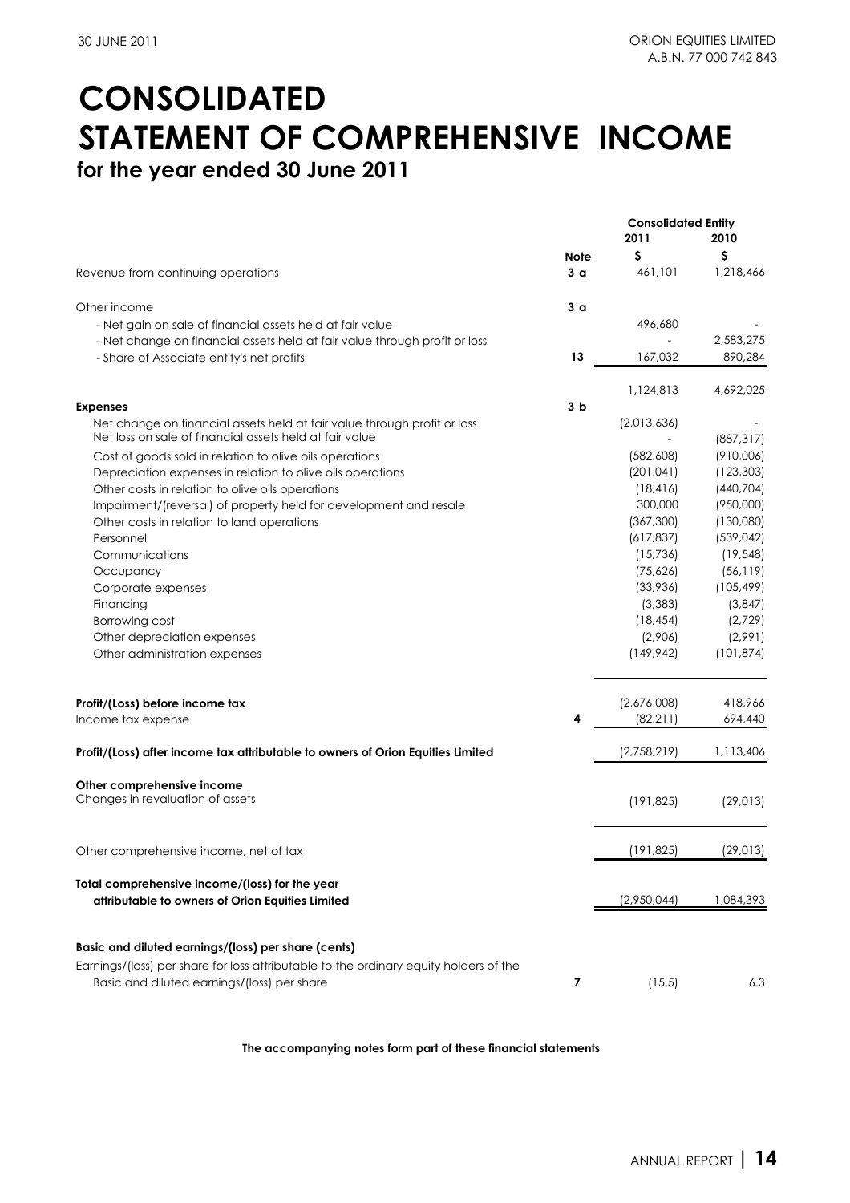# CONSOLIDATED STATEMENT OF COMPREHENSIVE INCOME

## for the year ended 30 June 2011

| | Note | Consolidated Entity 2011 $ | 2010 $ |
|---|---|---|---|
| Revenue from continuing operations | 3 a | 461,101 | 1,218,466 |
| Other income | 3 a | | |
| - Net gain on sale of financial assets held at fair value | | 496,680 | - |
| - Net change on financial assets held at fair value through profit or loss | | - | 2,583,275 |
| - Share of Associate entity's net profits | 13 | 167,032 | 890,284 |
| | | 1,124,813 | 4,692,025 |
| **Expenses** | 3 b | | |
| Net change on financial assets held at fair value through profit or loss | | (2,013,636) | - |
| Net loss on sale of financial assets held at fair value | | - | (887,317) |
| Cost of goods sold in relation to olive oils operations | | (582,608) | (910,006) |
| Depreciation expenses in relation to olive oils operations | | (201,041) | (123,303) |
| Other costs in relation to olive oils operations | | (18,416) | (440,704) |
| Impairment/(reversal) of property held for development and resale | | 300,000 | (950,000) |
| Other costs in relation to land operations | | (367,300) | (130,080) |
| Personnel | | (617,837) | (539,042) |
| Communications | | (15,736) | (19,548) |
| Occupancy | | (75,626) | (56,119) |
| Corporate expenses | | (33,936) | (105,499) |
| Financing | | (3,383) | (3,847) |
| Borrowing cost | | (18,454) | (2,729) |
| Other depreciation expenses | | (2,906) | (2,991) |
| Other administration expenses | | (149,942) | (101,874) |
| **Profit/(Loss) before income tax** | | (2,676,008) | 418,966 |
| Income tax expense | 4 | (82,211) | 694,440 |
| **Profit/(Loss) after income tax attributable to owners of Orion Equities Limited** | | (2,758,219) | 1,113,406 |
| **Other comprehensive income** | | | |
| Changes in revaluation of assets | | (191,825) | (29,013) |
| Other comprehensive income, net of tax | | (191,825) | (29,013) |
| **Total comprehensive income/(loss) for the year attributable to owners of Orion Equities Limited** | | (2,950,044) | 1,084,393 |
| **Basic and diluted earnings/(loss) per share (cents)** | | | |
| Earnings/(loss) per share for loss attributable to the ordinary equity holders of the | | | |
| Basic and diluted earnings/(loss) per share | 7 | (15.5) | 6.3 |

**The accompanying notes form part of these financial statements**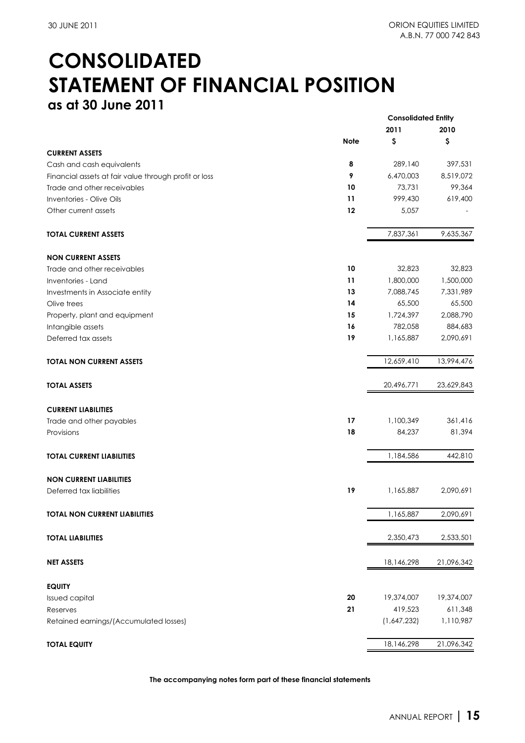# CONSOLIDATED STATEMENT OF FINANCIAL POSITION

## as at 30 June 2011

| | | Consolidated Entity | |
|---|---|---|---|
| | | 2011 | 2010 |
| | Note | $ | $ |
| **CURRENT ASSETS** | | | |
| Cash and cash equivalents | 8 | 289,140 | 397,531 |
| Financial assets at fair value through profit or loss | 9 | 6,470,003 | 8,519,072 |
| Trade and other receivables | 10 | 73,731 | 99,364 |
| Inventories - Olive Oils | 11 | 999,430 | 619,400 |
| Other current assets | 12 | 5,057 | - |
| **TOTAL CURRENT ASSETS** | | 7,837,361 | 9,635,367 |
| **NON CURRENT ASSETS** | | | |
| Trade and other receivables | 10 | 32,823 | 32,823 |
| Inventories - Land | 11 | 1,800,000 | 1,500,000 |
| Investments in Associate entity | 13 | 7,088,745 | 7,331,989 |
| Olive trees | 14 | 65,500 | 65,500 |
| Property, plant and equipment | 15 | 1,724,397 | 2,088,790 |
| Intangible assets | 16 | 782,058 | 884,683 |
| Deferred tax assets | 19 | 1,165,887 | 2,090,691 |
| **TOTAL NON CURRENT ASSETS** | | 12,659,410 | 13,994,476 |
| **TOTAL ASSETS** | | 20,496,771 | 23,629,843 |
| **CURRENT LIABILITIES** | | | |
| Trade and other payables | 17 | 1,100,349 | 361,416 |
| Provisions | 18 | 84,237 | 81,394 |
| **TOTAL CURRENT LIABILITIES** | | 1,184,586 | 442,810 |
| **NON CURRENT LIABILITIES** | | | |
| Deferred tax liabilities | 19 | 1,165,887 | 2,090,691 |
| **TOTAL NON CURRENT LIABILITIES** | | 1,165,887 | 2,090,691 |
| **TOTAL LIABILITIES** | | 2,350,473 | 2,533,501 |
| **NET ASSETS** | | 18,146,298 | 21,096,342 |
| **EQUITY** | | | |
| Issued capital | 20 | 19,374,007 | 19,374,007 |
| Reserves | 21 | 419,523 | 611,348 |
| Retained earnings/(Accumulated losses) | | (1,647,232) | 1,110,987 |
| **TOTAL EQUITY** | | 18,146,298 | 21,096,342 |

**The accompanying notes form part of these financial statements**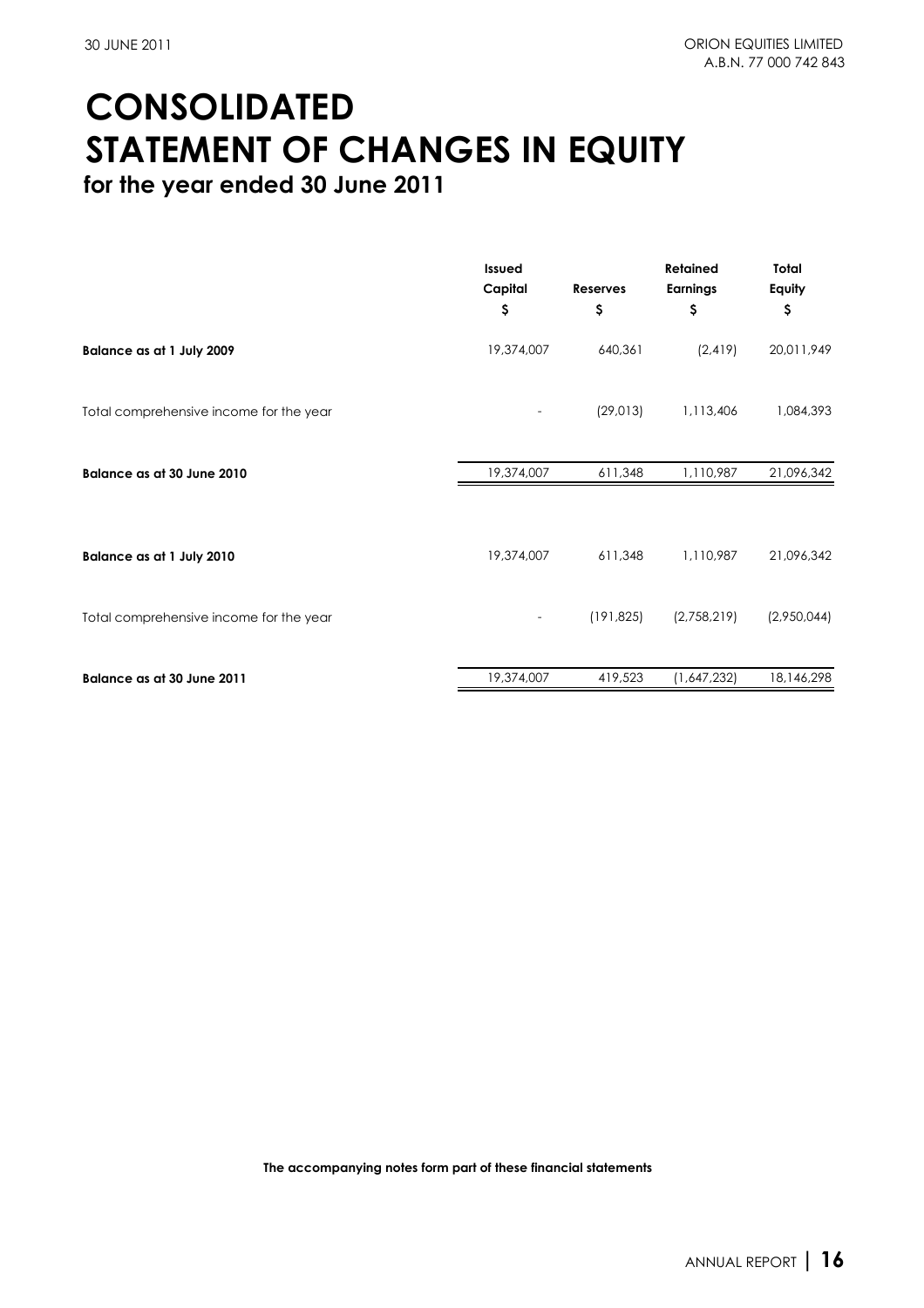# CONSOLIDATED STATEMENT OF CHANGES IN EQUITY

## for the year ended 30 June 2011

| | Issued Capital $ | Reserves $ | Retained Earnings $ | Total Equity $ |
|---|---|---|---|---|
| **Balance as at 1 July 2009** | 19,374,007 | 640,361 | (2,419) | 20,011,949 |
| Total comprehensive income for the year | - | (29,013) | 1,113,406 | 1,084,393 |
| **Balance as at 30 June 2010** | 19,374,007 | 611,348 | 1,110,987 | 21,096,342 |
| **Balance as at 1 July 2010** | 19,374,007 | 611,348 | 1,110,987 | 21,096,342 |
| Total comprehensive income for the year | - | (191,825) | (2,758,219) | (2,950,044) |
| **Balance as at 30 June 2011** | 19,374,007 | 419,523 | (1,647,232) | 18,146,298 |

**The accompanying notes form part of these financial statements**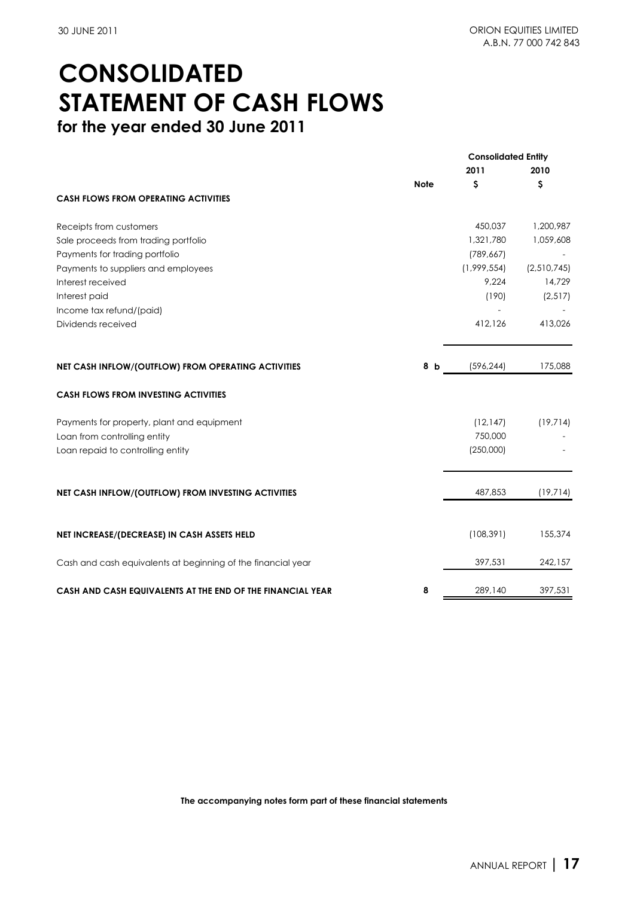# CONSOLIDATED STATEMENT OF CASH FLOWS

## for the year ended 30 June 2011

| | Note | Consolidated Entity 2011 $ | 2010 $ |
|---|---|---|---|
| **CASH FLOWS FROM OPERATING ACTIVITIES** | | | |
| Receipts from customers | | 450,037 | 1,200,987 |
| Sale proceeds from trading portfolio | | 1,321,780 | 1,059,608 |
| Payments for trading portfolio | | (789,667) | - |
| Payments to suppliers and employees | | (1,999,554) | (2,510,745) |
| Interest received | | 9,224 | 14,729 |
| Interest paid | | (190) | (2,517) |
| Income tax refund/(paid) | | - | - |
| Dividends received | | 412,126 | 413,026 |
| **NET CASH INFLOW/(OUTFLOW) FROM OPERATING ACTIVITIES** | 8 b | (596,244) | 175,088 |
| **CASH FLOWS FROM INVESTING ACTIVITIES** | | | |
| Payments for property, plant and equipment | | (12,147) | (19,714) |
| Loan from controlling entity | | 750,000 | - |
| Loan repaid to controlling entity | | (250,000) | - |
| **NET CASH INFLOW/(OUTFLOW) FROM INVESTING ACTIVITIES** | | 487,853 | (19,714) |
| **NET INCREASE/(DECREASE) IN CASH ASSETS HELD** | | (108,391) | 155,374 |
| Cash and cash equivalents at beginning of the financial year | | 397,531 | 242,157 |
| **CASH AND CASH EQUIVALENTS AT THE END OF THE FINANCIAL YEAR** | 8 | 289,140 | 397,531 |

**The accompanying notes form part of these financial statements**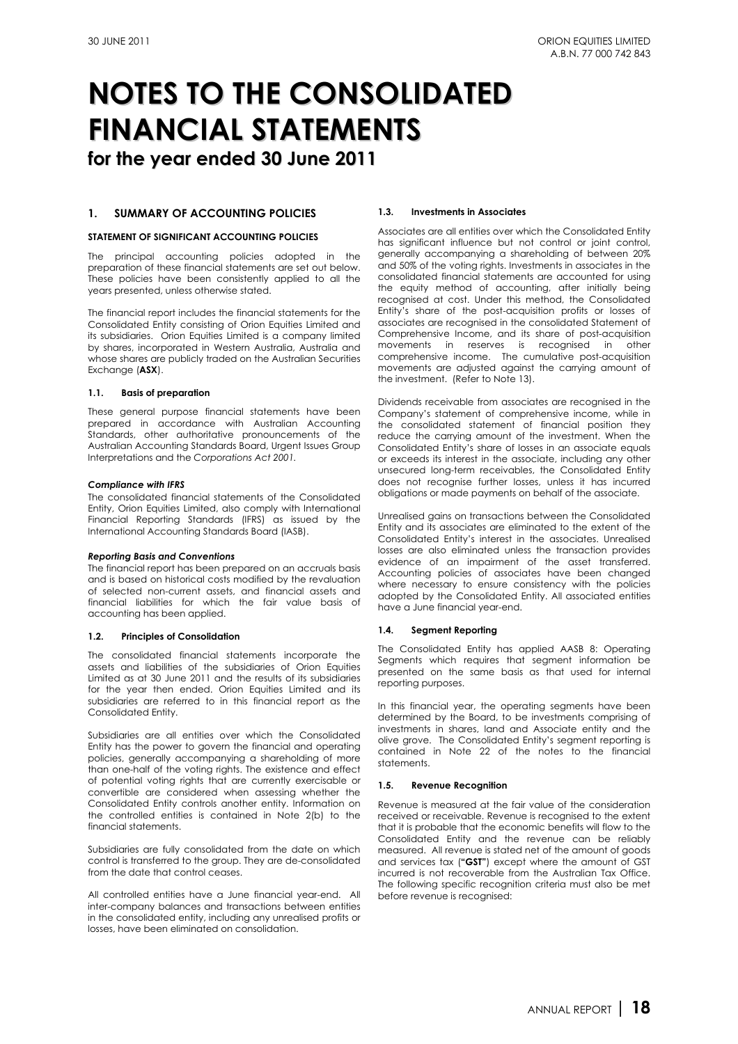# NOTES TO THE CONSOLIDATED FINANCIAL STATEMENTS

**for the year ended 30 June 2011**

## 1. SUMMARY OF ACCOUNTING POLICIES

### STATEMENT OF SIGNIFICANT ACCOUNTING POLICIES

The principal accounting policies adopted in the preparation of these financial statements are set out below. These policies have been consistently applied to all the years presented, unless otherwise stated.

The financial report includes the financial statements for the Consolidated Entity consisting of Orion Equities Limited and its subsidiaries. Orion Equities Limited is a company limited by shares, incorporated in Western Australia, Australia and whose shares are publicly traded on the Australian Securities Exchange (**ASX**).

### 1.1. Basis of preparation

These general purpose financial statements have been prepared in accordance with Australian Accounting Standards, other authoritative pronouncements of the Australian Accounting Standards Board, Urgent Issues Group Interpretations and the *Corporations Act 2001.*

***Compliance with IFRS***

The consolidated financial statements of the Consolidated Entity, Orion Equities Limited, also comply with International Financial Reporting Standards (IFRS) as issued by the International Accounting Standards Board (IASB).

***Reporting Basis and Conventions***

The financial report has been prepared on an accruals basis and is based on historical costs modified by the revaluation of selected non-current assets, and financial assets and financial liabilities for which the fair value basis of accounting has been applied.

### 1.2. Principles of Consolidation

The consolidated financial statements incorporate the assets and liabilities of the subsidiaries of Orion Equities Limited as at 30 June 2011 and the results of its subsidiaries for the year then ended. Orion Equities Limited and its subsidiaries are referred to in this financial report as the Consolidated Entity.

Subsidiaries are all entities over which the Consolidated Entity has the power to govern the financial and operating policies, generally accompanying a shareholding of more than one-half of the voting rights. The existence and effect of potential voting rights that are currently exercisable or convertible are considered when assessing whether the Consolidated Entity controls another entity. Information on the controlled entities is contained in Note 2(b) to the financial statements.

Subsidiaries are fully consolidated from the date on which control is transferred to the group. They are de-consolidated from the date that control ceases.

All controlled entities have a June financial year-end. All inter-company balances and transactions between entities in the consolidated entity, including any unrealised profits or losses, have been eliminated on consolidation.

### 1.3. Investments in Associates

Associates are all entities over which the Consolidated Entity has significant influence but not control or joint control, generally accompanying a shareholding of between 20% and 50% of the voting rights. Investments in associates in the consolidated financial statements are accounted for using the equity method of accounting, after initially being recognised at cost. Under this method, the Consolidated Entity's share of the post-acquisition profits or losses of associates are recognised in the consolidated Statement of Comprehensive Income, and its share of post-acquisition movements in reserves is recognised in other comprehensive income. The cumulative post-acquisition movements are adjusted against the carrying amount of the investment. (Refer to Note 13).

Dividends receivable from associates are recognised in the Company's statement of comprehensive income, while in the consolidated statement of financial position they reduce the carrying amount of the investment. When the Consolidated Entity's share of losses in an associate equals or exceeds its interest in the associate, including any other unsecured long-term receivables, the Consolidated Entity does not recognise further losses, unless it has incurred obligations or made payments on behalf of the associate.

Unrealised gains on transactions between the Consolidated Entity and its associates are eliminated to the extent of the Consolidated Entity's interest in the associates. Unrealised losses are also eliminated unless the transaction provides evidence of an impairment of the asset transferred. Accounting policies of associates have been changed where necessary to ensure consistency with the policies adopted by the Consolidated Entity. All associated entities have a June financial year-end.

### 1.4. Segment Reporting

The Consolidated Entity has applied AASB 8: Operating Segments which requires that segment information be presented on the same basis as that used for internal reporting purposes.

In this financial year, the operating segments have been determined by the Board, to be investments comprising of investments in shares, land and Associate entity and the olive grove. The Consolidated Entity's segment reporting is contained in Note 22 of the notes to the financial statements.

### 1.5. Revenue Recognition

Revenue is measured at the fair value of the consideration received or receivable. Revenue is recognised to the extent that it is probable that the economic benefits will flow to the Consolidated Entity and the revenue can be reliably measured. All revenue is stated net of the amount of goods and services tax (**"GST"**) except where the amount of GST incurred is not recoverable from the Australian Tax Office. The following specific recognition criteria must also be met before revenue is recognised: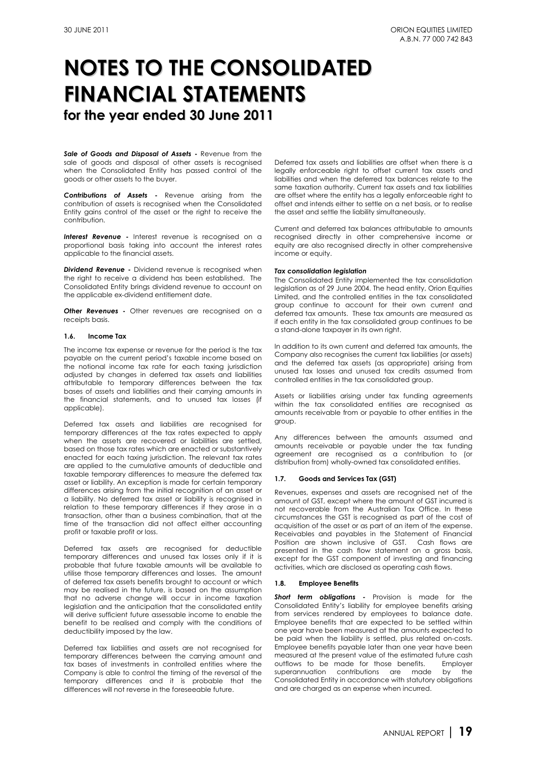# NOTES TO THE CONSOLIDATED FINANCIAL STATEMENTS

**for the year ended 30 June 2011**

***Sale of Goods and Disposal of Assets -*** Revenue from the sale of goods and disposal of other assets is recognised when the Consolidated Entity has passed control of the goods or other assets to the buyer.

***Contributions of Assets -*** Revenue arising from the contribution of assets is recognised when the Consolidated Entity gains control of the asset or the right to receive the contribution.

***Interest Revenue -*** Interest revenue is recognised on a proportional basis taking into account the interest rates applicable to the financial assets.

***Dividend Revenue -*** Dividend revenue is recognised when the right to receive a dividend has been established. The Consolidated Entity brings dividend revenue to account on the applicable ex-dividend entitlement date.

***Other Revenues -*** Other revenues are recognised on a receipts basis.

#### 1.6. Income Tax

The income tax expense or revenue for the period is the tax payable on the current period's taxable income based on the notional income tax rate for each taxing jurisdiction adjusted by changes in deferred tax assets and liabilities attributable to temporary differences between the tax bases of assets and liabilities and their carrying amounts in the financial statements, and to unused tax losses (if applicable).

Deferred tax assets and liabilities are recognised for temporary differences at the tax rates expected to apply when the assets are recovered or liabilities are settled, based on those tax rates which are enacted or substantively enacted for each taxing jurisdiction. The relevant tax rates are applied to the cumulative amounts of deductible and taxable temporary differences to measure the deferred tax asset or liability. An exception is made for certain temporary differences arising from the initial recognition of an asset or a liability. No deferred tax asset or liability is recognised in relation to these temporary differences if they arose in a transaction, other than a business combination, that at the time of the transaction did not affect either accounting profit or taxable profit or loss.

Deferred tax assets are recognised for deductible temporary differences and unused tax losses only if it is probable that future taxable amounts will be available to utilise those temporary differences and losses. The amount of deferred tax assets benefits brought to account or which may be realised in the future, is based on the assumption that no adverse change will occur in income taxation legislation and the anticipation that the consolidated entity will derive sufficient future assessable income to enable the benefit to be realised and comply with the conditions of deductibility imposed by the law.

Deferred tax liabilities and assets are not recognised for temporary differences between the carrying amount and tax bases of investments in controlled entities where the Company is able to control the timing of the reversal of the temporary differences and it is probable that the differences will not reverse in the foreseeable future.

Deferred tax assets and liabilities are offset when there is a legally enforceable right to offset current tax assets and liabilities and when the deferred tax balances relate to the same taxation authority. Current tax assets and tax liabilities are offset where the entity has a legally enforceable right to offset and intends either to settle on a net basis, or to realise the asset and settle the liability simultaneously.

Current and deferred tax balances attributable to amounts recognised directly in other comprehensive income or equity are also recognised directly in other comprehensive income or equity.

***Tax consolidation legislation***

The Consolidated Entity implemented the tax consolidation legislation as of 29 June 2004. The head entity, Orion Equities Limited, and the controlled entities in the tax consolidated group continue to account for their own current and deferred tax amounts. These tax amounts are measured as if each entity in the tax consolidated group continues to be a stand-alone taxpayer in its own right.

In addition to its own current and deferred tax amounts, the Company also recognises the current tax liabilities (or assets) and the deferred tax assets (as appropriate) arising from unused tax losses and unused tax credits assumed from controlled entities in the tax consolidated group.

Assets or liabilities arising under tax funding agreements within the tax consolidated entities are recognised as amounts receivable from or payable to other entities in the group.

Any differences between the amounts assumed and amounts receivable or payable under the tax funding agreement are recognised as a contribution to (or distribution from) wholly-owned tax consolidated entities.

#### 1.7. Goods and Services Tax (GST)

Revenues, expenses and assets are recognised net of the amount of GST, except where the amount of GST incurred is not recoverable from the Australian Tax Office. In these circumstances the GST is recognised as part of the cost of acquisition of the asset or as part of an item of the expense. Receivables and payables in the Statement of Financial Position are shown inclusive of GST. Cash flows are presented in the cash flow statement on a gross basis, except for the GST component of investing and financing activities, which are disclosed as operating cash flows.

#### 1.8. Employee Benefits

***Short term obligations -*** Provision is made for the Consolidated Entity's liability for employee benefits arising from services rendered by employees to balance date. Employee benefits that are expected to be settled within one year have been measured at the amounts expected to be paid when the liability is settled, plus related on-costs. Employee benefits payable later than one year have been measured at the present value of the estimated future cash outflows to be made for those benefits. Employer superannuation contributions are made by the Consolidated Entity in accordance with statutory obligations and are charged as an expense when incurred.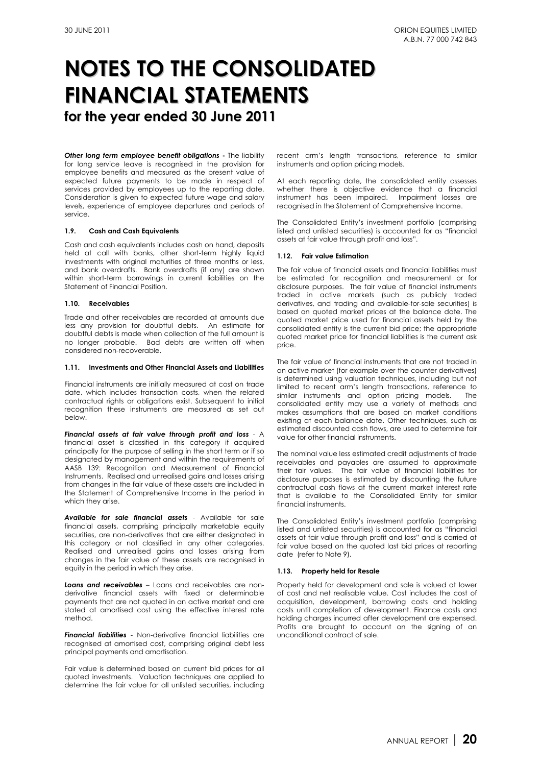# NOTES TO THE CONSOLIDATED FINANCIAL STATEMENTS

**for the year ended 30 June 2011**

***Other long term employee benefit obligations -*** The liability for long service leave is recognised in the provision for employee benefits and measured as the present value of expected future payments to be made in respect of services provided by employees up to the reporting date. Consideration is given to expected future wage and salary levels, experience of employee departures and periods of service.

#### 1.9. Cash and Cash Equivalents

Cash and cash equivalents includes cash on hand, deposits held at call with banks, other short-term highly liquid investments with original maturities of three months or less, and bank overdrafts. Bank overdrafts (if any) are shown within short-term borrowings in current liabilities on the Statement of Financial Position.

#### 1.10. Receivables

Trade and other receivables are recorded at amounts due less any provision for doubtful debts. An estimate for doubtful debts is made when collection of the full amount is no longer probable. Bad debts are written off when considered non-recoverable.

#### 1.11. Investments and Other Financial Assets and Liabilities

Financial instruments are initially measured at cost on trade date, which includes transaction costs, when the related contractual rights or obligations exist. Subsequent to initial recognition these instruments are measured as set out below.

***Financial assets at fair value through profit and loss*** - A financial asset is classified in this category if acquired principally for the purpose of selling in the short term or if so designated by management and within the requirements of AASB 139: Recognition and Measurement of Financial Instruments. Realised and unrealised gains and losses arising from changes in the fair value of these assets are included in the Statement of Comprehensive Income in the period in which they arise.

***Available for sale financial assets*** - Available for sale financial assets, comprising principally marketable equity securities, are non-derivatives that are either designated in this category or not classified in any other categories. Realised and unrealised gains and losses arising from changes in the fair value of these assets are recognised in equity in the period in which they arise.

***Loans and receivables*** – Loans and receivables are non-derivative financial assets with fixed or determinable payments that are not quoted in an active market and are stated at amortised cost using the effective interest rate method.

***Financial liabilities*** - Non-derivative financial liabilities are recognised at amortised cost, comprising original debt less principal payments and amortisation.

Fair value is determined based on current bid prices for all quoted investments. Valuation techniques are applied to determine the fair value for all unlisted securities, including recent arm's length transactions, reference to similar instruments and option pricing models.

At each reporting date, the consolidated entity assesses whether there is objective evidence that a financial instrument has been impaired. Impairment losses are recognised in the Statement of Comprehensive Income.

The Consolidated Entity's investment portfolio (comprising listed and unlisted securities) is accounted for as "financial assets at fair value through profit and loss".

#### 1.12. Fair value Estimation

The fair value of financial assets and financial liabilities must be estimated for recognition and measurement or for disclosure purposes. The fair value of financial instruments traded in active markets (such as publicly traded derivatives, and trading and available-for-sale securities) is based on quoted market prices at the balance date. The quoted market price used for financial assets held by the consolidated entity is the current bid price; the appropriate quoted market price for financial liabilities is the current ask price.

The fair value of financial instruments that are not traded in an active market (for example over-the-counter derivatives) is determined using valuation techniques, including but not limited to recent arm's length transactions, reference to similar instruments and option pricing models. The consolidated entity may use a variety of methods and makes assumptions that are based on market conditions existing at each balance date. Other techniques, such as estimated discounted cash flows, are used to determine fair value for other financial instruments.

The nominal value less estimated credit adjustments of trade receivables and payables are assumed to approximate their fair values. The fair value of financial liabilities for disclosure purposes is estimated by discounting the future contractual cash flows at the current market interest rate that is available to the Consolidated Entity for similar financial instruments.

The Consolidated Entity's investment portfolio (comprising listed and unlisted securities) is accounted for as "financial assets at fair value through profit and loss" and is carried at fair value based on the quoted last bid prices at reporting date (refer to Note 9).

#### 1.13. Property held for Resale

Property held for development and sale is valued at lower of cost and net realisable value. Cost includes the cost of acquisition, development, borrowing costs and holding costs until completion of development. Finance costs and holding charges incurred after development are expensed. Profits are brought to account on the signing of an unconditional contract of sale.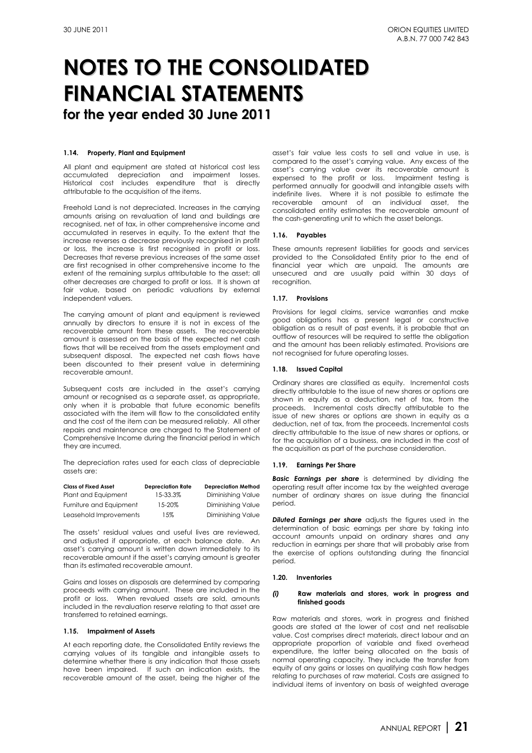# NOTES TO THE CONSOLIDATED FINANCIAL STATEMENTS

**for the year ended 30 June 2011**

#### 1.14. Property, Plant and Equipment

All plant and equipment are stated at historical cost less accumulated depreciation and impairment losses. Historical cost includes expenditure that is directly attributable to the acquisition of the items.

Freehold Land is not depreciated. Increases in the carrying amounts arising on revaluation of land and buildings are recognised, net of tax, in other comprehensive income and accumulated in reserves in equity. To the extent that the increase reverses a decrease previously recognised in profit or loss, the increase is first recognised in profit or loss. Decreases that reverse previous increases of the same asset are first recognised in other comprehensive income to the extent of the remaining surplus attributable to the asset; all other decreases are charged to profit or loss. It is shown at fair value, based on periodic valuations by external independent valuers.

The carrying amount of plant and equipment is reviewed annually by directors to ensure it is not in excess of the recoverable amount from these assets. The recoverable amount is assessed on the basis of the expected net cash flows that will be received from the assets employment and subsequent disposal. The expected net cash flows have been discounted to their present value in determining recoverable amount.

Subsequent costs are included in the asset's carrying amount or recognised as a separate asset, as appropriate, only when it is probable that future economic benefits associated with the item will flow to the consolidated entity and the cost of the item can be measured reliably. All other repairs and maintenance are charged to the Statement of Comprehensive Income during the financial period in which they are incurred.

The depreciation rates used for each class of depreciable assets are:

| Class of Fixed Asset | Depreciation Rate | Depreciation Method |
|---|---|---|
| Plant and Equipment | 15-33.3% | Diminishing Value |
| Furniture and Equipment | 15-20% | Diminishing Value |
| Leasehold Improvements | 15% | Diminishing Value |

The assets' residual values and useful lives are reviewed, and adjusted if appropriate, at each balance date. An asset's carrying amount is written down immediately to its recoverable amount if the asset's carrying amount is greater than its estimated recoverable amount.

Gains and losses on disposals are determined by comparing proceeds with carrying amount. These are included in the profit or loss. When revalued assets are sold, amounts included in the revaluation reserve relating to that asset are transferred to retained earnings.

#### 1.15. Impairment of Assets

At each reporting date, the Consolidated Entity reviews the carrying values of its tangible and intangible assets to determine whether there is any indication that those assets have been impaired. If such an indication exists, the recoverable amount of the asset, being the higher of the asset's fair value less costs to sell and value in use, is compared to the asset's carrying value. Any excess of the asset's carrying value over its recoverable amount is expensed to the profit or loss. Impairment testing is performed annually for goodwill and intangible assets with indefinite lives. Where it is not possible to estimate the recoverable amount of an individual asset, the consolidated entity estimates the recoverable amount of the cash-generating unit to which the asset belongs.

#### 1.16. Payables

These amounts represent liabilities for goods and services provided to the Consolidated Entity prior to the end of financial year which are unpaid. The amounts are unsecured and are usually paid within 30 days of recognition.

#### 1.17. Provisions

Provisions for legal claims, service warranties and make good obligations has a present legal or constructive obligation as a result of past events, it is probable that an outflow of resources will be required to settle the obligation and the amount has been reliably estimated. Provisions are not recognised for future operating losses.

#### 1.18. Issued Capital

Ordinary shares are classified as equity. Incremental costs directly attributable to the issue of new shares or options are shown in equity as a deduction, net of tax, from the proceeds. Incremental costs directly attributable to the issue of new shares or options are shown in equity as a deduction, net of tax, from the proceeds. Incremental costs directly attributable to the issue of new shares or options, or for the acquisition of a business, are included in the cost of the acquisition as part of the purchase consideration.

#### 1.19. Earnings Per Share

***Basic Earnings per share*** is determined by dividing the operating result after income tax by the weighted average number of ordinary shares on issue during the financial period.

***Diluted Earnings per share*** adjusts the figures used in the determination of basic earnings per share by taking into account amounts unpaid on ordinary shares and any reduction in earnings per share that will probably arise from the exercise of options outstanding during the financial period.

#### 1.20. Inventories

##### *(i)* Raw materials and stores, work in progress and finished goods

Raw materials and stores, work in progress and finished goods are stated at the lower of cost and net realisable value. Cost comprises direct materials, direct labour and an appropriate proportion of variable and fixed overhead expenditure, the latter being allocated on the basis of normal operating capacity. They include the transfer from equity of any gains or losses on qualifying cash flow hedges relating to purchases of raw material. Costs are assigned to individual items of inventory on basis of weighted average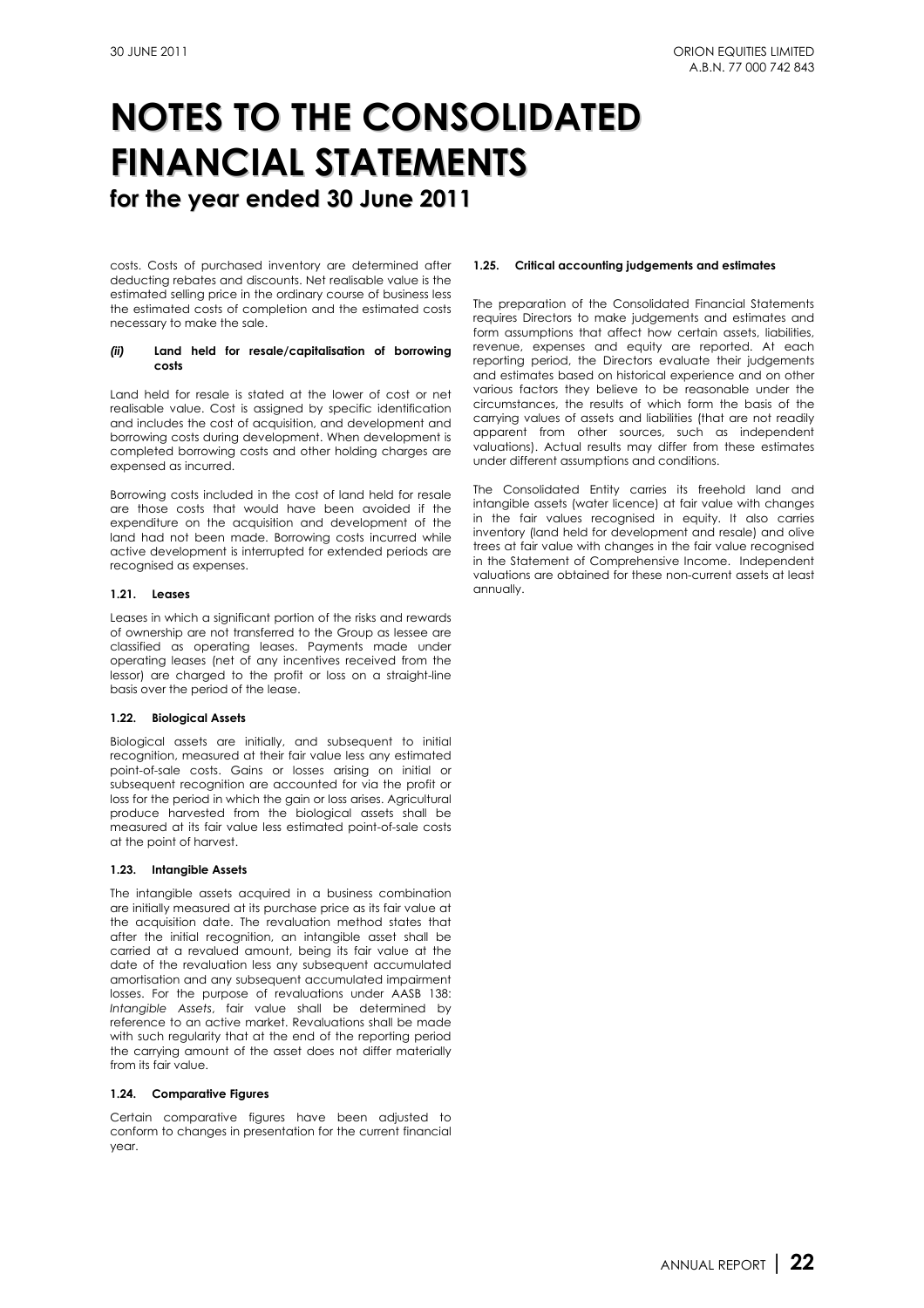# NOTES TO THE CONSOLIDATED FINANCIAL STATEMENTS

## for the year ended 30 June 2011

costs. Costs of purchased inventory are determined after deducting rebates and discounts. Net realisable value is the estimated selling price in the ordinary course of business less the estimated costs of completion and the estimated costs necessary to make the sale.

#### *(ii)* Land held for resale/capitalisation of borrowing costs

Land held for resale is stated at the lower of cost or net realisable value. Cost is assigned by specific identification and includes the cost of acquisition, and development and borrowing costs during development. When development is completed borrowing costs and other holding charges are expensed as incurred.

Borrowing costs included in the cost of land held for resale are those costs that would have been avoided if the expenditure on the acquisition and development of the land had not been made. Borrowing costs incurred while active development is interrupted for extended periods are recognised as expenses.

### 1.21. Leases

Leases in which a significant portion of the risks and rewards of ownership are not transferred to the Group as lessee are classified as operating leases. Payments made under operating leases (net of any incentives received from the lessor) are charged to the profit or loss on a straight-line basis over the period of the lease.

### 1.22. Biological Assets

Biological assets are initially, and subsequent to initial recognition, measured at their fair value less any estimated point-of-sale costs. Gains or losses arising on initial or subsequent recognition are accounted for via the profit or loss for the period in which the gain or loss arises. Agricultural produce harvested from the biological assets shall be measured at its fair value less estimated point-of-sale costs at the point of harvest.

### 1.23. Intangible Assets

The intangible assets acquired in a business combination are initially measured at its purchase price as its fair value at the acquisition date. The revaluation method states that after the initial recognition, an intangible asset shall be carried at a revalued amount, being its fair value at the date of the revaluation less any subsequent accumulated amortisation and any subsequent accumulated impairment losses. For the purpose of revaluations under AASB 138: *Intangible Assets*, fair value shall be determined by reference to an active market. Revaluations shall be made with such regularity that at the end of the reporting period the carrying amount of the asset does not differ materially from its fair value.

### 1.24. Comparative Figures

Certain comparative figures have been adjusted to conform to changes in presentation for the current financial year.

### 1.25. Critical accounting judgements and estimates

The preparation of the Consolidated Financial Statements requires Directors to make judgements and estimates and form assumptions that affect how certain assets, liabilities, revenue, expenses and equity are reported. At each reporting period, the Directors evaluate their judgements and estimates based on historical experience and on other various factors they believe to be reasonable under the circumstances, the results of which form the basis of the carrying values of assets and liabilities (that are not readily apparent from other sources, such as independent valuations). Actual results may differ from these estimates under different assumptions and conditions.

The Consolidated Entity carries its freehold land and intangible assets (water licence) at fair value with changes in the fair values recognised in equity. It also carries inventory (land held for development and resale) and olive trees at fair value with changes in the fair value recognised in the Statement of Comprehensive Income. Independent valuations are obtained for these non-current assets at least annually.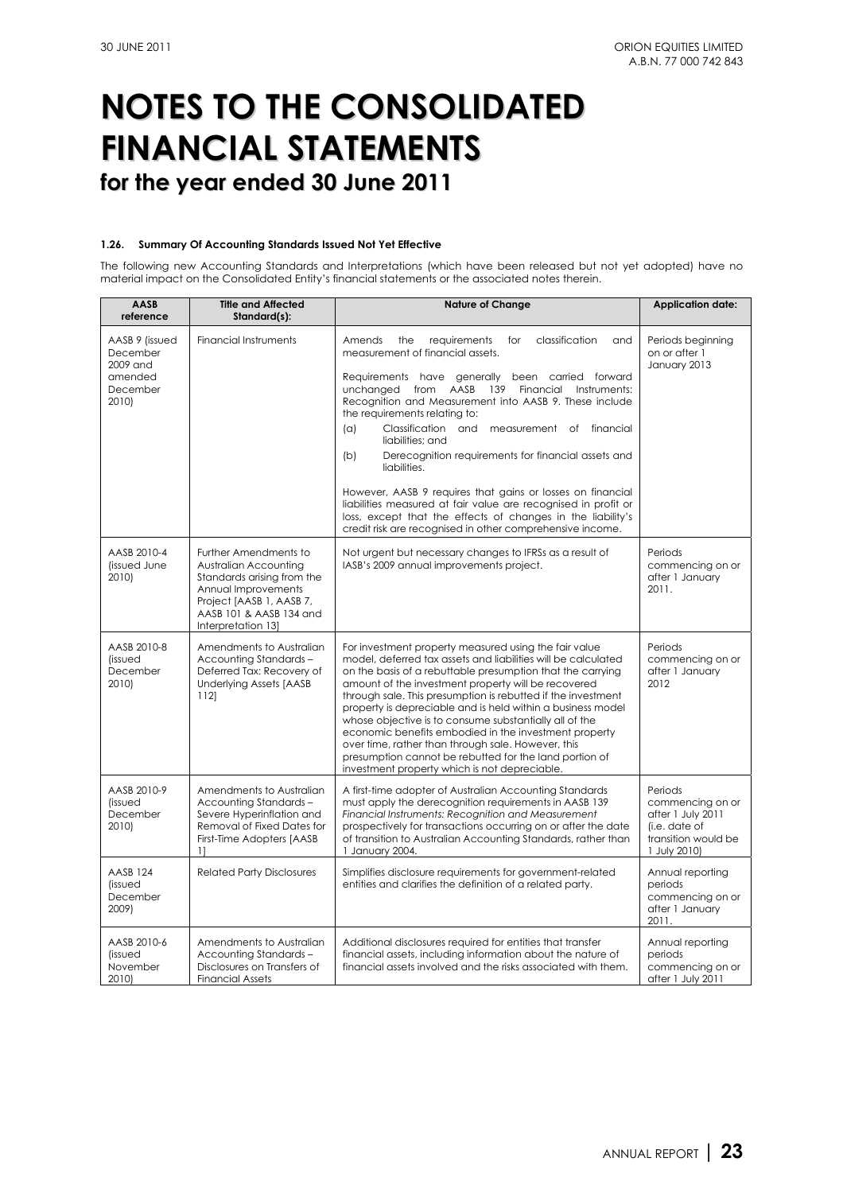# NOTES TO THE CONSOLIDATED FINANCIAL STATEMENTS

## for the year ended 30 June 2011

### 1.26. Summary Of Accounting Standards Issued Not Yet Effective

The following new Accounting Standards and Interpretations (which have been released but not yet adopted) have no material impact on the Consolidated Entity's financial statements or the associated notes therein.

| AASB reference | Title and Affected Standard(s): | Nature of Change | Application date: |
|---|---|---|---|
| AASB 9 (issued December 2009 and amended December 2010) | Financial Instruments | Amends the requirements for classification and measurement of financial assets.<br><br>Requirements have generally been carried forward unchanged from AASB 139 Financial Instruments: Recognition and Measurement into AASB 9. These include the requirements relating to:<br>(a) Classification and measurement of financial liabilities; and<br>(b) Derecognition requirements for financial assets and liabilities.<br><br>However, AASB 9 requires that gains or losses on financial liabilities measured at fair value are recognised in profit or loss, except that the effects of changes in the liability's credit risk are recognised in other comprehensive income. | Periods beginning on or after 1 January 2013 |
| AASB 2010-4 (issued June 2010) | Further Amendments to Australian Accounting Standards arising from the Annual Improvements Project [AASB 1, AASB 7, AASB 101 & AASB 134 and Interpretation 13] | Not urgent but necessary changes to IFRSs as a result of IASB's 2009 annual improvements project. | Periods commencing on or after 1 January 2011. |
| AASB 2010-8 (issued December 2010) | Amendments to Australian Accounting Standards – Deferred Tax: Recovery of Underlying Assets [AASB 112] | For investment property measured using the fair value model, deferred tax assets and liabilities will be calculated on the basis of a rebuttable presumption that the carrying amount of the investment property will be recovered through sale. This presumption is rebutted if the investment property is depreciable and is held within a business model whose objective is to consume substantially all of the economic benefits embodied in the investment property over time, rather than through sale. However, this presumption cannot be rebutted for the land portion of investment property which is not depreciable. | Periods commencing on or after 1 January 2012 |
| AASB 2010-9 (issued December 2010) | Amendments to Australian Accounting Standards – Severe Hyperinflation and Removal of Fixed Dates for First-Time Adopters [AASB 1] | A first-time adopter of Australian Accounting Standards must apply the derecognition requirements in AASB 139 *Financial Instruments: Recognition and Measurement* prospectively for transactions occurring on or after the date of transition to Australian Accounting Standards, rather than 1 January 2004. | Periods commencing on or after 1 July 2011 (i.e. date of transition would be 1 July 2010) |
| AASB 124 (issued December 2009) | Related Party Disclosures | Simplifies disclosure requirements for government-related entities and clarifies the definition of a related party. | Annual reporting periods commencing on or after 1 January 2011. |
| AASB 2010-6 (issued November 2010) | Amendments to Australian Accounting Standards – Disclosures on Transfers of Financial Assets | Additional disclosures required for entities that transfer financial assets, including information about the nature of financial assets involved and the risks associated with them. | Annual reporting periods commencing on or after 1 July 2011 |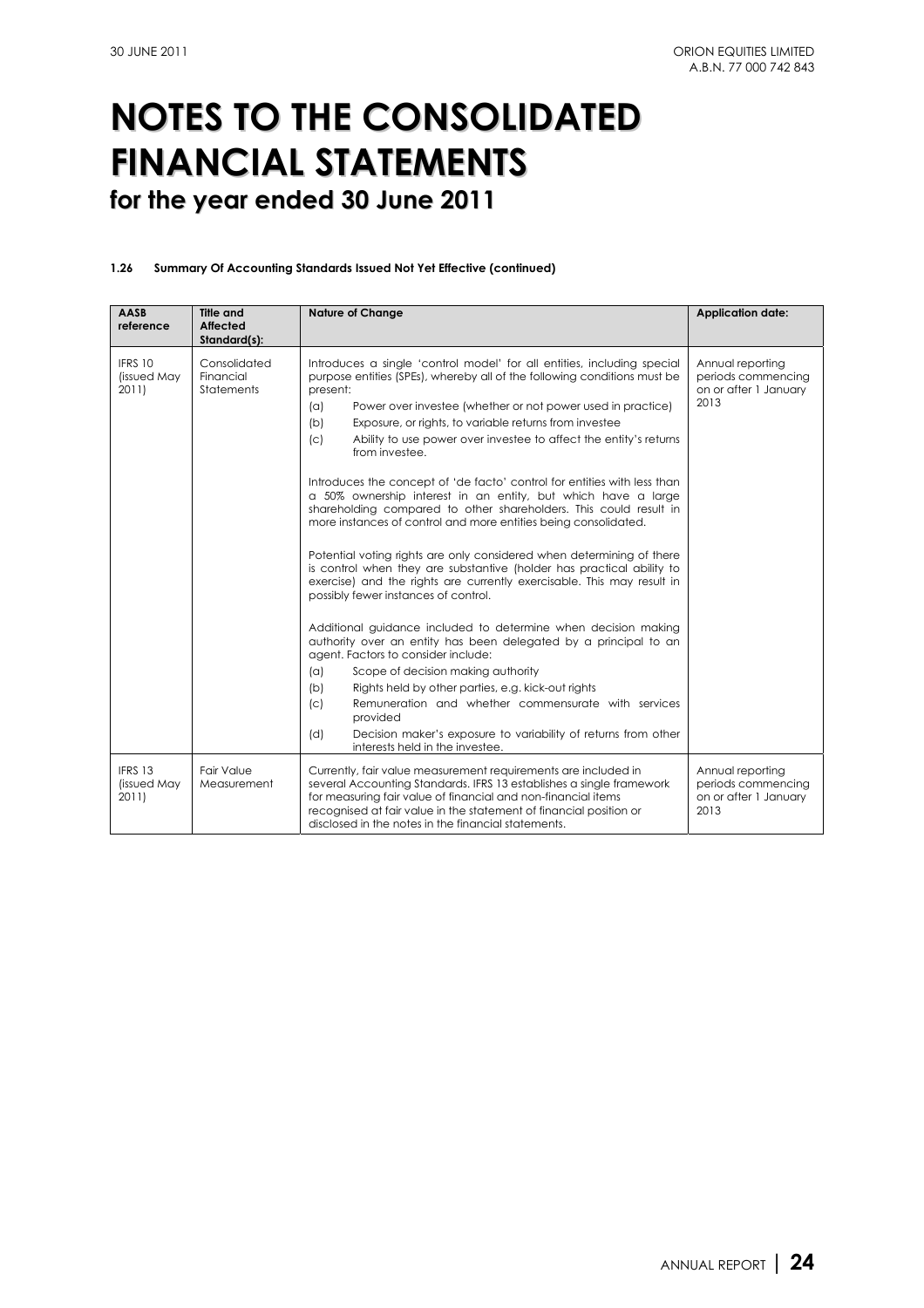# NOTES TO THE CONSOLIDATED FINANCIAL STATEMENTS

## for the year ended 30 June 2011

#### 1.26 Summary Of Accounting Standards Issued Not Yet Effective (continued)

| AASB reference | Title and Affected Standard(s): | Nature of Change | Application date: |
|---|---|---|---|
| IFRS 10 (issued May 2011) | Consolidated Financial Statements | Introduces a single 'control model' for all entities, including special purpose entities (SPEs), whereby all of the following conditions must be present:<br>(a) Power over investee (whether or not power used in practice)<br>(b) Exposure, or rights, to variable returns from investee<br>(c) Ability to use power over investee to affect the entity's returns from investee.<br><br>Introduces the concept of 'de facto' control for entities with less than a 50% ownership interest in an entity, but which have a large shareholding compared to other shareholders. This could result in more instances of control and more entities being consolidated.<br><br>Potential voting rights are only considered when determining of there is control when they are substantive (holder has practical ability to exercise) and the rights are currently exercisable. This may result in possibly fewer instances of control.<br><br>Additional guidance included to determine when decision making authority over an entity has been delegated by a principal to an agent. Factors to consider include:<br>(a) Scope of decision making authority<br>(b) Rights held by other parties, e.g. kick-out rights<br>(c) Remuneration and whether commensurate with services provided<br>(d) Decision maker's exposure to variability of returns from other interests held in the investee. | Annual reporting periods commencing on or after 1 January 2013 |
| IFRS 13 (issued May 2011) | Fair Value Measurement | Currently, fair value measurement requirements are included in several Accounting Standards. IFRS 13 establishes a single framework for measuring fair value of financial and non-financial items recognised at fair value in the statement of financial position or disclosed in the notes in the financial statements. | Annual reporting periods commencing on or after 1 January 2013 |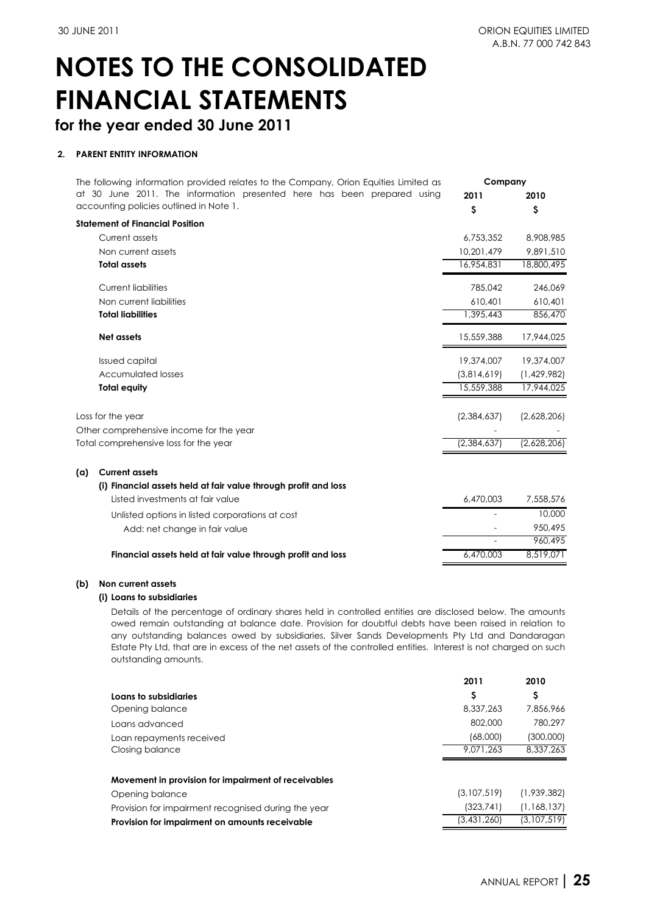# NOTES TO THE CONSOLIDATED FINANCIAL STATEMENTS

## for the year ended 30 June 2011

### 2. PARENT ENTITY INFORMATION

The following information provided relates to the Company, Orion Equities Limited as at 30 June 2011. The information presented here has been prepared using accounting policies outlined in Note 1.

| | Company 2011 | Company 2010 |
|---|---|---|
| | $ | $ |
| **Statement of Financial Position** | | |
| Current assets | 6,753,352 | 8,908,985 |
| Non current assets | 10,201,479 | 9,891,510 |
| **Total assets** | 16,954,831 | 18,800,495 |
| Current liabilities | 785,042 | 246,069 |
| Non current liabilities | 610,401 | 610,401 |
| **Total liabilities** | 1,395,443 | 856,470 |
| **Net assets** | 15,559,388 | 17,944,025 |
| Issued capital | 19,374,007 | 19,374,007 |
| Accumulated losses | (3,814,619) | (1,429,982) |
| **Total equity** | 15,559,388 | 17,944,025 |
| Loss for the year | (2,384,637) | (2,628,206) |
| Other comprehensive income for the year | - | - |
| Total comprehensive loss for the year | (2,384,637) | (2,628,206) |

**(a) Current assets**

**(i) Financial assets held at fair value through profit and loss**

| | 2011 | 2010 |
|---|---|---|
| Listed investments at fair value | 6,470,003 | 7,558,576 |
| Unlisted options in listed corporations at cost | - | 10,000 |
| Add: net change in fair value | - | 950,495 |
| | - | 960,495 |
| **Financial assets held at fair value through profit and loss** | 6,470,003 | 8,519,071 |

**(b) Non current assets**

**(i) Loans to subsidiaries**

Details of the percentage of ordinary shares held in controlled entities are disclosed below. The amounts owed remain outstanding at balance date. Provision for doubtful debts have been raised in relation to any outstanding balances owed by subsidiaries, Silver Sands Developments Pty Ltd and Dandaragan Estate Pty Ltd, that are in excess of the net assets of the controlled entities. Interest is not charged on such outstanding amounts.

| | 2011 | 2010 |
|---|---|---|
| **Loans to subsidiaries** | $ | $ |
| Opening balance | 8,337,263 | 7,856,966 |
| Loans advanced | 802,000 | 780,297 |
| Loan repayments received | (68,000) | (300,000) |
| Closing balance | 9,071,263 | 8,337,263 |
| **Movement in provision for impairment of receivables** | | |
| Opening balance | (3,107,519) | (1,939,382) |
| Provision for impairment recognised during the year | (323,741) | (1,168,137) |
| **Provision for impairment on amounts receivable** | (3,431,260) | (3,107,519) |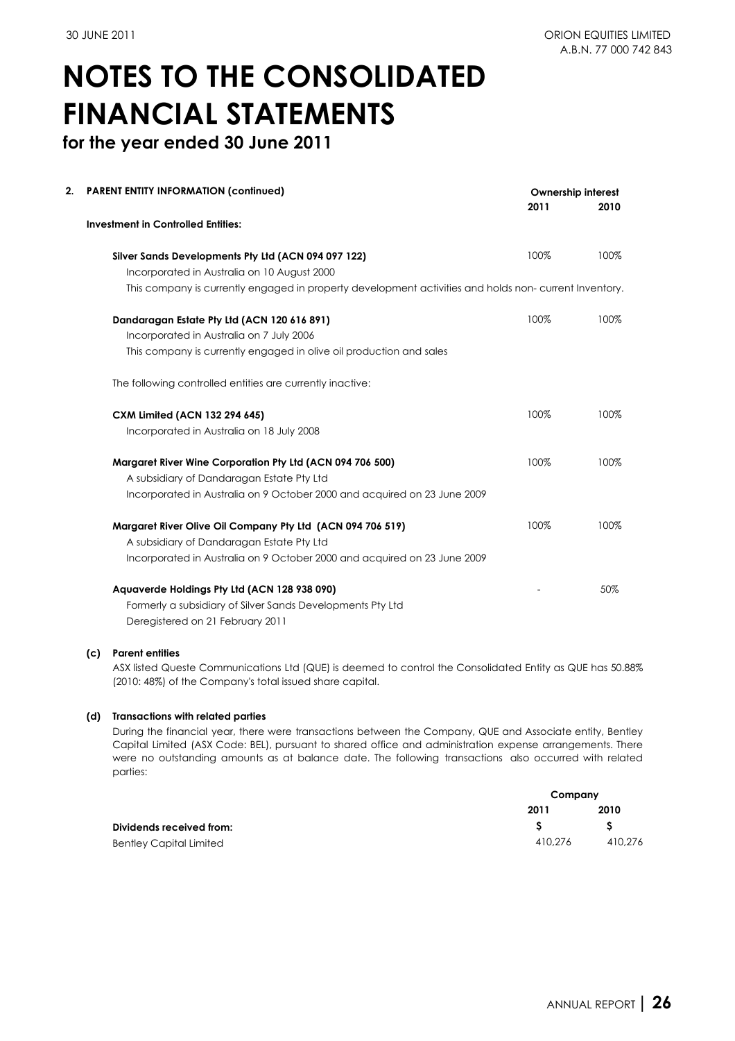# NOTES TO THE CONSOLIDATED FINANCIAL STATEMENTS

**for the year ended 30 June 2011**

**2. PARENT ENTITY INFORMATION (continued)**

| | Ownership interest | |
|---|---|---|
| | **2011** | **2010** |
| **Investment in Controlled Entities:** | | |
| **Silver Sands Developments Pty Ltd (ACN 094 097 122)** | 100% | 100% |
| Incorporated in Australia on 10 August 2000 | | |
| This company is currently engaged in property development activities and holds non- current Inventory. | | |
| **Dandaragan Estate Pty Ltd (ACN 120 616 891)** | 100% | 100% |
| Incorporated in Australia on 7 July 2006 | | |
| This company is currently engaged in olive oil production and sales | | |
| The following controlled entities are currently inactive: | | |
| **CXM Limited (ACN 132 294 645)** | 100% | 100% |
| Incorporated in Australia on 18 July 2008 | | |
| **Margaret River Wine Corporation Pty Ltd (ACN 094 706 500)** | 100% | 100% |
| A subsidiary of Dandaragan Estate Pty Ltd | | |
| Incorporated in Australia on 9 October 2000 and acquired on 23 June 2009 | | |
| **Margaret River Olive Oil Company Pty Ltd (ACN 094 706 519)** | 100% | 100% |
| A subsidiary of Dandaragan Estate Pty Ltd | | |
| Incorporated in Australia on 9 October 2000 and acquired on 23 June 2009 | | |
| **Aquaverde Holdings Pty Ltd (ACN 128 938 090)** | - | 50% |
| Formerly a subsidiary of Silver Sands Developments Pty Ltd | | |
| Deregistered on 21 February 2011 | | |

**(c) Parent entities**

ASX listed Queste Communications Ltd (QUE) is deemed to control the Consolidated Entity as QUE has 50.88% (2010: 48%) of the Company's total issued share capital.

**(d) Transactions with related parties**

During the financial year, there were transactions between the Company, QUE and Associate entity, Bentley Capital Limited (ASX Code: BEL), pursuant to shared office and administration expense arrangements. There were no outstanding amounts as at balance date. The following transactions also occurred with related parties:

| | Company | |
|---|---|---|
| | **2011** | **2010** |
| **Dividends received from:** | **$** | **$** |
| Bentley Capital Limited | 410,276 | 410,276 |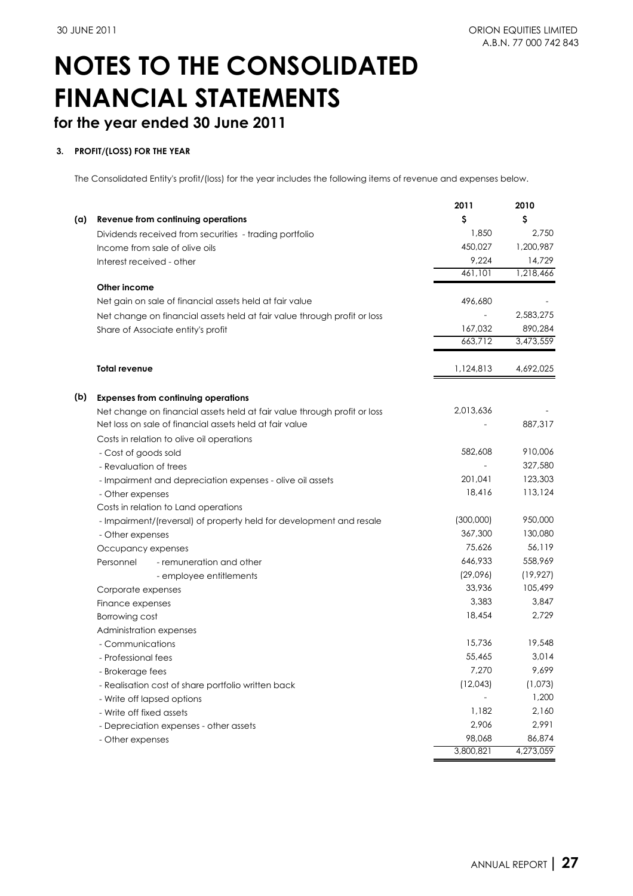# NOTES TO THE CONSOLIDATED FINANCIAL STATEMENTS

## for the year ended 30 June 2011

### 3. PROFIT/(LOSS) FOR THE YEAR

The Consolidated Entity's profit/(loss) for the year includes the following items of revenue and expenses below.

| | | 2011 | 2010 |
|---|---|---|---|
| | | $ | $ |
| (a) | **Revenue from continuing operations** | | |
| | Dividends received from securities - trading portfolio | 1,850 | 2,750 |
| | Income from sale of olive oils | 450,027 | 1,200,987 |
| | Interest received - other | 9,224 | 14,729 |
| | | 461,101 | 1,218,466 |
| | **Other income** | | |
| | Net gain on sale of financial assets held at fair value | 496,680 | - |
| | Net change on financial assets held at fair value through profit or loss | - | 2,583,275 |
| | Share of Associate entity's profit | 167,032 | 890,284 |
| | | 663,712 | 3,473,559 |
| | **Total revenue** | 1,124,813 | 4,692,025 |
| (b) | **Expenses from continuing operations** | | |
| | Net change on financial assets held at fair value through profit or loss | 2,013,636 | - |
| | Net loss on sale of financial assets held at fair value | - | 887,317 |
| | Costs in relation to olive oil operations | | |
| | - Cost of goods sold | 582,608 | 910,006 |
| | - Revaluation of trees | - | 327,580 |
| | - Impairment and depreciation expenses - olive oil assets | 201,041 | 123,303 |
| | - Other expenses | 18,416 | 113,124 |
| | Costs in relation to Land operations | | |
| | - Impairment/(reversal) of property held for development and resale | (300,000) | 950,000 |
| | - Other expenses | 367,300 | 130,080 |
| | Occupancy expenses | 75,626 | 56,119 |
| | Personnel - remuneration and other | 646,933 | 558,969 |
| | - employee entitlements | (29,096) | (19,927) |
| | Corporate expenses | 33,936 | 105,499 |
| | Finance expenses | 3,383 | 3,847 |
| | Borrowing cost | 18,454 | 2,729 |
| | Administration expenses | | |
| | - Communications | 15,736 | 19,548 |
| | - Professional fees | 55,465 | 3,014 |
| | - Brokerage fees | 7,270 | 9,699 |
| | - Realisation cost of share portfolio written back | (12,043) | (1,073) |
| | - Write off lapsed options | - | 1,200 |
| | - Write off fixed assets | 1,182 | 2,160 |
| | - Depreciation expenses - other assets | 2,906 | 2,991 |
| | - Other expenses | 98,068 | 86,874 |
| | | 3,800,821 | 4,273,059 |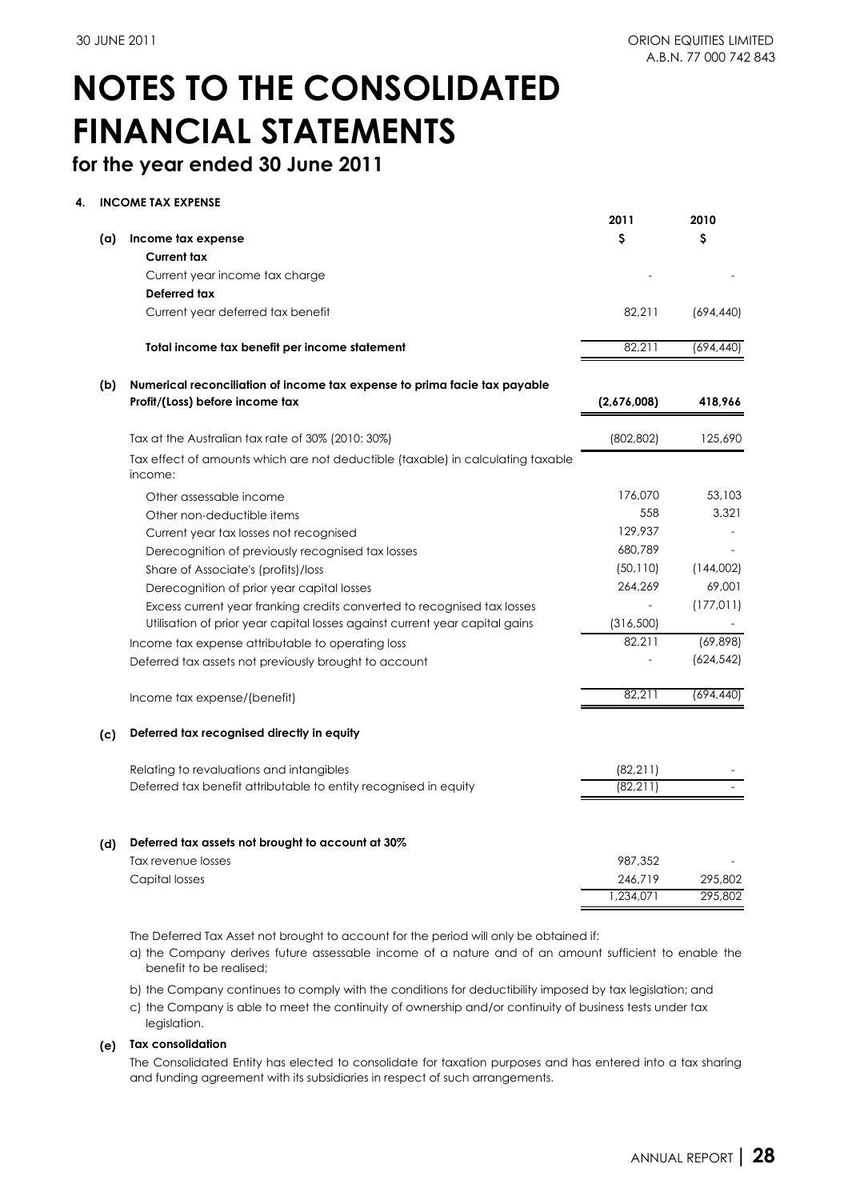# NOTES TO THE CONSOLIDATED FINANCIAL STATEMENTS

## for the year ended 30 June 2011

### 4. INCOME TAX EXPENSE

| | | 2011 | 2010 |
|---|---|---|---|
| **(a)** | **Income tax expense** | **$** | **$** |
| | **Current tax** | | |
| | Current year income tax charge | - | - |
| | **Deferred tax** | | |
| | Current year deferred tax benefit | 82,211 | (694,440) |
| | **Total income tax benefit per income statement** | 82,211 | (694,440) |
| **(b)** | **Numerical reconciliation of income tax expense to prima facie tax payable** | | |
| | **Profit/(Loss) before income tax** | **(2,676,008)** | **418,966** |
| | Tax at the Australian tax rate of 30% (2010: 30%) | (802,802) | 125,690 |
| | Tax effect of amounts which are not deductible (taxable) in calculating taxable income: | | |
| | Other assessable income | 176,070 | 53,103 |
| | Other non-deductible items | 558 | 3,321 |
| | Current year tax losses not recognised | 129,937 | - |
| | Derecognition of previously recognised tax losses | 680,789 | - |
| | Share of Associate's (profits)/loss | (50,110) | (144,002) |
| | Derecognition of prior year capital losses | 264,269 | 69,001 |
| | Excess current year franking credits converted to recognised tax losses | - | (177,011) |
| | Utilisation of prior year capital losses against current year capital gains | (316,500) | - |
| | Income tax expense attributable to operating loss | 82,211 | (69,898) |
| | Deferred tax assets not previously brought to account | - | (624,542) |
| | Income tax expense/(benefit) | 82,211 | (694,440) |
| **(c)** | **Deferred tax recognised directly in equity** | | |
| | Relating to revaluations and intangibles | (82,211) | - |
| | Deferred tax benefit attributable to entity recognised in equity | (82,211) | - |
| **(d)** | **Deferred tax assets not brought to account at 30%** | | |
| | Tax revenue losses | 987,352 | - |
| | Capital losses | 246,719 | 295,802 |
| | | 1,234,071 | 295,802 |

The Deferred Tax Asset not brought to account for the period will only be obtained if:

a) the Company derives future assessable income of a nature and of an amount sufficient to enable the benefit to be realised;

b) the Company continues to comply with the conditions for deductibility imposed by tax legislation; and

c) the Company is able to meet the continuity of ownership and/or continuity of business tests under tax legislation.

**(e) Tax consolidation**

The Consolidated Entity has elected to consolidate for taxation purposes and has entered into a tax sharing and funding agreement with its subsidiaries in respect of such arrangements.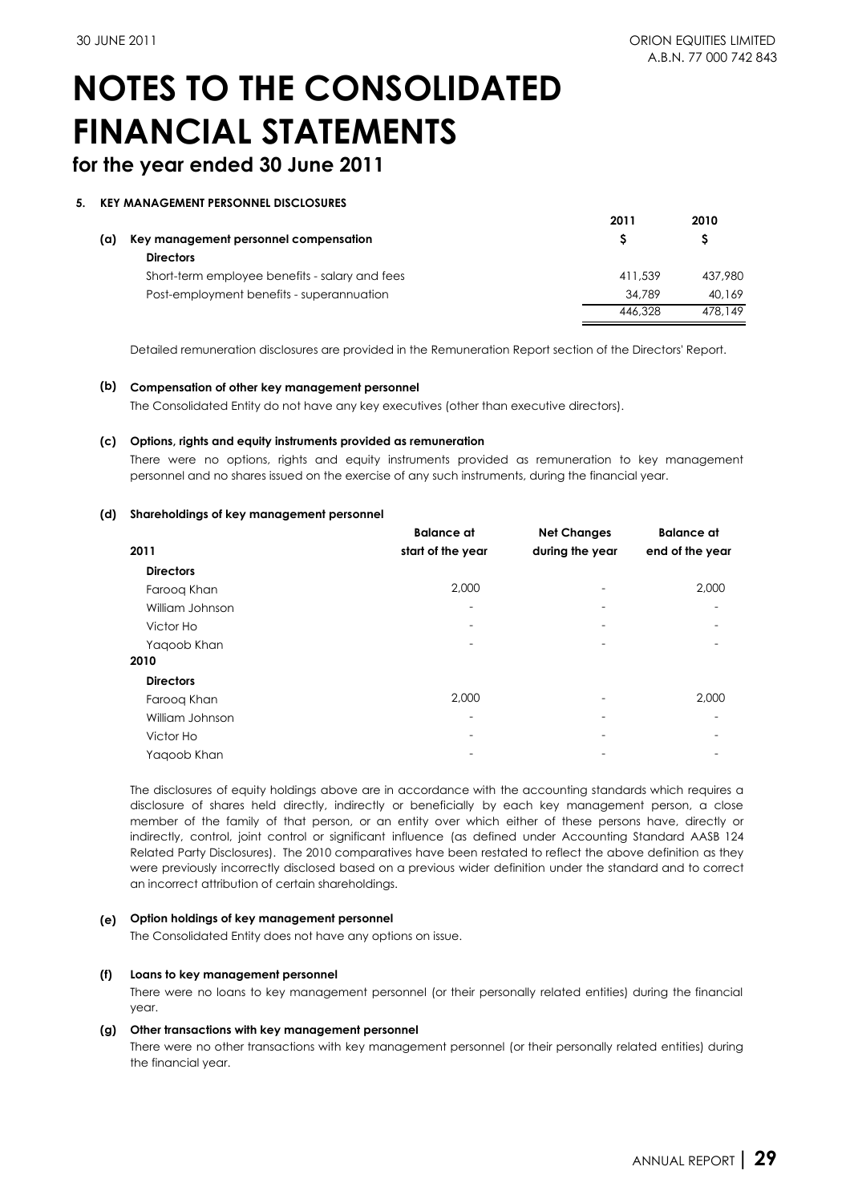# NOTES TO THE CONSOLIDATED FINANCIAL STATEMENTS

## for the year ended 30 June 2011

### 5. KEY MANAGEMENT PERSONNEL DISCLOSURES

| | 2011 | 2010 |
|---|---|---|
| **(a) Key management personnel compensation** | **$** | **$** |
| **Directors** | | |
| Short-term employee benefits - salary and fees | 411,539 | 437,980 |
| Post-employment benefits - superannuation | 34,789 | 40,169 |
| | 446,328 | 478,149 |

Detailed remuneration disclosures are provided in the Remuneration Report section of the Directors' Report.

**(b) Compensation of other key management personnel**

The Consolidated Entity do not have any key executives (other than executive directors).

**(c) Options, rights and equity instruments provided as remuneration**

There were no options, rights and equity instruments provided as remuneration to key management personnel and no shares issued on the exercise of any such instruments, during the financial year.

**(d) Shareholdings of key management personnel**

| | Balance at start of the year | Net Changes during the year | Balance at end of the year |
|---|---|---|---|
| **2011** | | | |
| **Directors** | | | |
| Farooq Khan | 2,000 | - | 2,000 |
| William Johnson | - | - | - |
| Victor Ho | - | - | - |
| Yaqoob Khan | - | - | - |
| **2010** | | | |
| **Directors** | | | |
| Farooq Khan | 2,000 | - | 2,000 |
| William Johnson | - | - | - |
| Victor Ho | - | - | - |
| Yaqoob Khan | - | - | - |

The disclosures of equity holdings above are in accordance with the accounting standards which requires a disclosure of shares held directly, indirectly or beneficially by each key management person, a close member of the family of that person, or an entity over which either of these persons have, directly or indirectly, control, joint control or significant influence (as defined under Accounting Standard AASB 124 Related Party Disclosures). The 2010 comparatives have been restated to reflect the above definition as they were previously incorrectly disclosed based on a previous wider definition under the standard and to correct an incorrect attribution of certain shareholdings.

**(e) Option holdings of key management personnel**

The Consolidated Entity does not have any options on issue.

**(f) Loans to key management personnel**

There were no loans to key management personnel (or their personally related entities) during the financial year.

**(g) Other transactions with key management personnel**

There were no other transactions with key management personnel (or their personally related entities) during the financial year.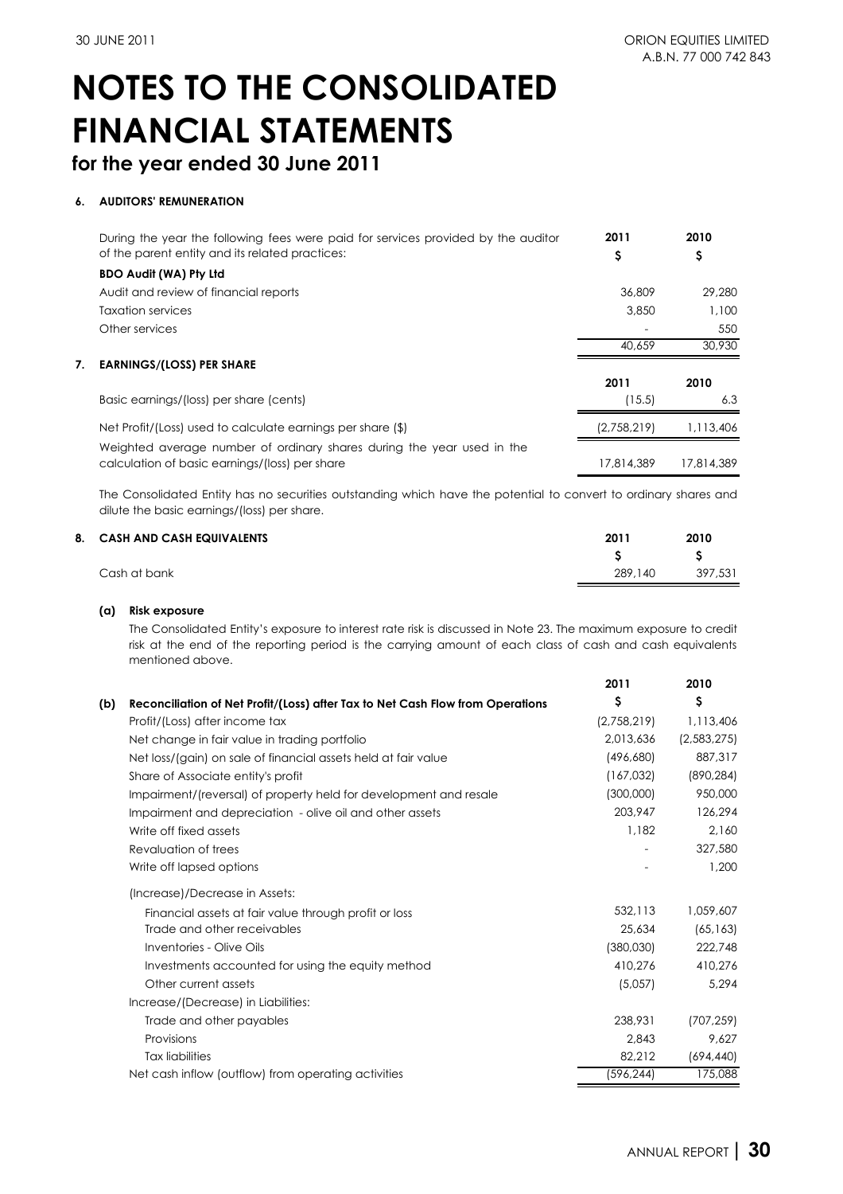# NOTES TO THE CONSOLIDATED FINANCIAL STATEMENTS

## for the year ended 30 June 2011

### 6. AUDITORS' REMUNERATION

| During the year the following fees were paid for services provided by the auditor of the parent entity and its related practices: | 2011<br>$ | 2010<br>$ |
|---|---|---|
| **BDO Audit (WA) Pty Ltd** | | |
| Audit and review of financial reports | 36,809 | 29,280 |
| Taxation services | 3,850 | 1,100 |
| Other services | - | 550 |
| | 40,659 | 30,930 |

### 7. EARNINGS/(LOSS) PER SHARE

| | 2011 | 2010 |
|---|---|---|
| Basic earnings/(loss) per share (cents) | (15.5) | 6.3 |
| Net Profit/(Loss) used to calculate earnings per share ($) | (2,758,219) | 1,113,406 |
| Weighted average number of ordinary shares during the year used in the calculation of basic earnings/(loss) per share | 17,814,389 | 17,814,389 |

The Consolidated Entity has no securities outstanding which have the potential to convert to ordinary shares and dilute the basic earnings/(loss) per share.

### 8. CASH AND CASH EQUIVALENTS

| | 2011<br>$ | 2010<br>$ |
|---|---|---|
| Cash at bank | 289,140 | 397,531 |

**(a) Risk exposure**

The Consolidated Entity's exposure to interest rate risk is discussed in Note 23. The maximum exposure to credit risk at the end of the reporting period is the carrying amount of each class of cash and cash equivalents mentioned above.

**(b) Reconciliation of Net Profit/(Loss) after Tax to Net Cash Flow from Operations**

| | 2011<br>$ | 2010<br>$ |
|---|---|---|
| Profit/(Loss) after income tax | (2,758,219) | 1,113,406 |
| Net change in fair value in trading portfolio | 2,013,636 | (2,583,275) |
| Net loss/(gain) on sale of financial assets held at fair value | (496,680) | 887,317 |
| Share of Associate entity's profit | (167,032) | (890,284) |
| Impairment/(reversal) of property held for development and resale | (300,000) | 950,000 |
| Impairment and depreciation - olive oil and other assets | 203,947 | 126,294 |
| Write off fixed assets | 1,182 | 2,160 |
| Revaluation of trees | - | 327,580 |
| Write off lapsed options | - | 1,200 |
| (Increase)/Decrease in Assets: | | |
| Financial assets at fair value through profit or loss | 532,113 | 1,059,607 |
| Trade and other receivables | 25,634 | (65,163) |
| Inventories - Olive Oils | (380,030) | 222,748 |
| Investments accounted for using the equity method | 410,276 | 410,276 |
| Other current assets | (5,057) | 5,294 |
| Increase/(Decrease) in Liabilities: | | |
| Trade and other payables | 238,931 | (707,259) |
| Provisions | 2,843 | 9,627 |
| Tax liabilities | 82,212 | (694,440) |
| Net cash inflow (outflow) from operating activities | (596,244) | 175,088 |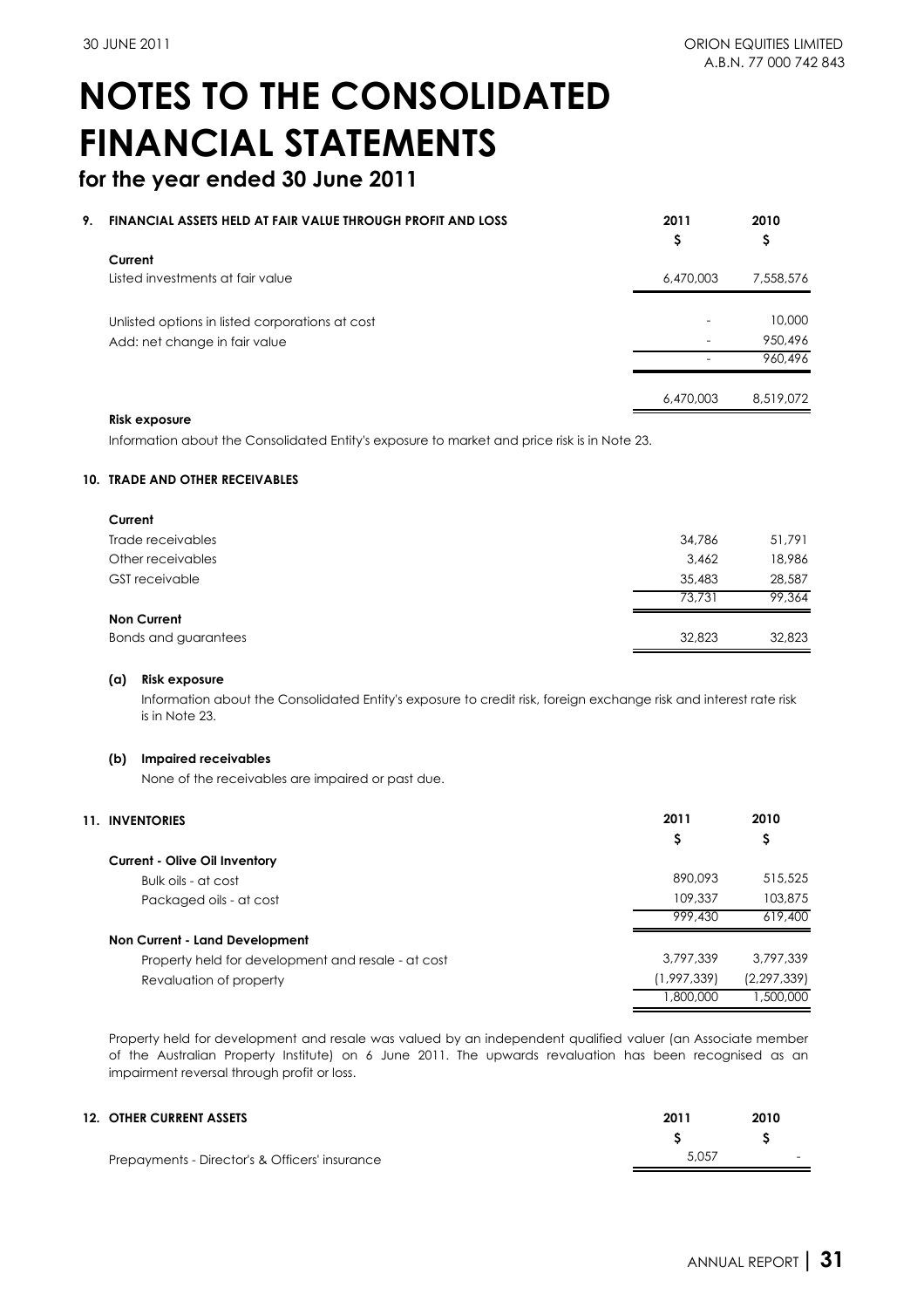# NOTES TO THE CONSOLIDATED FINANCIAL STATEMENTS

## for the year ended 30 June 2011

### 9. FINANCIAL ASSETS HELD AT FAIR VALUE THROUGH PROFIT AND LOSS

| | 2011 $ | 2010 $ |
|---|---|---|
| **Current** | | |
| Listed investments at fair value | 6,470,003 | 7,558,576 |
| | | |
| Unlisted options in listed corporations at cost | - | 10,000 |
| Add: net change in fair value | - | 950,496 |
| | - | 960,496 |
| | | |
| | 6,470,003 | 8,519,072 |

**Risk exposure**

Information about the Consolidated Entity's exposure to market and price risk is in Note 23.

### 10. TRADE AND OTHER RECEIVABLES

| | 2011 $ | 2010 $ |
|---|---|---|
| **Current** | | |
| Trade receivables | 34,786 | 51,791 |
| Other receivables | 3,462 | 18,986 |
| GST receivable | 35,483 | 28,587 |
| | 73,731 | 99,364 |
| **Non Current** | | |
| Bonds and guarantees | 32,823 | 32,823 |

**(a) Risk exposure**

Information about the Consolidated Entity's exposure to credit risk, foreign exchange risk and interest rate risk is in Note 23.

**(b) Impaired receivables**

None of the receivables are impaired or past due.

### 11. INVENTORIES

| | 2011 $ | 2010 $ |
|---|---|---|
| **Current - Olive Oil Inventory** | | |
| Bulk oils - at cost | 890,093 | 515,525 |
| Packaged oils - at cost | 109,337 | 103,875 |
| | 999,430 | 619,400 |
| **Non Current - Land Development** | | |
| Property held for development and resale - at cost | 3,797,339 | 3,797,339 |
| Revaluation of property | (1,997,339) | (2,297,339) |
| | 1,800,000 | 1,500,000 |

Property held for development and resale was valued by an independent qualified valuer (an Associate member of the Australian Property Institute) on 6 June 2011. The upwards revaluation has been recognised as an impairment reversal through profit or loss.

### 12. OTHER CURRENT ASSETS

| | 2011 $ | 2010 $ |
|---|---|---|
| Prepayments - Director's & Officers' insurance | 5,057 | - |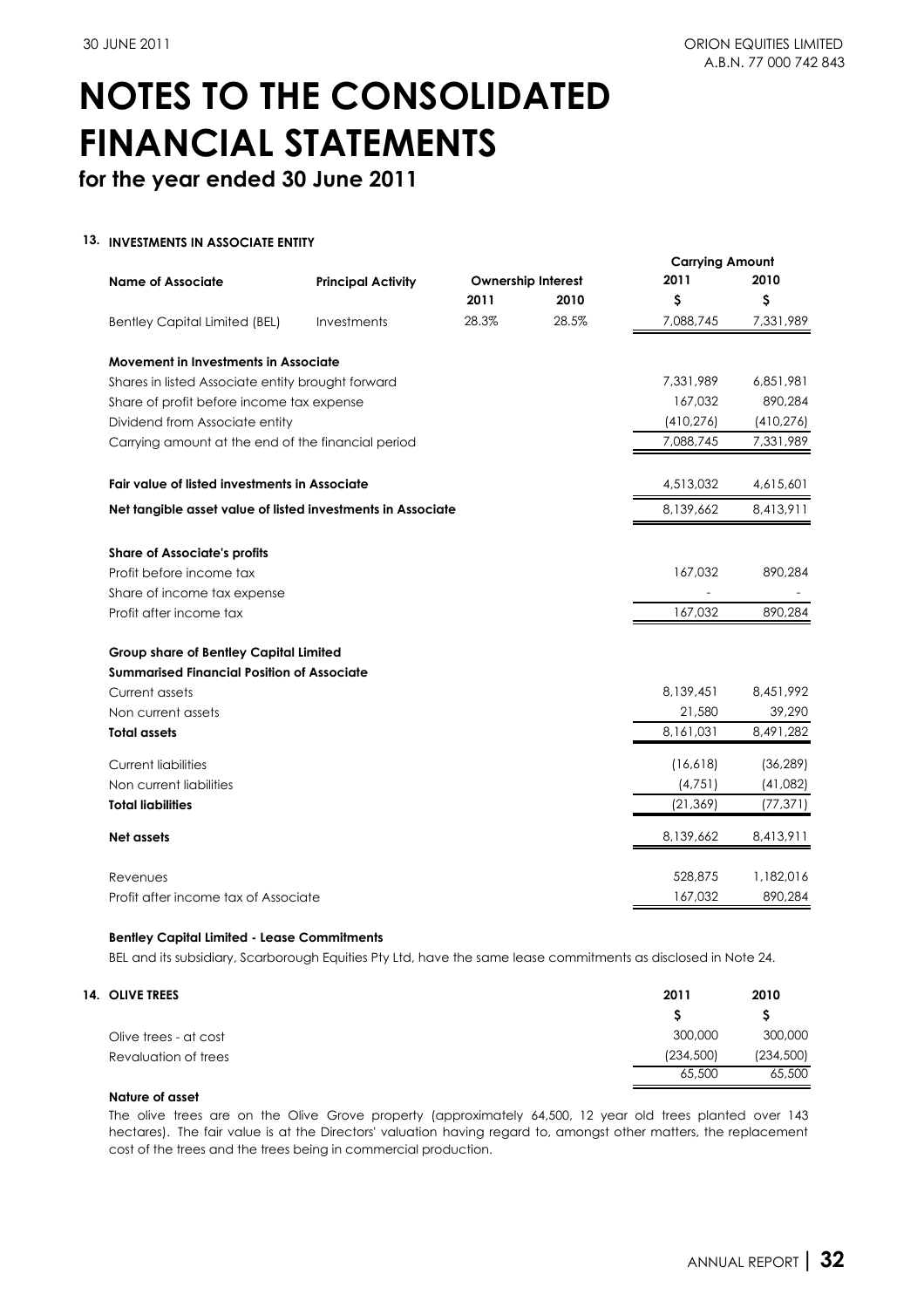# NOTES TO THE CONSOLIDATED FINANCIAL STATEMENTS

## for the year ended 30 June 2011

### 13. INVESTMENTS IN ASSOCIATE ENTITY

| Name of Associate | Principal Activity | Ownership Interest | | Carrying Amount | |
|---|---|---|---|---|---|
| | | 2011 | 2010 | 2011 | 2010 |
| | | | | $ | $ |
| Bentley Capital Limited (BEL) | Investments | 28.3% | 28.5% | 7,088,745 | 7,331,989 |

| | 2011 | 2010 |
|---|---|---|
| **Movement in Investments in Associate** | | |
| Shares in listed Associate entity brought forward | 7,331,989 | 6,851,981 |
| Share of profit before income tax expense | 167,032 | 890,284 |
| Dividend from Associate entity | (410,276) | (410,276) |
| Carrying amount at the end of the financial period | 7,088,745 | 7,331,989 |
| | | |
| **Fair value of listed investments in Associate** | 4,513,032 | 4,615,601 |
| **Net tangible asset value of listed investments in Associate** | 8,139,662 | 8,413,911 |
| | | |
| **Share of Associate's profits** | | |
| Profit before income tax | 167,032 | 890,284 |
| Share of income tax expense | - | - |
| Profit after income tax | 167,032 | 890,284 |
| | | |
| **Group share of Bentley Capital Limited** | | |
| **Summarised Financial Position of Associate** | | |
| Current assets | 8,139,451 | 8,451,992 |
| Non current assets | 21,580 | 39,290 |
| **Total assets** | 8,161,031 | 8,491,282 |
| | | |
| Current liabilities | (16,618) | (36,289) |
| Non current liabilities | (4,751) | (41,082) |
| **Total liabilities** | (21,369) | (77,371) |
| | | |
| **Net assets** | 8,139,662 | 8,413,911 |
| | | |
| Revenues | 528,875 | 1,182,016 |
| Profit after income tax of Associate | 167,032 | 890,284 |

**Bentley Capital Limited - Lease Commitments**

BEL and its subsidiary, Scarborough Equities Pty Ltd, have the same lease commitments as disclosed in Note 24.

### 14. OLIVE TREES

| | 2011 | 2010 |
|---|---|---|
| | $ | $ |
| Olive trees - at cost | 300,000 | 300,000 |
| Revaluation of trees | (234,500) | (234,500) |
| | 65,500 | 65,500 |

**Nature of asset**

The olive trees are on the Olive Grove property (approximately 64,500, 12 year old trees planted over 143 hectares). The fair value is at the Directors' valuation having regard to, amongst other matters, the replacement cost of the trees and the trees being in commercial production.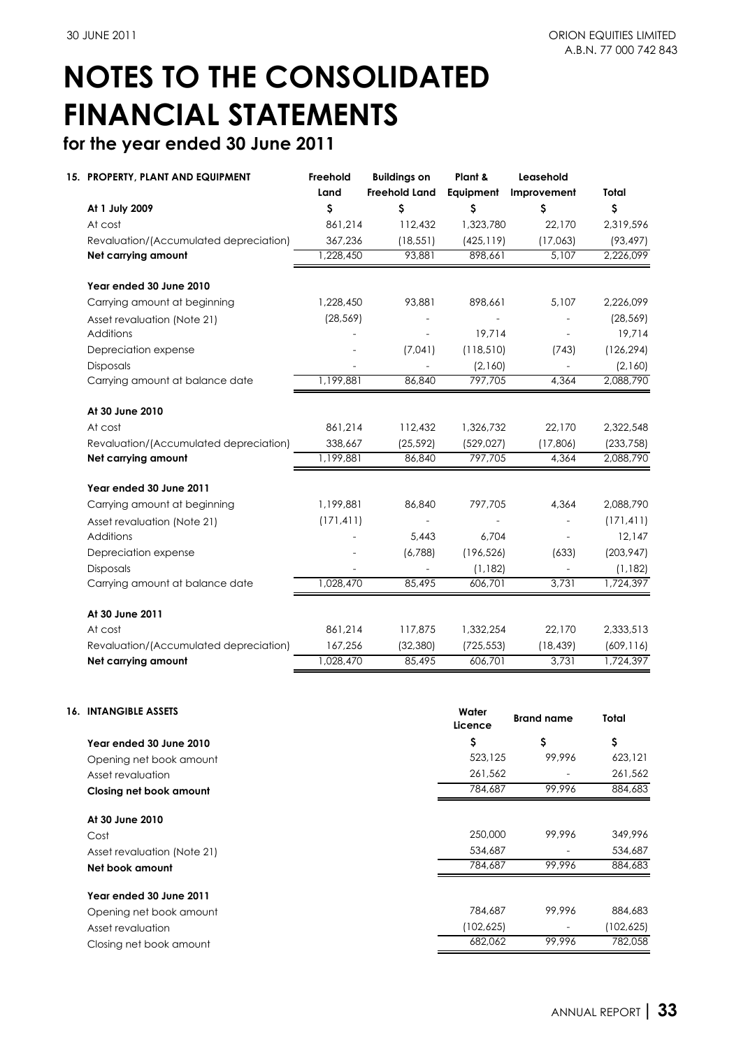# NOTES TO THE CONSOLIDATED FINANCIAL STATEMENTS

## for the year ended 30 June 2011

### 15. PROPERTY, PLANT AND EQUIPMENT

| | Freehold Land | Buildings on Freehold Land | Plant & Equipment | Leasehold Improvement | Total |
|---|---|---|---|---|---|
| **At 1 July 2009** | $ | $ | $ | $ | $ |
| At cost | 861,214 | 112,432 | 1,323,780 | 22,170 | 2,319,596 |
| Revaluation/(Accumulated depreciation) | 367,236 | (18,551) | (425,119) | (17,063) | (93,497) |
| **Net carrying amount** | 1,228,450 | 93,881 | 898,661 | 5,107 | 2,226,099 |
| **Year ended 30 June 2010** | | | | | |
| Carrying amount at beginning | 1,228,450 | 93,881 | 898,661 | 5,107 | 2,226,099 |
| Asset revaluation (Note 21) | (28,569) | - | - | - | (28,569) |
| Additions | - | - | 19,714 | - | 19,714 |
| Depreciation expense | - | (7,041) | (118,510) | (743) | (126,294) |
| Disposals | - | - | (2,160) | - | (2,160) |
| Carrying amount at balance date | 1,199,881 | 86,840 | 797,705 | 4,364 | 2,088,790 |
| **At 30 June 2010** | | | | | |
| At cost | 861,214 | 112,432 | 1,326,732 | 22,170 | 2,322,548 |
| Revaluation/(Accumulated depreciation) | 338,667 | (25,592) | (529,027) | (17,806) | (233,758) |
| **Net carrying amount** | 1,199,881 | 86,840 | 797,705 | 4,364 | 2,088,790 |
| **Year ended 30 June 2011** | | | | | |
| Carrying amount at beginning | 1,199,881 | 86,840 | 797,705 | 4,364 | 2,088,790 |
| Asset revaluation (Note 21) | (171,411) | - | - | - | (171,411) |
| Additions | - | 5,443 | 6,704 | - | 12,147 |
| Depreciation expense | - | (6,788) | (196,526) | (633) | (203,947) |
| Disposals | - | - | (1,182) | - | (1,182) |
| Carrying amount at balance date | 1,028,470 | 85,495 | 606,701 | 3,731 | 1,724,397 |
| **At 30 June 2011** | | | | | |
| At cost | 861,214 | 117,875 | 1,332,254 | 22,170 | 2,333,513 |
| Revaluation/(Accumulated depreciation) | 167,256 | (32,380) | (725,553) | (18,439) | (609,116) |
| **Net carrying amount** | 1,028,470 | 85,495 | 606,701 | 3,731 | 1,724,397 |

### 16. INTANGIBLE ASSETS

| | Water Licence | Brand name | Total |
|---|---|---|---|
| **Year ended 30 June 2010** | $ | $ | $ |
| Opening net book amount | 523,125 | 99,996 | 623,121 |
| Asset revaluation | 261,562 | - | 261,562 |
| **Closing net book amount** | 784,687 | 99,996 | 884,683 |
| **At 30 June 2010** | | | |
| Cost | 250,000 | 99,996 | 349,996 |
| Asset revaluation (Note 21) | 534,687 | - | 534,687 |
| **Net book amount** | 784,687 | 99,996 | 884,683 |
| **Year ended 30 June 2011** | | | |
| Opening net book amount | 784,687 | 99,996 | 884,683 |
| Asset revaluation | (102,625) | - | (102,625) |
| Closing net book amount | 682,062 | 99,996 | 782,058 |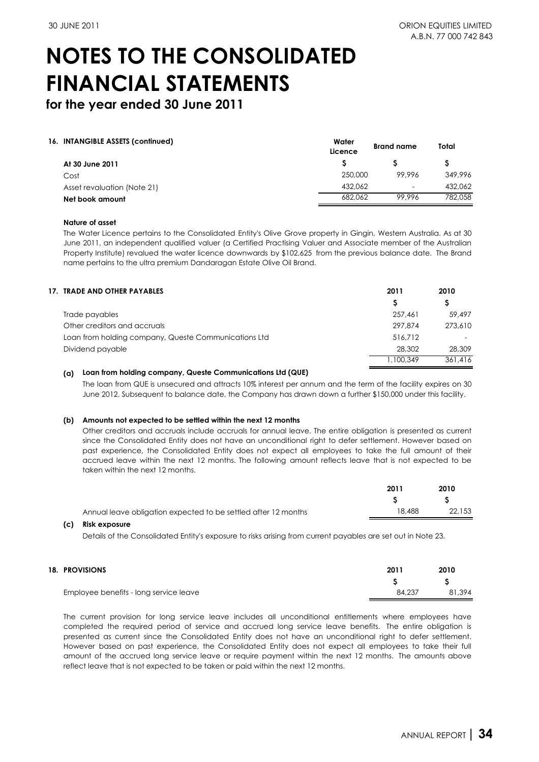# NOTES TO THE CONSOLIDATED FINANCIAL STATEMENTS

## for the year ended 30 June 2011

### 16. INTANGIBLE ASSETS (continued)

| | Water Licence | Brand name | Total |
|---|---|---|---|
| **At 30 June 2011** | **$** | **$** | **$** |
| Cost | 250,000 | 99,996 | 349,996 |
| Asset revaluation (Note 21) | 432,062 | - | 432,062 |
| **Net book amount** | 682,062 | 99,996 | 782,058 |

**Nature of asset**

The Water Licence pertains to the Consolidated Entity's Olive Grove property in Gingin, Western Australia. As at 30 June 2011, an independent qualified valuer (a Certified Practising Valuer and Associate member of the Australian Property Institute) revalued the water licence downwards by $102,625 from the previous balance date. The Brand name pertains to the ultra premium Dandaragan Estate Olive Oil Brand.

### 17. TRADE AND OTHER PAYABLES

| | 2011 | 2010 |
|---|---|---|
| | **$** | **$** |
| Trade payables | 257,461 | 59,497 |
| Other creditors and accruals | 297,874 | 273,610 |
| Loan from holding company, Queste Communications Ltd | 516,712 | - |
| Dividend payable | 28,302 | 28,309 |
| | 1,100,349 | 361,416 |

**(a) Loan from holding company, Queste Communications Ltd (QUE)**

The loan from QUE is unsecured and attracts 10% interest per annum and the term of the facility expires on 30 June 2012. Subsequent to balance date, the Company has drawn down a further $150,000 under this facility.

**(b) Amounts not expected to be settled within the next 12 months**

Other creditors and accruals include accruals for annual leave. The entire obligation is presented as current since the Consolidated Entity does not have an unconditional right to defer settlement. However based on past experience, the Consolidated Entity does not expect all employees to take the full amount of their accrued leave within the next 12 months. The following amount reflects leave that is not expected to be taken within the next 12 months.

| | 2011 | 2010 |
|---|---|---|
| | **$** | **$** |
| Annual leave obligation expected to be settled after 12 months | 18,488 | 22,153 |

**(c) Risk exposure**

Details of the Consolidated Entity's exposure to risks arising from current payables are set out in Note 23.

### 18. PROVISIONS

| | 2011 | 2010 |
|---|---|---|
| | **$** | **$** |
| Employee benefits - long service leave | 84,237 | 81,394 |

The current provision for long service leave includes all unconditional entitlements where employees have completed the required period of service and accrued long service leave benefits. The entire obligation is presented as current since the Consolidated Entity does not have an unconditional right to defer settlement. However based on past experience, the Consolidated Entity does not expect all employees to take their full amount of the accrued long service leave or require payment within the next 12 months. The amounts above reflect leave that is not expected to be taken or paid within the next 12 months.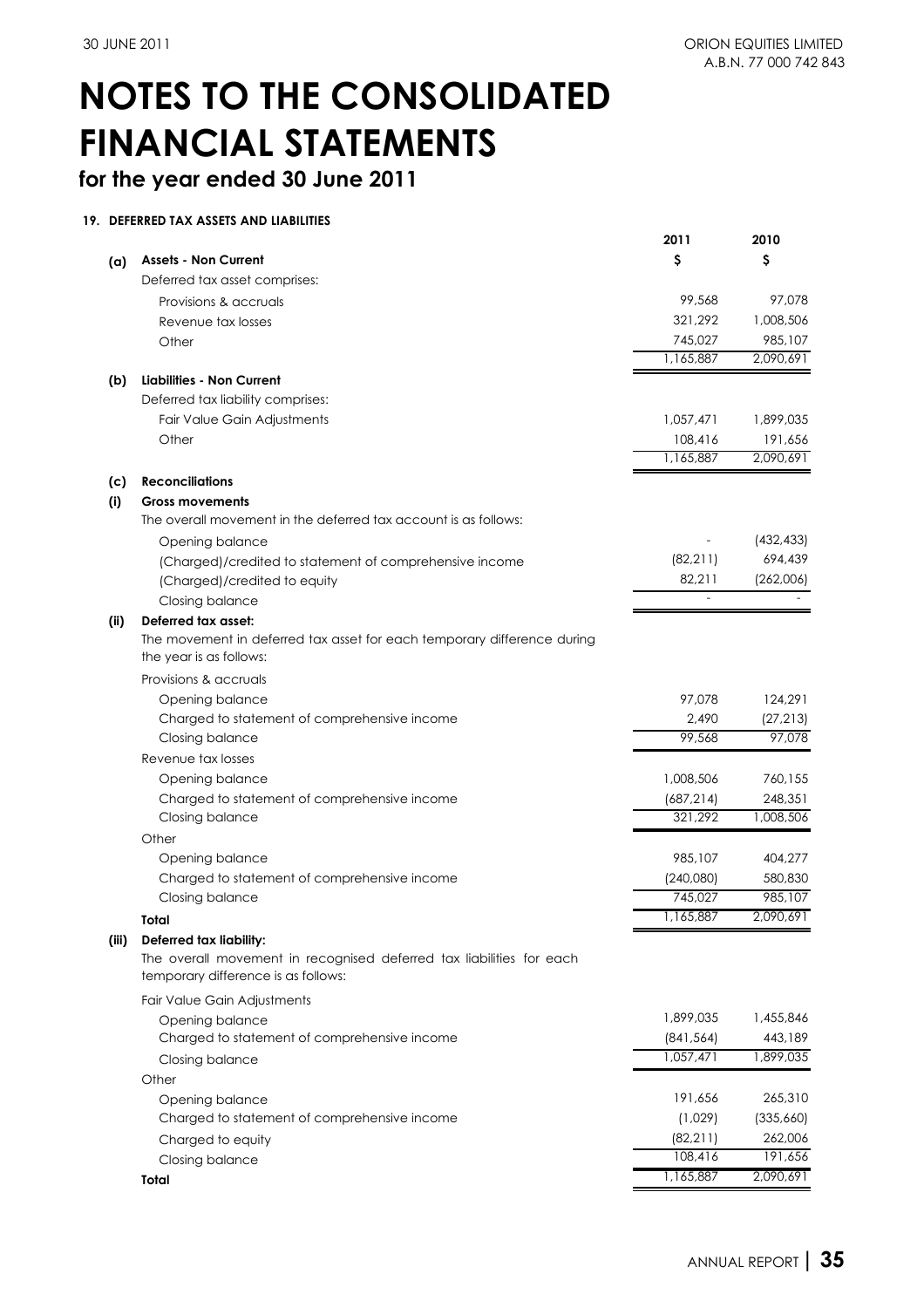# NOTES TO THE CONSOLIDATED FINANCIAL STATEMENTS

## for the year ended 30 June 2011

### 19. DEFERRED TAX ASSETS AND LIABILITIES

| | | 2011 | 2010 |
|---|---|---|---|
| **(a)** | **Assets - Non Current** | **$** | **$** |
| | Deferred tax asset comprises: | | |
| | Provisions & accruals | 99,568 | 97,078 |
| | Revenue tax losses | 321,292 | 1,008,506 |
| | Other | 745,027 | 985,107 |
| | | 1,165,887 | 2,090,691 |
| **(b)** | **Liabilities - Non Current** | | |
| | Deferred tax liability comprises: | | |
| | Fair Value Gain Adjustments | 1,057,471 | 1,899,035 |
| | Other | 108,416 | 191,656 |
| | | 1,165,887 | 2,090,691 |
| **(c)** | **Reconciliations** | | |
| **(i)** | **Gross movements** | | |
| | The overall movement in the deferred tax account is as follows: | | |
| | Opening balance | - | (432,433) |
| | (Charged)/credited to statement of comprehensive income | (82,211) | 694,439 |
| | (Charged)/credited to equity | 82,211 | (262,006) |
| | Closing balance | - | - |
| **(ii)** | **Deferred tax asset:** | | |
| | The movement in deferred tax asset for each temporary difference during the year is as follows: | | |
| | Provisions & accruals | | |
| | Opening balance | 97,078 | 124,291 |
| | Charged to statement of comprehensive income | 2,490 | (27,213) |
| | Closing balance | 99,568 | 97,078 |
| | Revenue tax losses | | |
| | Opening balance | 1,008,506 | 760,155 |
| | Charged to statement of comprehensive income | (687,214) | 248,351 |
| | Closing balance | 321,292 | 1,008,506 |
| | Other | | |
| | Opening balance | 985,107 | 404,277 |
| | Charged to statement of comprehensive income | (240,080) | 580,830 |
| | Closing balance | 745,027 | 985,107 |
| | **Total** | 1,165,887 | 2,090,691 |
| **(iii)** | **Deferred tax liability:** | | |
| | The overall movement in recognised deferred tax liabilities for each temporary difference is as follows: | | |
| | Fair Value Gain Adjustments | | |
| | Opening balance | 1,899,035 | 1,455,846 |
| | Charged to statement of comprehensive income | (841,564) | 443,189 |
| | Closing balance | 1,057,471 | 1,899,035 |
| | Other | | |
| | Opening balance | 191,656 | 265,310 |
| | Charged to statement of comprehensive income | (1,029) | (335,660) |
| | Charged to equity | (82,211) | 262,006 |
| | Closing balance | 108,416 | 191,656 |
| | **Total** | 1,165,887 | 2,090,691 |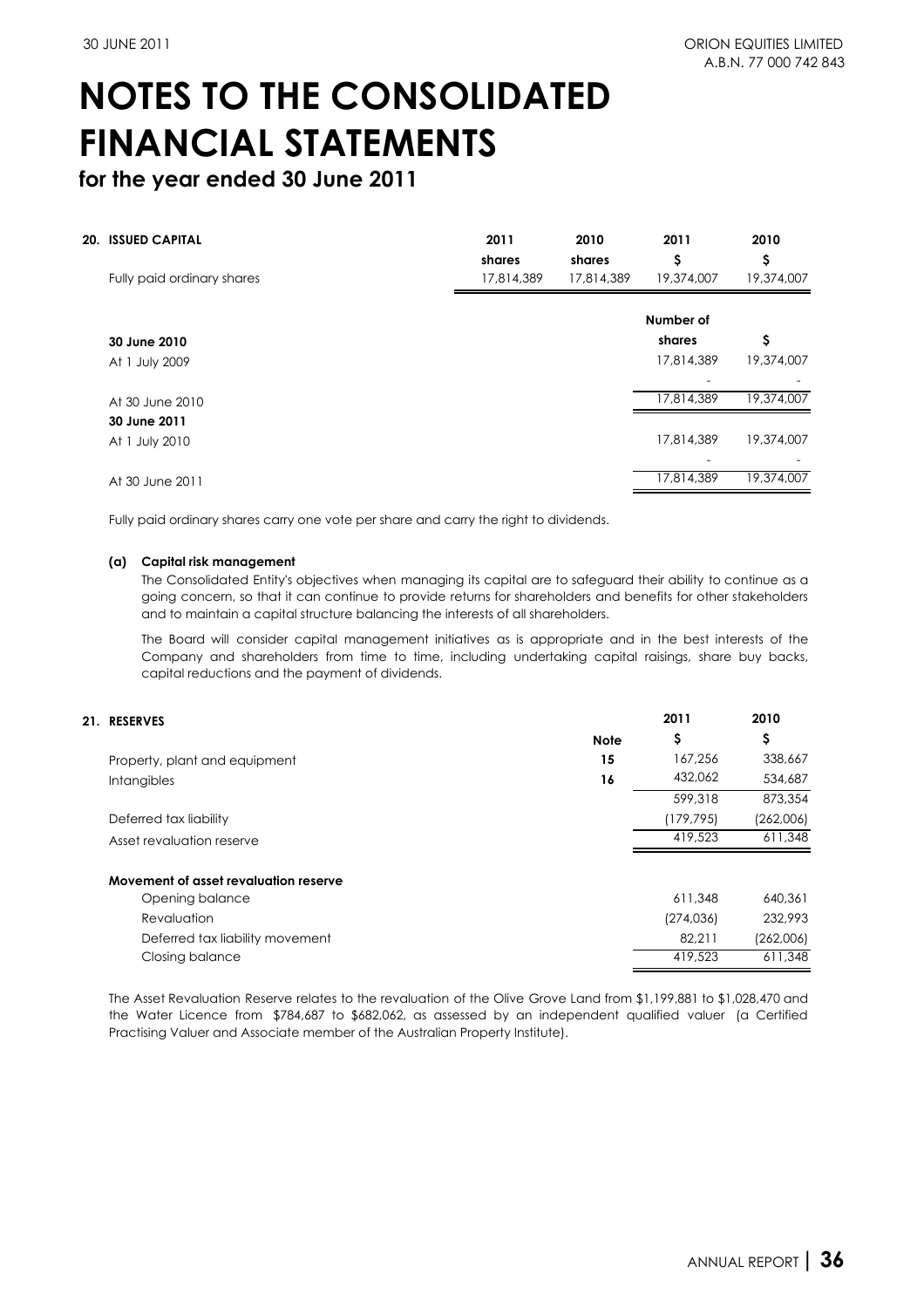# NOTES TO THE CONSOLIDATED FINANCIAL STATEMENTS

## for the year ended 30 June 2011

### 20. ISSUED CAPITAL

| | 2011 | 2010 | 2011 | 2010 |
|---|---|---|---|---|
| | shares | shares | $ | $ |
| Fully paid ordinary shares | 17,814,389 | 17,814,389 | 19,374,007 | 19,374,007 |

| | Number of shares | $ |
|---|---|---|
| **30 June 2010** | | |
| At 1 July 2009 | 17,814,389 | 19,374,007 |
| | - | - |
| At 30 June 2010 | 17,814,389 | 19,374,007 |
| **30 June 2011** | | |
| At 1 July 2010 | 17,814,389 | 19,374,007 |
| | - | - |
| At 30 June 2011 | 17,814,389 | 19,374,007 |

Fully paid ordinary shares carry one vote per share and carry the right to dividends.

**(a) Capital risk management**

The Consolidated Entity's objectives when managing its capital are to safeguard their ability to continue as a going concern, so that it can continue to provide returns for shareholders and benefits for other stakeholders and to maintain a capital structure balancing the interests of all shareholders.

The Board will consider capital management initiatives as is appropriate and in the best interests of the Company and shareholders from time to time, including undertaking capital raisings, share buy backs, capital reductions and the payment of dividends.

### 21. RESERVES

| | Note | 2011 $ | 2010 $ |
|---|---|---|---|
| Property, plant and equipment | 15 | 167,256 | 338,667 |
| Intangibles | 16 | 432,062 | 534,687 |
| | | 599,318 | 873,354 |
| Deferred tax liability | | (179,795) | (262,006) |
| Asset revaluation reserve | | 419,523 | 611,348 |
| **Movement of asset revaluation reserve** | | | |
| Opening balance | | 611,348 | 640,361 |
| Revaluation | | (274,036) | 232,993 |
| Deferred tax liability movement | | 82,211 | (262,006) |
| Closing balance | | 419,523 | 611,348 |

The Asset Revaluation Reserve relates to the revaluation of the Olive Grove Land from $1,199,881 to $1,028,470 and the Water Licence from $784,687 to $682,062, as assessed by an independent qualified valuer (a Certified Practising Valuer and Associate member of the Australian Property Institute).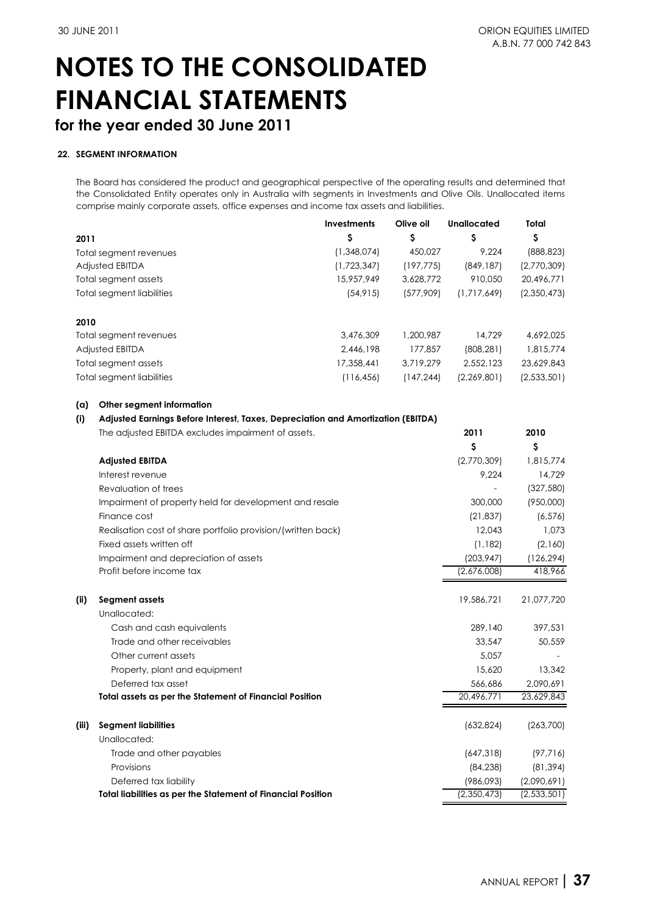# NOTES TO THE CONSOLIDATED FINANCIAL STATEMENTS

## for the year ended 30 June 2011

### 22. SEGMENT INFORMATION

The Board has considered the product and geographical perspective of the operating results and determined that the Consolidated Entity operates only in Australia with segments in Investments and Olive Oils. Unallocated items comprise mainly corporate assets, office expenses and income tax assets and liabilities.

| | Investments | Olive oil | Unallocated | Total |
|---|---|---|---|---|
| **2011** | **$** | **$** | **$** | **$** |
| Total segment revenues | (1,348,074) | 450,027 | 9,224 | (888,823) |
| Adjusted EBITDA | (1,723,347) | (197,775) | (849,187) | (2,770,309) |
| Total segment assets | 15,957,949 | 3,628,772 | 910,050 | 20,496,771 |
| Total segment liabilities | (54,915) | (577,909) | (1,717,649) | (2,350,473) |
| | | | | |
| **2010** | | | | |
| Total segment revenues | 3,476,309 | 1,200,987 | 14,729 | 4,692,025 |
| Adjusted EBITDA | 2,446,198 | 177,857 | (808,281) | 1,815,774 |
| Total segment assets | 17,358,441 | 3,719,279 | 2,552,123 | 23,629,843 |
| Total segment liabilities | (116,456) | (147,244) | (2,269,801) | (2,533,501) |

**(a) Other segment information**

**(i) Adjusted Earnings Before Interest, Taxes, Depreciation and Amortization (EBITDA)**

The adjusted EBITDA excludes impairment of assets.

| | 2011 | 2010 |
|---|---|---|
| | **$** | **$** |
| **Adjusted EBITDA** | (2,770,309) | 1,815,774 |
| Interest revenue | 9,224 | 14,729 |
| Revaluation of trees | - | (327,580) |
| Impairment of property held for development and resale | 300,000 | (950,000) |
| Finance cost | (21,837) | (6,576) |
| Realisation cost of share portfolio provision/(written back) | 12,043 | 1,073 |
| Fixed assets written off | (1,182) | (2,160) |
| Impairment and depreciation of assets | (203,947) | (126,294) |
| Profit before income tax | (2,676,008) | 418,966 |

**(ii) Segment assets**

| | 2011 | 2010 |
|---|---|---|
| **Segment assets** | 19,586,721 | 21,077,720 |
| Unallocated: | | |
| Cash and cash equivalents | 289,140 | 397,531 |
| Trade and other receivables | 33,547 | 50,559 |
| Other current assets | 5,057 | - |
| Property, plant and equipment | 15,620 | 13,342 |
| Deferred tax asset | 566,686 | 2,090,691 |
| **Total assets as per the Statement of Financial Position** | 20,496,771 | 23,629,843 |

**(iii) Segment liabilities**

| | 2011 | 2010 |
|---|---|---|
| **Segment liabilities** | (632,824) | (263,700) |
| Unallocated: | | |
| Trade and other payables | (647,318) | (97,716) |
| Provisions | (84,238) | (81,394) |
| Deferred tax liability | (986,093) | (2,090,691) |
| **Total liabilities as per the Statement of Financial Position** | (2,350,473) | (2,533,501) |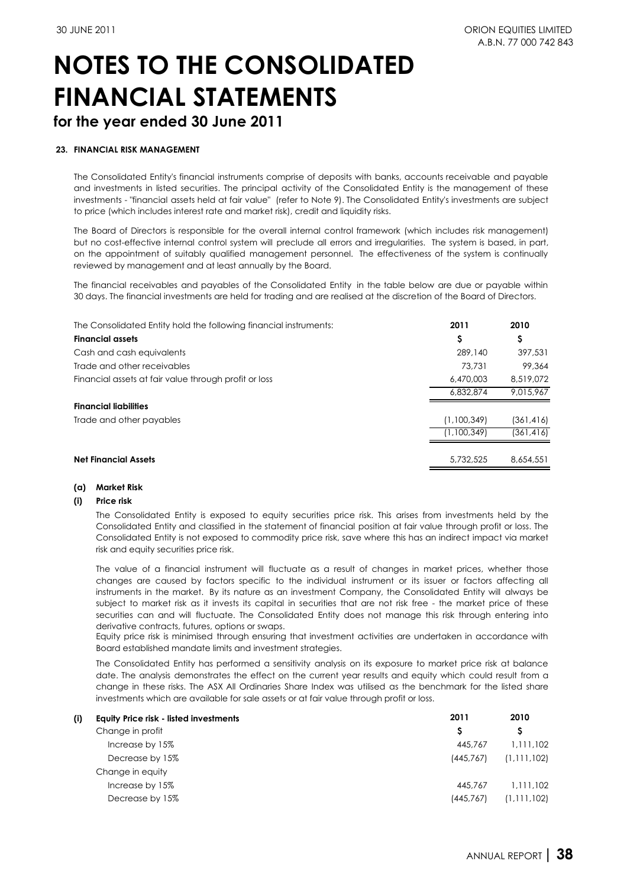# NOTES TO THE CONSOLIDATED FINANCIAL STATEMENTS

## for the year ended 30 June 2011

### 23. FINANCIAL RISK MANAGEMENT

The Consolidated Entity's financial instruments comprise of deposits with banks, accounts receivable and payable and investments in listed securities. The principal activity of the Consolidated Entity is the management of these investments - "financial assets held at fair value" (refer to Note 9). The Consolidated Entity's investments are subject to price (which includes interest rate and market risk), credit and liquidity risks.

The Board of Directors is responsible for the overall internal control framework (which includes risk management) but no cost-effective internal control system will preclude all errors and irregularities. The system is based, in part, on the appointment of suitably qualified management personnel. The effectiveness of the system is continually reviewed by management and at least annually by the Board.

The financial receivables and payables of the Consolidated Entity in the table below are due or payable within 30 days. The financial investments are held for trading and are realised at the discretion of the Board of Directors.

| The Consolidated Entity hold the following financial instruments: | 2011 | 2010 |
|---|---|---|
| **Financial assets** | $ | $ |
| Cash and cash equivalents | 289,140 | 397,531 |
| Trade and other receivables | 73,731 | 99,364 |
| Financial assets at fair value through profit or loss | 6,470,003 | 8,519,072 |
| | 6,832,874 | 9,015,967 |
| **Financial liabilities** | | |
| Trade and other payables | (1,100,349) | (361,416) |
| | (1,100,349) | (361,416) |
| **Net Financial Assets** | 5,732,525 | 8,654,551 |

#### (a) Market Risk

#### (i) Price risk

The Consolidated Entity is exposed to equity securities price risk. This arises from investments held by the Consolidated Entity and classified in the statement of financial position at fair value through profit or loss. The Consolidated Entity is not exposed to commodity price risk, save where this has an indirect impact via market risk and equity securities price risk.

The value of a financial instrument will fluctuate as a result of changes in market prices, whether those changes are caused by factors specific to the individual instrument or its issuer or factors affecting all instruments in the market. By its nature as an investment Company, the Consolidated Entity will always be subject to market risk as it invests its capital in securities that are not risk free - the market price of these securities can and will fluctuate. The Consolidated Entity does not manage this risk through entering into derivative contracts, futures, options or swaps.

Equity price risk is minimised through ensuring that investment activities are undertaken in accordance with Board established mandate limits and investment strategies.

The Consolidated Entity has performed a sensitivity analysis on its exposure to market price risk at balance date. The analysis demonstrates the effect on the current year results and equity which could result from a change in these risks. The ASX All Ordinaries Share Index was utilised as the benchmark for the listed share investments which are available for sale assets or at fair value through profit or loss.

| (i) Equity Price risk - listed investments | 2011 | 2010 |
|---|---|---|
| Change in profit | $ | $ |
| Increase by 15% | 445,767 | 1,111,102 |
| Decrease by 15% | (445,767) | (1,111,102) |
| Change in equity | | |
| Increase by 15% | 445,767 | 1,111,102 |
| Decrease by 15% | (445,767) | (1,111,102) |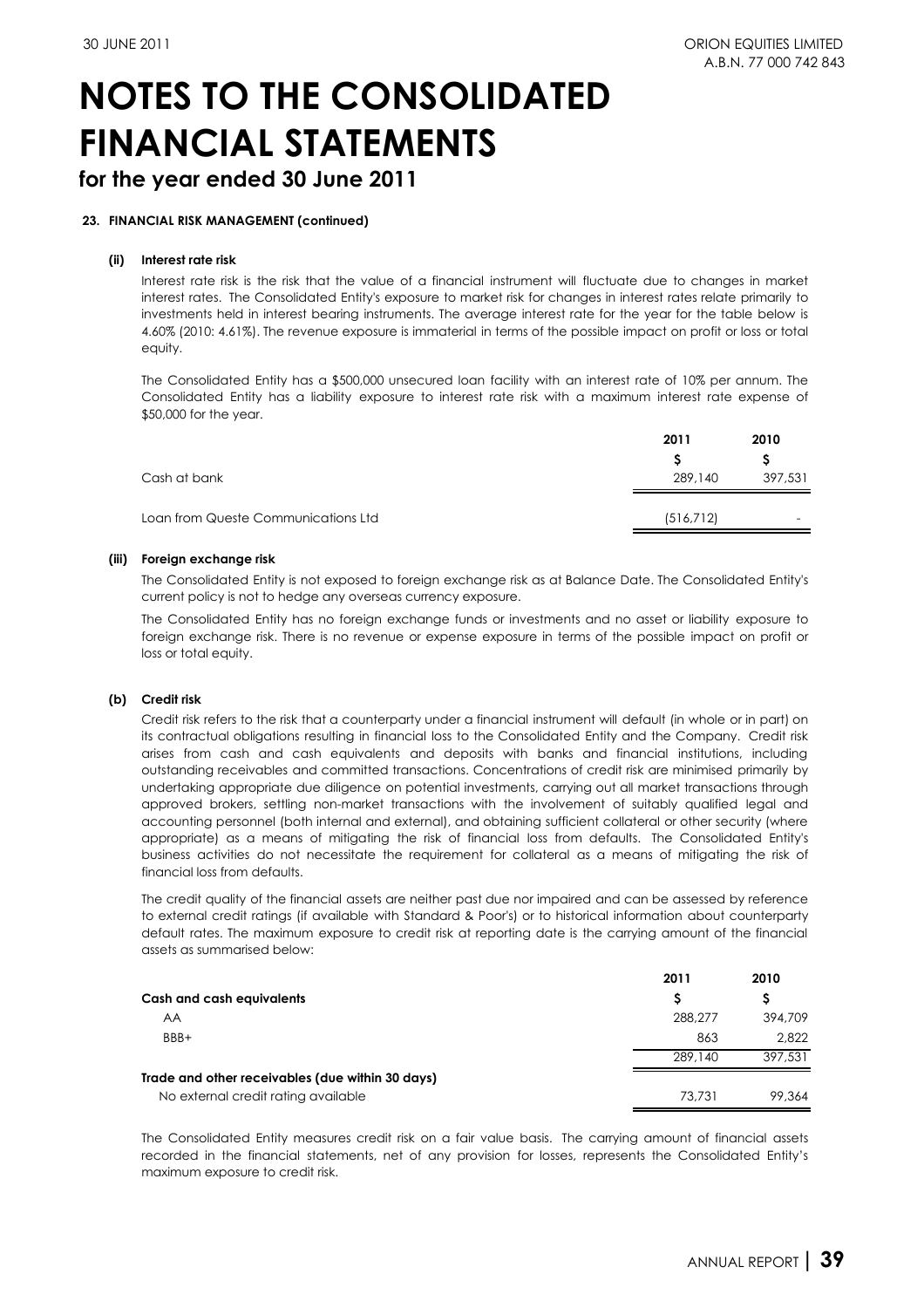# NOTES TO THE CONSOLIDATED FINANCIAL STATEMENTS

## for the year ended 30 June 2011

**23. FINANCIAL RISK MANAGEMENT (continued)**

**(ii) Interest rate risk**

Interest rate risk is the risk that the value of a financial instrument will fluctuate due to changes in market interest rates. The Consolidated Entity's exposure to market risk for changes in interest rates relate primarily to investments held in interest bearing instruments. The average interest rate for the year for the table below is 4.60% (2010: 4.61%). The revenue exposure is immaterial in terms of the possible impact on profit or loss or total equity.

The Consolidated Entity has a $500,000 unsecured loan facility with an interest rate of 10% per annum. The Consolidated Entity has a liability exposure to interest rate risk with a maximum interest rate expense of $50,000 for the year.

| | 2011 | 2010 |
|---|---|---|
| | $ | $ |
| Cash at bank | 289,140 | 397,531 |
| Loan from Queste Communications Ltd | (516,712) | - |

**(iii) Foreign exchange risk**

The Consolidated Entity is not exposed to foreign exchange risk as at Balance Date. The Consolidated Entity's current policy is not to hedge any overseas currency exposure.

The Consolidated Entity has no foreign exchange funds or investments and no asset or liability exposure to foreign exchange risk. There is no revenue or expense exposure in terms of the possible impact on profit or loss or total equity.

**(b) Credit risk**

Credit risk refers to the risk that a counterparty under a financial instrument will default (in whole or in part) on its contractual obligations resulting in financial loss to the Consolidated Entity and the Company. Credit risk arises from cash and cash equivalents and deposits with banks and financial institutions, including outstanding receivables and committed transactions. Concentrations of credit risk are minimised primarily by undertaking appropriate due diligence on potential investments, carrying out all market transactions through approved brokers, settling non-market transactions with the involvement of suitably qualified legal and accounting personnel (both internal and external), and obtaining sufficient collateral or other security (where appropriate) as a means of mitigating the risk of financial loss from defaults. The Consolidated Entity's business activities do not necessitate the requirement for collateral as a means of mitigating the risk of financial loss from defaults.

The credit quality of the financial assets are neither past due nor impaired and can be assessed by reference to external credit ratings (if available with Standard & Poor's) or to historical information about counterparty default rates. The maximum exposure to credit risk at reporting date is the carrying amount of the financial assets as summarised below:

| | 2011 | 2010 |
|---|---|---|
| **Cash and cash equivalents** | $ | $ |
| AA | 288,277 | 394,709 |
| BBB+ | 863 | 2,822 |
| | 289,140 | 397,531 |
| **Trade and other receivables (due within 30 days)** | | |
| No external credit rating available | 73,731 | 99,364 |

The Consolidated Entity measures credit risk on a fair value basis. The carrying amount of financial assets recorded in the financial statements, net of any provision for losses, represents the Consolidated Entity's maximum exposure to credit risk.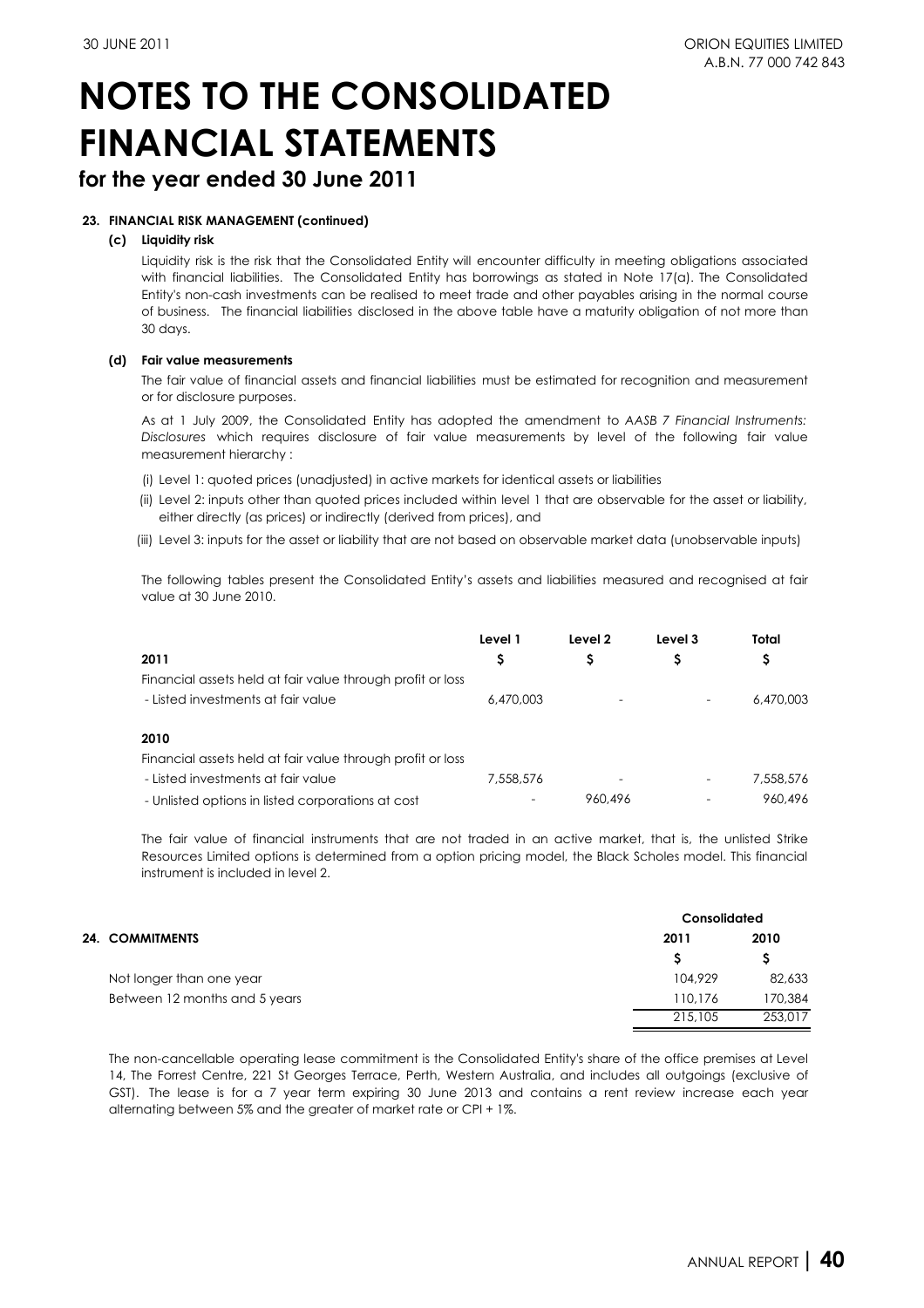# NOTES TO THE CONSOLIDATED FINANCIAL STATEMENTS

## for the year ended 30 June 2011

**23. FINANCIAL RISK MANAGEMENT (continued)**

**(c) Liquidity risk**

Liquidity risk is the risk that the Consolidated Entity will encounter difficulty in meeting obligations associated with financial liabilities. The Consolidated Entity has borrowings as stated in Note 17(a). The Consolidated Entity's non-cash investments can be realised to meet trade and other payables arising in the normal course of business. The financial liabilities disclosed in the above table have a maturity obligation of not more than 30 days.

**(d) Fair value measurements**

The fair value of financial assets and financial liabilities must be estimated for recognition and measurement or for disclosure purposes.

As at 1 July 2009, the Consolidated Entity has adopted the amendment to *AASB 7 Financial Instruments: Disclosures* which requires disclosure of fair value measurements by level of the following fair value measurement hierarchy :

(i) Level 1: quoted prices (unadjusted) in active markets for identical assets or liabilities

(ii) Level 2: inputs other than quoted prices included within level 1 that are observable for the asset or liability, either directly (as prices) or indirectly (derived from prices), and

(iii) Level 3: inputs for the asset or liability that are not based on observable market data (unobservable inputs)

The following tables present the Consolidated Entity's assets and liabilities measured and recognised at fair value at 30 June 2010.

| | Level 1 | Level 2 | Level 3 | Total |
|---|---|---|---|---|
| **2011** | $ | $ | $ | $ |
| Financial assets held at fair value through profit or loss | | | | |
| - Listed investments at fair value | 6,470,003 | - | - | 6,470,003 |
| **2010** | | | | |
| Financial assets held at fair value through profit or loss | | | | |
| - Listed investments at fair value | 7,558,576 | - | - | 7,558,576 |
| - Unlisted options in listed corporations at cost | - | 960,496 | - | 960,496 |

The fair value of financial instruments that are not traded in an active market, that is, the unlisted Strike Resources Limited options is determined from a option pricing model, the Black Scholes model. This financial instrument is included in level 2.

**24. COMMITMENTS**

| | Consolidated | |
|---|---|---|
| | 2011 | 2010 |
| | $ | $ |
| Not longer than one year | 104,929 | 82,633 |
| Between 12 months and 5 years | 110,176 | 170,384 |
| | 215,105 | 253,017 |

The non-cancellable operating lease commitment is the Consolidated Entity's share of the office premises at Level 14, The Forrest Centre, 221 St Georges Terrace, Perth, Western Australia, and includes all outgoings (exclusive of GST). The lease is for a 7 year term expiring 30 June 2013 and contains a rent review increase each year alternating between 5% and the greater of market rate or CPI + 1%.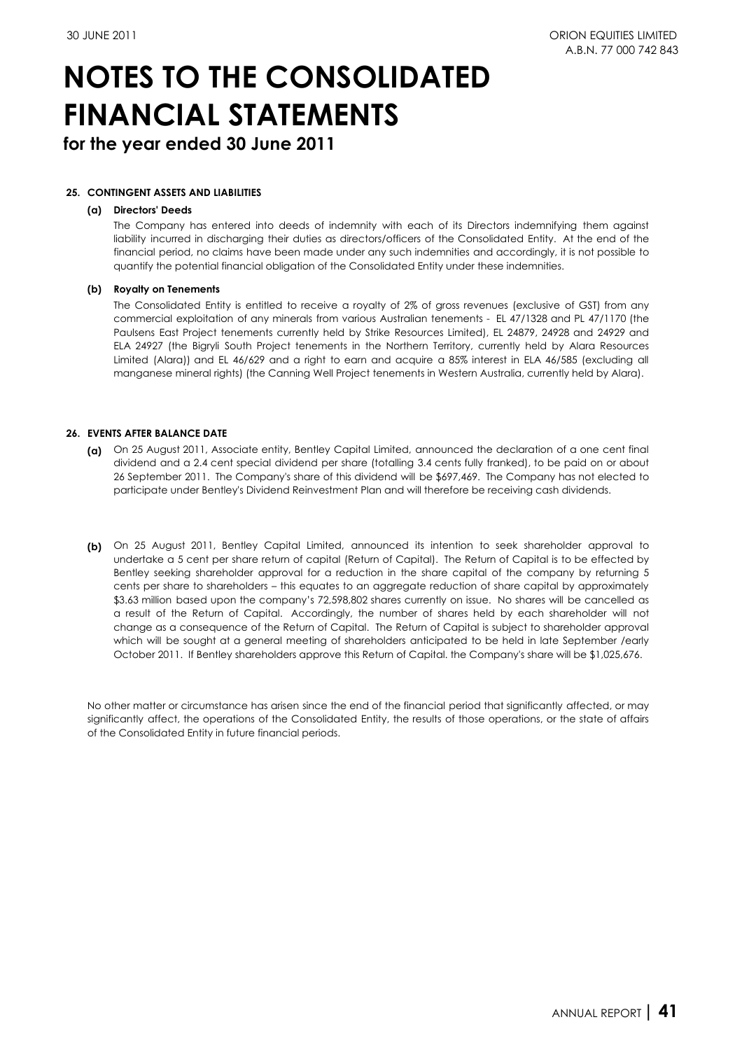# NOTES TO THE CONSOLIDATED FINANCIAL STATEMENTS

**for the year ended 30 June 2011**

**25. CONTINGENT ASSETS AND LIABILITIES**

**(a) Directors' Deeds**

The Company has entered into deeds of indemnity with each of its Directors indemnifying them against liability incurred in discharging their duties as directors/officers of the Consolidated Entity. At the end of the financial period, no claims have been made under any such indemnities and accordingly, it is not possible to quantify the potential financial obligation of the Consolidated Entity under these indemnities.

**(b) Royalty on Tenements**

The Consolidated Entity is entitled to receive a royalty of 2% of gross revenues (exclusive of GST) from any commercial exploitation of any minerals from various Australian tenements - EL 47/1328 and PL 47/1170 (the Paulsens East Project tenements currently held by Strike Resources Limited), EL 24879, 24928 and 24929 and ELA 24927 (the Bigryli South Project tenements in the Northern Territory, currently held by Alara Resources Limited (Alara)) and EL 46/629 and a right to earn and acquire a 85% interest in ELA 46/585 (excluding all manganese mineral rights) (the Canning Well Project tenements in Western Australia, currently held by Alara).

**26. EVENTS AFTER BALANCE DATE**

**(a)** On 25 August 2011, Associate entity, Bentley Capital Limited, announced the declaration of a one cent final dividend and a 2.4 cent special dividend per share (totalling 3.4 cents fully franked), to be paid on or about 26 September 2011. The Company's share of this dividend will be $697,469. The Company has not elected to participate under Bentley's Dividend Reinvestment Plan and will therefore be receiving cash dividends.

**(b)** On 25 August 2011, Bentley Capital Limited, announced its intention to seek shareholder approval to undertake a 5 cent per share return of capital (Return of Capital). The Return of Capital is to be effected by Bentley seeking shareholder approval for a reduction in the share capital of the company by returning 5 cents per share to shareholders – this equates to an aggregate reduction of share capital by approximately $3.63 million based upon the company's 72,598,802 shares currently on issue. No shares will be cancelled as a result of the Return of Capital. Accordingly, the number of shares held by each shareholder will not change as a consequence of the Return of Capital. The Return of Capital is subject to shareholder approval which will be sought at a general meeting of shareholders anticipated to be held in late September /early October 2011. If Bentley shareholders approve this Return of Capital. the Company's share will be $1,025,676.

No other matter or circumstance has arisen since the end of the financial period that significantly affected, or may significantly affect, the operations of the Consolidated Entity, the results of those operations, or the state of affairs of the Consolidated Entity in future financial periods.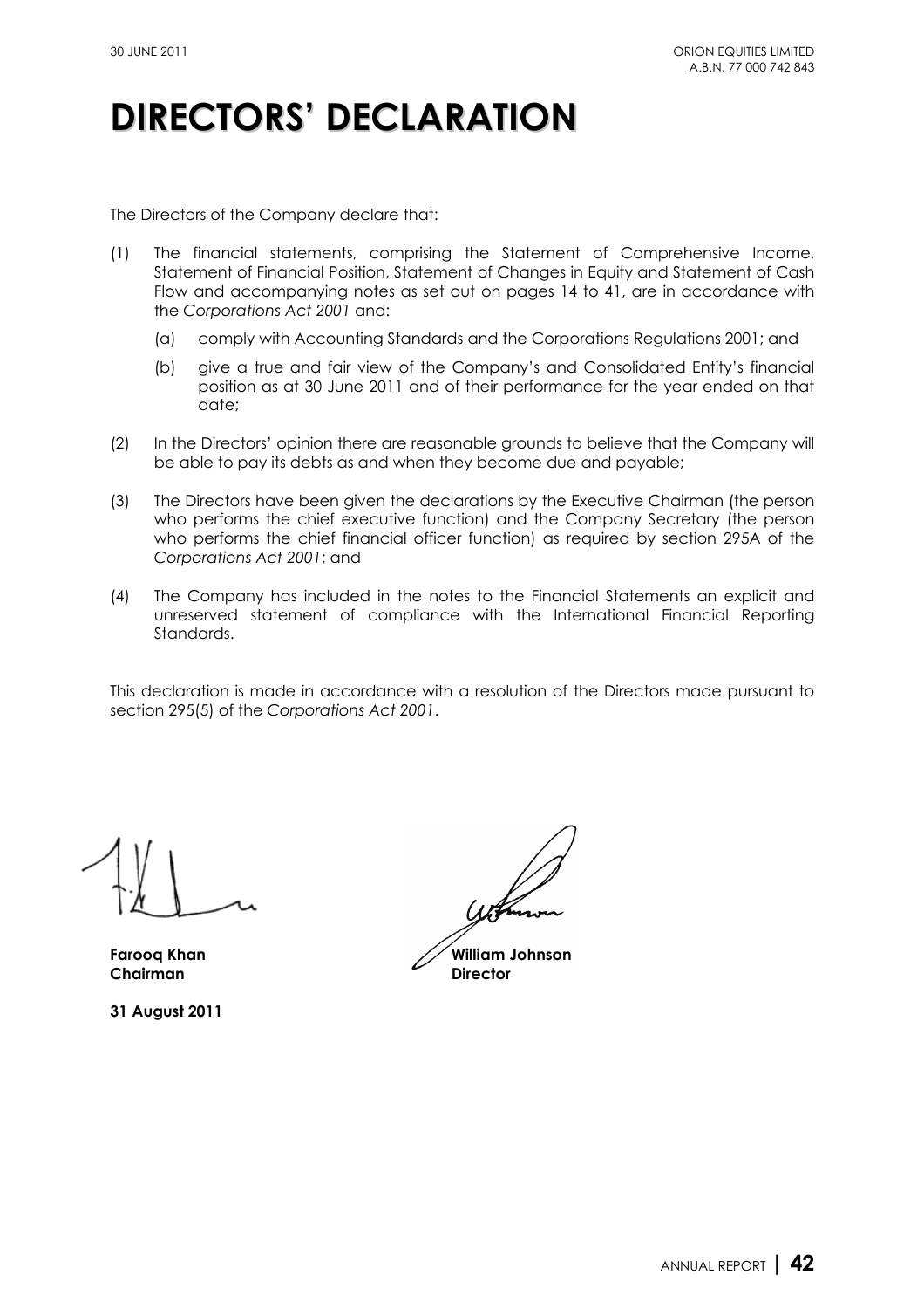# DIRECTORS' DECLARATION

The Directors of the Company declare that:

(1) The financial statements, comprising the Statement of Comprehensive Income, Statement of Financial Position, Statement of Changes in Equity and Statement of Cash Flow and accompanying notes as set out on pages 14 to 41, are in accordance with the *Corporations Act 2001* and:

   (a) comply with Accounting Standards and the Corporations Regulations 2001; and

   (b) give a true and fair view of the Company's and Consolidated Entity's financial position as at 30 June 2011 and of their performance for the year ended on that date;

(2) In the Directors' opinion there are reasonable grounds to believe that the Company will be able to pay its debts as and when they become due and payable;

(3) The Directors have been given the declarations by the Executive Chairman (the person who performs the chief executive function) and the Company Secretary (the person who performs the chief financial officer function) as required by section 295A of the *Corporations Act 2001*; and

(4) The Company has included in the notes to the Financial Statements an explicit and unreserved statement of compliance with the International Financial Reporting Standards.

This declaration is made in accordance with a resolution of the Directors made pursuant to section 295(5) of the *Corporations Act 2001*.

**Farooq Khan**
**Chairman**

**William Johnson**
**Director**

**31 August 2011**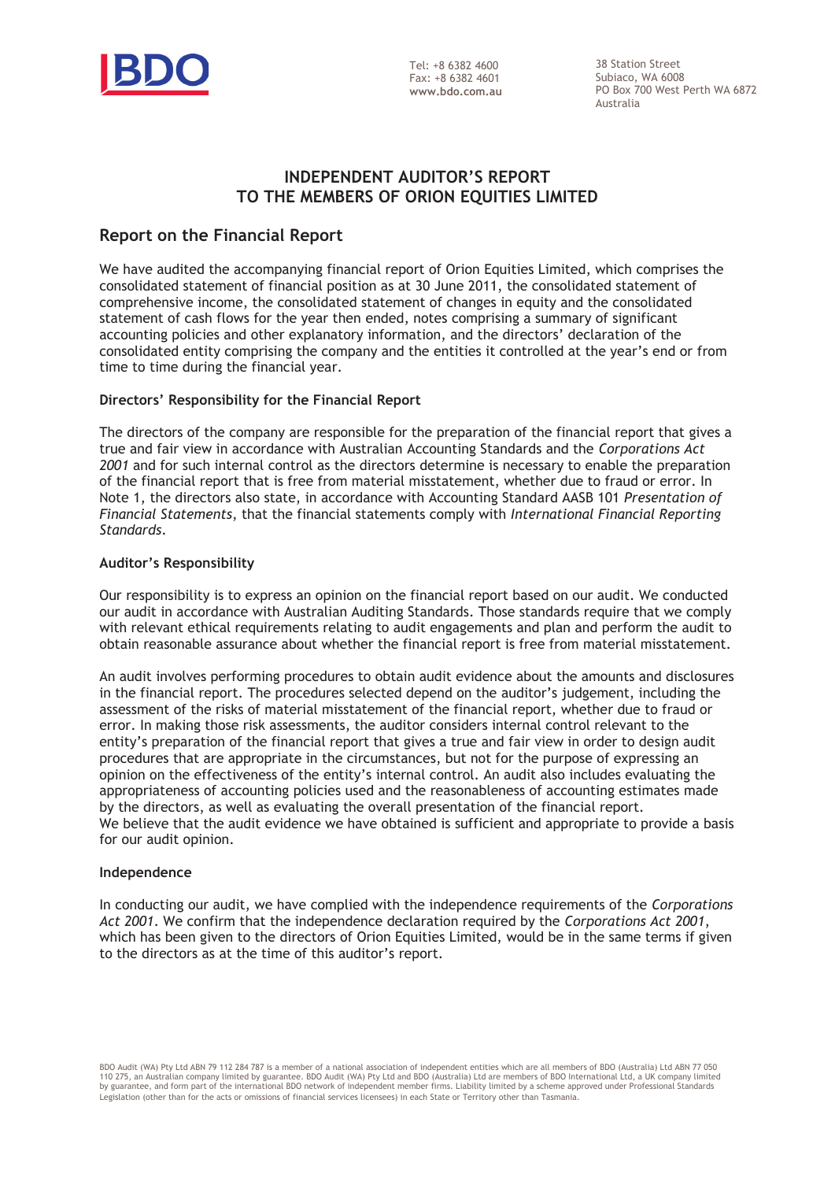Tel: +8 6382 4600
Fax: +8 6382 4601
**www.bdo.com.au**

38 Station Street
Subiaco, WA 6008
PO Box 700 West Perth WA 6872
Australia

# INDEPENDENT AUDITOR'S REPORT TO THE MEMBERS OF ORION EQUITIES LIMITED

## Report on the Financial Report

We have audited the accompanying financial report of Orion Equities Limited, which comprises the consolidated statement of financial position as at 30 June 2011, the consolidated statement of comprehensive income, the consolidated statement of changes in equity and the consolidated statement of cash flows for the year then ended, notes comprising a summary of significant accounting policies and other explanatory information, and the directors' declaration of the consolidated entity comprising the company and the entities it controlled at the year's end or from time to time during the financial year.

### Directors' Responsibility for the Financial Report

The directors of the company are responsible for the preparation of the financial report that gives a true and fair view in accordance with Australian Accounting Standards and the *Corporations Act 2001* and for such internal control as the directors determine is necessary to enable the preparation of the financial report that is free from material misstatement, whether due to fraud or error. In Note 1, the directors also state, in accordance with Accounting Standard AASB 101 *Presentation of Financial Statements*, that the financial statements comply with *International Financial Reporting Standards*.

### Auditor's Responsibility

Our responsibility is to express an opinion on the financial report based on our audit. We conducted our audit in accordance with Australian Auditing Standards. Those standards require that we comply with relevant ethical requirements relating to audit engagements and plan and perform the audit to obtain reasonable assurance about whether the financial report is free from material misstatement.

An audit involves performing procedures to obtain audit evidence about the amounts and disclosures in the financial report. The procedures selected depend on the auditor's judgement, including the assessment of the risks of material misstatement of the financial report, whether due to fraud or error. In making those risk assessments, the auditor considers internal control relevant to the entity's preparation of the financial report that gives a true and fair view in order to design audit procedures that are appropriate in the circumstances, but not for the purpose of expressing an opinion on the effectiveness of the entity's internal control. An audit also includes evaluating the appropriateness of accounting policies used and the reasonableness of accounting estimates made by the directors, as well as evaluating the overall presentation of the financial report.
We believe that the audit evidence we have obtained is sufficient and appropriate to provide a basis for our audit opinion.

### Independence

In conducting our audit, we have complied with the independence requirements of the *Corporations Act 2001*. We confirm that the independence declaration required by the *Corporations Act 2001*, which has been given to the directors of Orion Equities Limited, would be in the same terms if given to the directors as at the time of this auditor's report.

BDO Audit (WA) Pty Ltd ABN 79 112 284 787 is a member of a national association of independent entities which are all members of BDO (Australia) Ltd ABN 77 050 110 275, an Australian company limited by guarantee. BDO Audit (WA) Pty Ltd and BDO (Australia) Ltd are members of BDO International Ltd, a UK company limited by guarantee, and form part of the international BDO network of independent member firms. Liability limited by a scheme approved under Professional Standards Legislation (other than for the acts or omissions of financial services licensees) in each State or Territory other than Tasmania.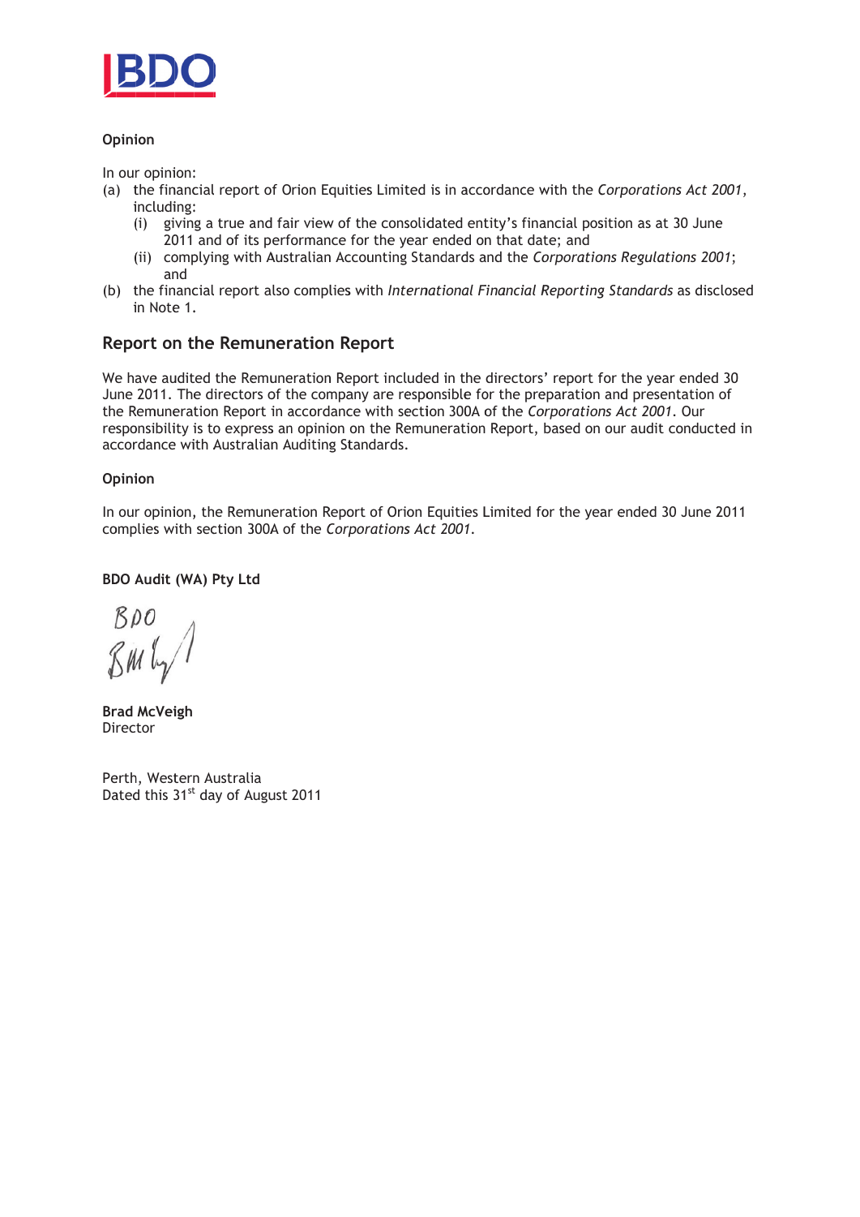**Opinion**

In our opinion:

(a) the financial report of Orion Equities Limited is in accordance with the *Corporations Act 2001*, including:

 (i) giving a true and fair view of the consolidated entity's financial position as at 30 June 2011 and of its performance for the year ended on that date; and

 (ii) complying with Australian Accounting Standards and the *Corporations Regulations 2001*; and

(b) the financial report also complies with *International Financial Reporting Standards* as disclosed in Note 1.

## Report on the Remuneration Report

We have audited the Remuneration Report included in the directors' report for the year ended 30 June 2011. The directors of the company are responsible for the preparation and presentation of the Remuneration Report in accordance with section 300A of the *Corporations Act 2001*. Our responsibility is to express an opinion on the Remuneration Report, based on our audit conducted in accordance with Australian Auditing Standards.

**Opinion**

In our opinion, the Remuneration Report of Orion Equities Limited for the year ended 30 June 2011 complies with section 300A of the *Corporations Act 2001*.

**BDO Audit (WA) Pty Ltd**

BDO

**Brad McVeigh**
Director

Perth, Western Australia
Dated this 31st day of August 2011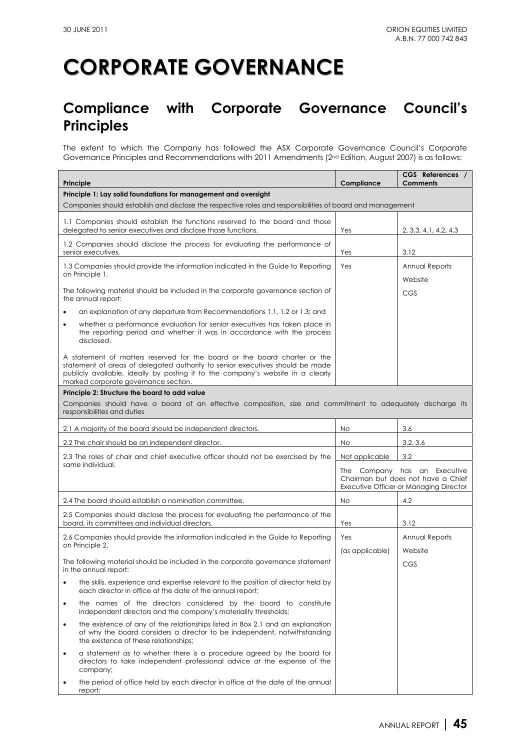# CORPORATE GOVERNANCE

## Compliance with Corporate Governance Council's Principles

The extent to which the Company has followed the ASX Corporate Governance Council's Corporate Governance Principles and Recommendations with 2011 Amendments (2nd Edition, August 2007) is as follows:

| Principle | Compliance | CGS References / Comments |
|---|---|---|
| **Principle 1: Lay solid foundations for management and oversight** | | |
| Companies should establish and disclose the respective roles and responsibilities of board and management | | |
| 1.1 Companies should establish the functions reserved to the board and those delegated to senior executives and disclose those functions. | Yes | 2, 3.3, 4.1, 4.2, 4.3 |
| 1.2 Companies should disclose the process for evaluating the performance of senior executives. | Yes | 3.12 |
| 1.3 Companies should provide the information indicated in the Guide to Reporting on Principle 1.<br><br>The following material should be included in the corporate governance section of the annual report:<br>• an explanation of any departure from Recommendations 1.1, 1.2 or 1.3; and<br>• whether a performance evaluation for senior executives has taken place in the reporting period and whether it was in accordance with the process disclosed.<br><br>A statement of matters reserved for the board or the board charter or the statement of areas of delegated authority to senior executives should be made publicly available, ideally by posting it to the company's website in a clearly marked corporate governance section. | Yes | Annual Reports<br>Website<br>CGS |
| **Principle 2: Structure the board to add value** | | |
| Companies should have a board of an effective composition, size and commitment to adequately discharge its responsibilities and duties | | |
| 2.1 A majority of the board should be independent directors. | No | 3.6 |
| 2.2 The chair should be an independent director. | No | 3.2, 3.6 |
| 2.3 The roles of chair and chief executive officer should not be exercised by the same individual. | Not applicable | 3.2 |
| | The Company has an Executive Chairman but does not have a Chief Executive Officer or Managing Director | |
| 2.4 The board should establish a nomination committee. | No | 4.2 |
| 2.5 Companies should disclose the process for evaluating the performance of the board, its committees and individual directors. | Yes | 3.12 |
| 2.6 Companies should provide the information indicated in the Guide to Reporting on Principle 2.<br><br>The following material should be included in the corporate governance statement in the annual report:<br>• the skills, experience and expertise relevant to the position of director held by each director in office at the date of the annual report;<br>• the names of the directors considered by the board to constitute independent directors and the company's materiality thresholds;<br>• the existence of any of the relationships listed in Box 2.1 and an explanation of why the board considers a director to be independent, notwithstanding the existence of these relationships;<br>• a statement as to whether there is a procedure agreed by the board for directors to take independent professional advice at the expense of the company;<br>• the period of office held by each director in office at the date of the annual report; | Yes<br>(as applicable) | Annual Reports<br>Website<br>CGS |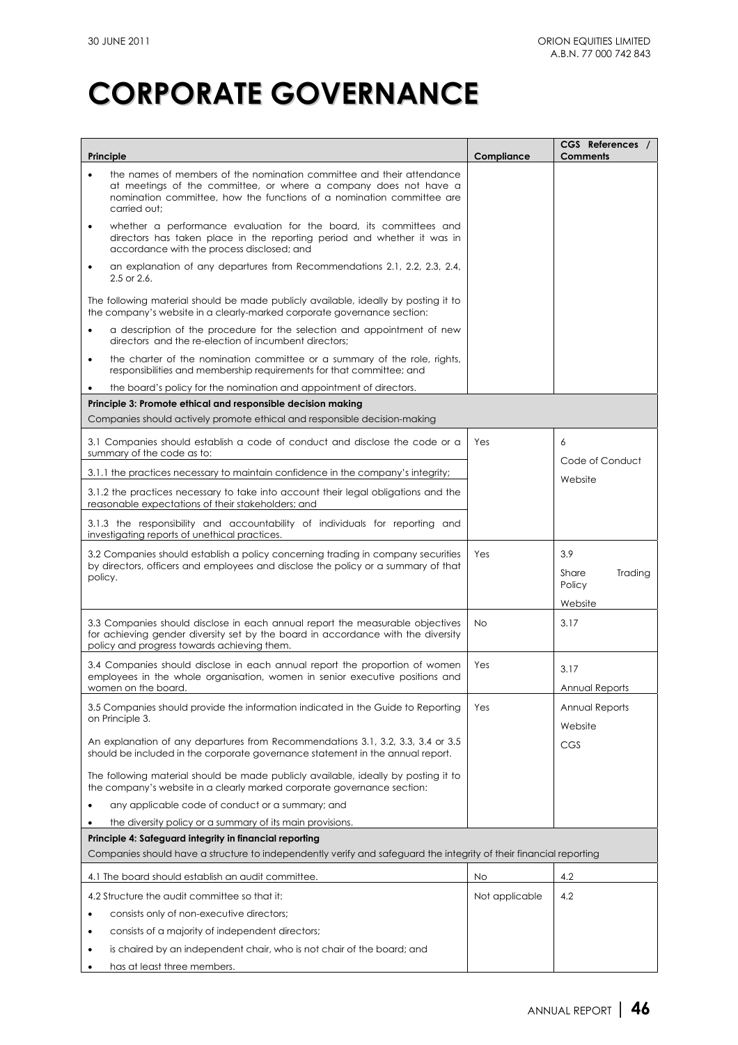# CORPORATE GOVERNANCE

| Principle | Compliance | CGS References / Comments |
|---|---|---|
| • the names of members of the nomination committee and their attendance at meetings of the committee, or where a company does not have a nomination committee, how the functions of a nomination committee are carried out;<br>• whether a performance evaluation for the board, its committees and directors has taken place in the reporting period and whether it was in accordance with the process disclosed; and<br>• an explanation of any departures from Recommendations 2.1, 2.2, 2.3, 2.4, 2.5 or 2.6.<br><br>The following material should be made publicly available, ideally by posting it to the company's website in a clearly-marked corporate governance section:<br>• a description of the procedure for the selection and appointment of new directors and the re-election of incumbent directors;<br>• the charter of the nomination committee or a summary of the role, rights, responsibilities and membership requirements for that committee; and<br>• the board's policy for the nomination and appointment of directors. | | |
| **Principle 3: Promote ethical and responsible decision making**<br>Companies should actively promote ethical and responsible decision-making | | |
| 3.1 Companies should establish a code of conduct and disclose the code or a summary of the code as to:<br>3.1.1 the practices necessary to maintain confidence in the company's integrity;<br>3.1.2 the practices necessary to take into account their legal obligations and the reasonable expectations of their stakeholders; and<br>3.1.3 the responsibility and accountability of individuals for reporting and investigating reports of unethical practices. | Yes | 6<br>Code of Conduct<br>Website |
| 3.2 Companies should establish a policy concerning trading in company securities by directors, officers and employees and disclose the policy or a summary of that policy. | Yes | 3.9<br>Share Trading Policy<br>Website |
| 3.3 Companies should disclose in each annual report the measurable objectives for achieving gender diversity set by the board in accordance with the diversity policy and progress towards achieving them. | No | 3.17 |
| 3.4 Companies should disclose in each annual report the proportion of women employees in the whole organisation, women in senior executive positions and women on the board. | Yes | 3.17<br>Annual Reports |
| 3.5 Companies should provide the information indicated in the Guide to Reporting on Principle 3.<br><br>An explanation of any departures from Recommendations 3.1, 3.2, 3.3, 3.4 or 3.5 should be included in the corporate governance statement in the annual report.<br><br>The following material should be made publicly available, ideally by posting it to the company's website in a clearly marked corporate governance section:<br>• any applicable code of conduct or a summary; and<br>• the diversity policy or a summary of its main provisions. | Yes | Annual Reports<br>Website<br>CGS |
| **Principle 4: Safeguard integrity in financial reporting**<br>Companies should have a structure to independently verify and safeguard the integrity of their financial reporting | | |
| 4.1 The board should establish an audit committee. | No | 4.2 |
| 4.2 Structure the audit committee so that it:<br>• consists only of non-executive directors;<br>• consists of a majority of independent directors;<br>• is chaired by an independent chair, who is not chair of the board; and<br>• has at least three members. | Not applicable | 4.2 |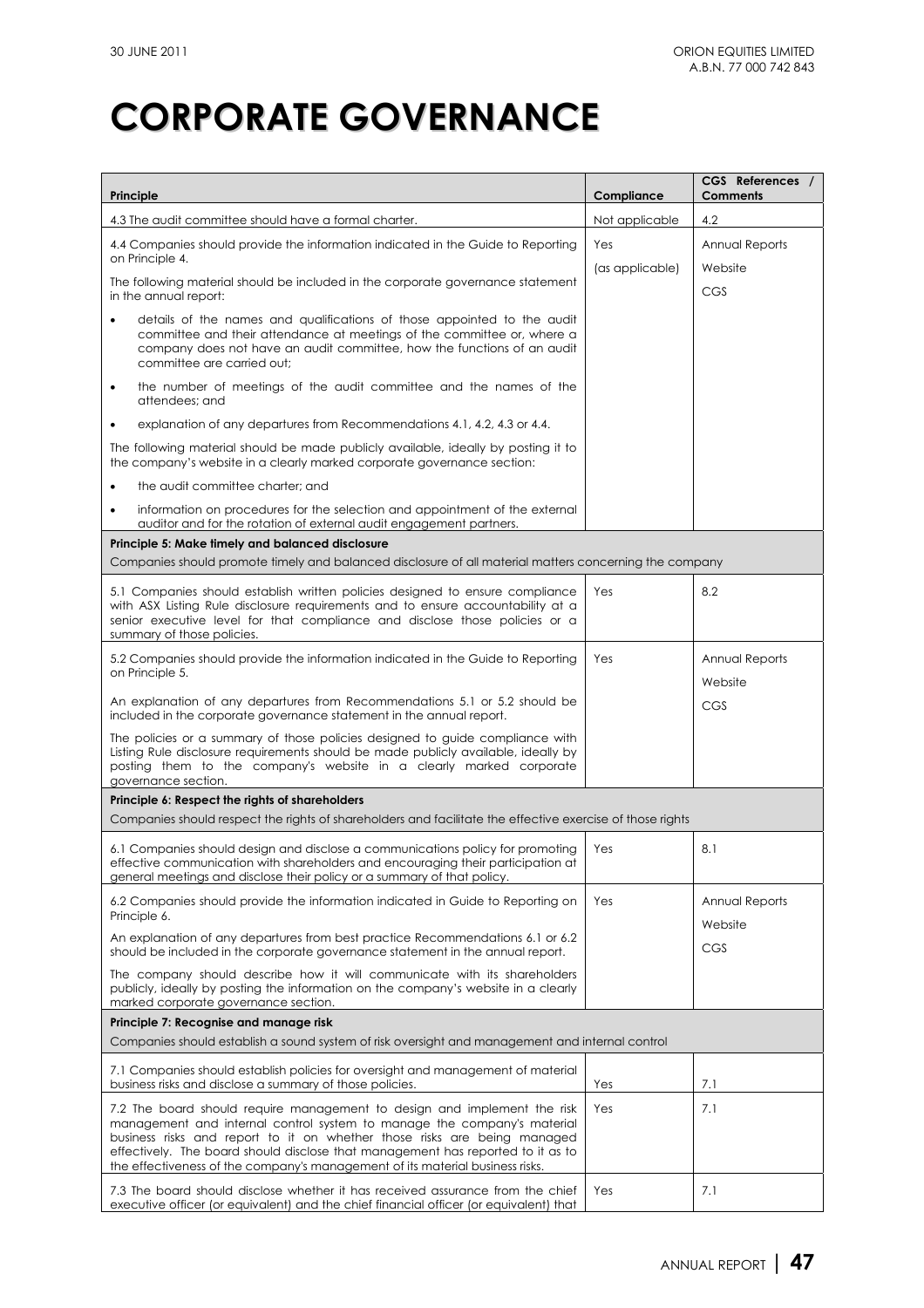# CORPORATE GOVERNANCE

| Principle | Compliance | CGS References / Comments |
|---|---|---|
| 4.3 The audit committee should have a formal charter. | Not applicable | 4.2 |
| 4.4 Companies should provide the information indicated in the Guide to Reporting on Principle 4.<br><br>The following material should be included in the corporate governance statement in the annual report:<br><br>• details of the names and qualifications of those appointed to the audit committee and their attendance at meetings of the committee or, where a company does not have an audit committee, how the functions of an audit committee are carried out;<br><br>• the number of meetings of the audit committee and the names of the attendees; and<br><br>• explanation of any departures from Recommendations 4.1, 4.2, 4.3 or 4.4.<br><br>The following material should be made publicly available, ideally by posting it to the company's website in a clearly marked corporate governance section:<br><br>• the audit committee charter; and<br><br>• information on procedures for the selection and appointment of the external auditor and for the rotation of external audit engagement partners. | Yes<br><br>(as applicable) | Annual Reports<br><br>Website<br><br>CGS |
| **Principle 5: Make timely and balanced disclosure**<br><br>Companies should promote timely and balanced disclosure of all material matters concerning the company | | |
| 5.1 Companies should establish written policies designed to ensure compliance with ASX Listing Rule disclosure requirements and to ensure accountability at a senior executive level for that compliance and disclose those policies or a summary of those policies. | Yes | 8.2 |
| 5.2 Companies should provide the information indicated in the Guide to Reporting on Principle 5.<br><br>An explanation of any departures from Recommendations 5.1 or 5.2 should be included in the corporate governance statement in the annual report.<br><br>The policies or a summary of those policies designed to guide compliance with Listing Rule disclosure requirements should be made publicly available, ideally by posting them to the company's website in a clearly marked corporate governance section. | Yes | Annual Reports<br><br>Website<br><br>CGS |
| **Principle 6: Respect the rights of shareholders**<br><br>Companies should respect the rights of shareholders and facilitate the effective exercise of those rights | | |
| 6.1 Companies should design and disclose a communications policy for promoting effective communication with shareholders and encouraging their participation at general meetings and disclose their policy or a summary of that policy. | Yes | 8.1 |
| 6.2 Companies should provide the information indicated in Guide to Reporting on Principle 6.<br><br>An explanation of any departures from best practice Recommendations 6.1 or 6.2 should be included in the corporate governance statement in the annual report.<br><br>The company should describe how it will communicate with its shareholders publicly, ideally by posting the information on the company's website in a clearly marked corporate governance section. | Yes | Annual Reports<br><br>Website<br><br>CGS |
| **Principle 7: Recognise and manage risk**<br><br>Companies should establish a sound system of risk oversight and management and internal control | | |
| 7.1 Companies should establish policies for oversight and management of material business risks and disclose a summary of those policies. | Yes | 7.1 |
| 7.2 The board should require management to design and implement the risk management and internal control system to manage the company's material business risks and report to it on whether those risks are being managed effectively. The board should disclose that management has reported to it as to the effectiveness of the company's management of its material business risks. | Yes | 7.1 |
| 7.3 The board should disclose whether it has received assurance from the chief executive officer (or equivalent) and the chief financial officer (or equivalent) that | Yes | 7.1 |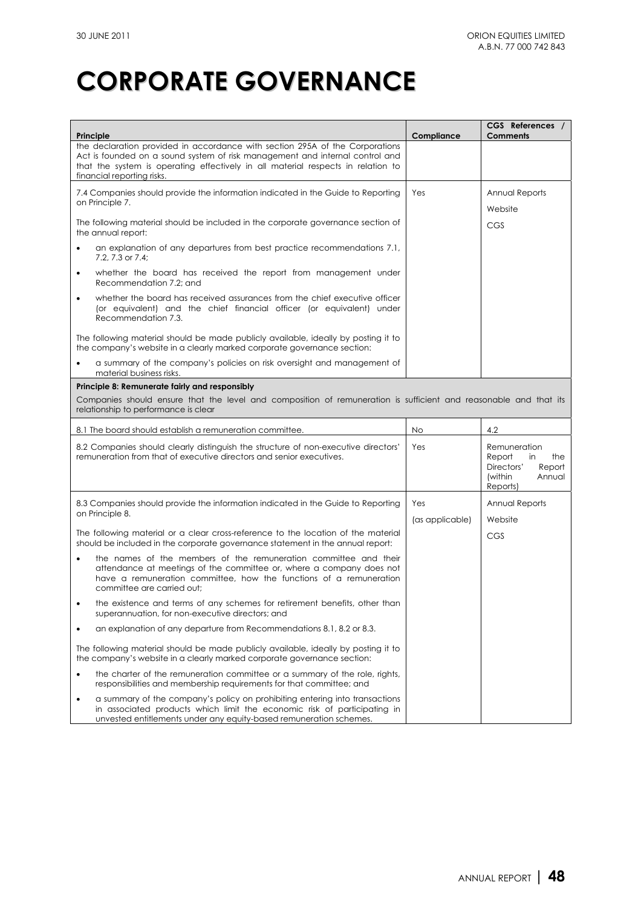# CORPORATE GOVERNANCE

| Principle | Compliance | CGS References / Comments |
|---|---|---|
| the declaration provided in accordance with section 295A of the Corporations Act is founded on a sound system of risk management and internal control and that the system is operating effectively in all material respects in relation to financial reporting risks. | | |
| 7.4 Companies should provide the information indicated in the Guide to Reporting on Principle 7.<br><br>The following material should be included in the corporate governance section of the annual report:<br>• an explanation of any departures from best practice recommendations 7.1, 7.2, 7.3 or 7.4;<br>• whether the board has received the report from management under Recommendation 7.2; and<br>• whether the board has received assurances from the chief executive officer (or equivalent) and the chief financial officer (or equivalent) under Recommendation 7.3.<br><br>The following material should be made publicly available, ideally by posting it to the company's website in a clearly marked corporate governance section:<br>• a summary of the company's policies on risk oversight and management of material business risks. | Yes | Annual Reports<br>Website<br>CGS |
| **Principle 8: Remunerate fairly and responsibly**<br>Companies should ensure that the level and composition of remuneration is sufficient and reasonable and that its relationship to performance is clear | | |
| 8.1 The board should establish a remuneration committee. | No | 4.2 |
| 8.2 Companies should clearly distinguish the structure of non-executive directors' remuneration from that of executive directors and senior executives. | Yes | Remuneration Report in the Directors' Report (within Annual Reports) |
| 8.3 Companies should provide the information indicated in the Guide to Reporting on Principle 8.<br><br>The following material or a clear cross-reference to the location of the material should be included in the corporate governance statement in the annual report:<br>• the names of the members of the remuneration committee and their attendance at meetings of the committee or, where a company does not have a remuneration committee, how the functions of a remuneration committee are carried out;<br>• the existence and terms of any schemes for retirement benefits, other than superannuation, for non-executive directors; and<br>• an explanation of any departure from Recommendations 8.1, 8.2 or 8.3.<br><br>The following material should be made publicly available, ideally by posting it to the company's website in a clearly marked corporate governance section:<br>• the charter of the remuneration committee or a summary of the role, rights, responsibilities and membership requirements for that committee; and<br>• a summary of the company's policy on prohibiting entering into transactions in associated products which limit the economic risk of participating in unvested entitlements under any equity-based remuneration schemes. | Yes<br>(as applicable) | Annual Reports<br>Website<br>CGS |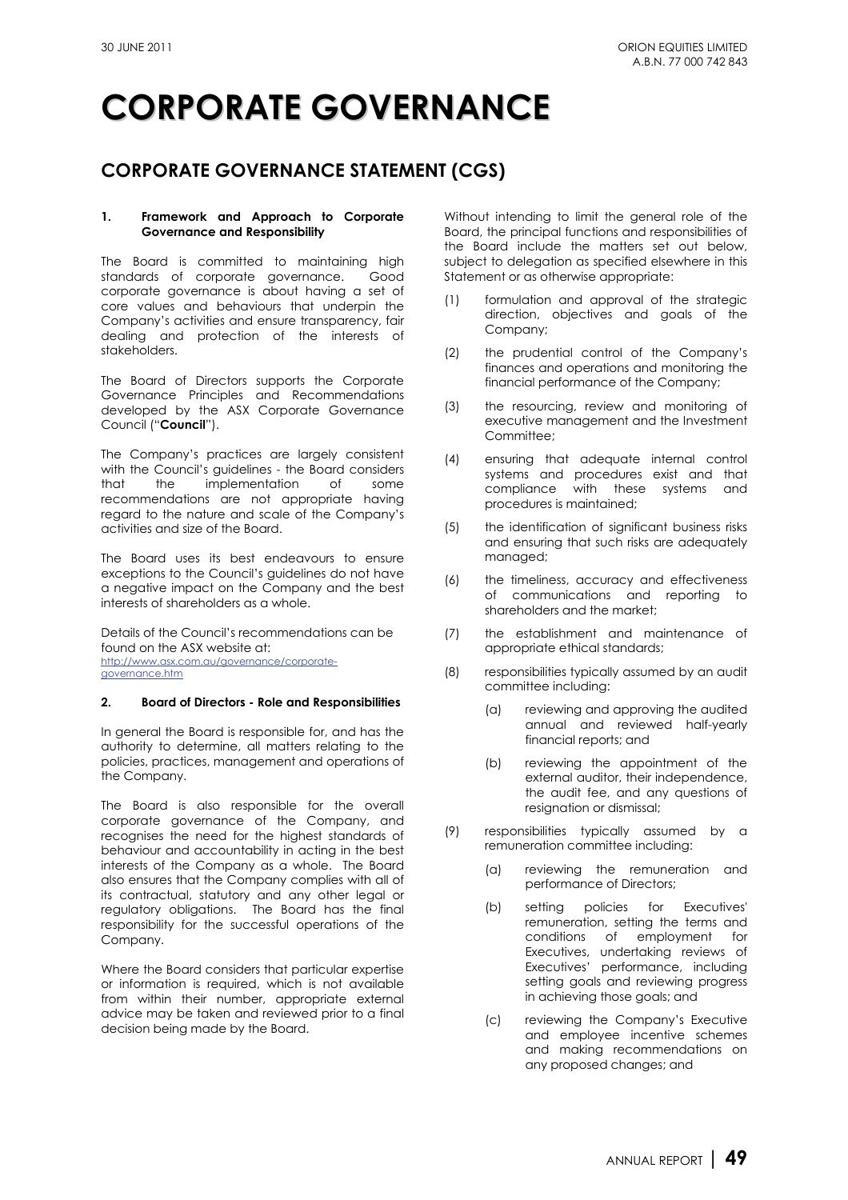# CORPORATE GOVERNANCE

## CORPORATE GOVERNANCE STATEMENT (CGS)

### 1. Framework and Approach to Corporate Governance and Responsibility

The Board is committed to maintaining high standards of corporate governance. Good corporate governance is about having a set of core values and behaviours that underpin the Company's activities and ensure transparency, fair dealing and protection of the interests of stakeholders.

The Board of Directors supports the Corporate Governance Principles and Recommendations developed by the ASX Corporate Governance Council ("**Council**").

The Company's practices are largely consistent with the Council's guidelines - the Board considers that the implementation of some recommendations are not appropriate having regard to the nature and scale of the Company's activities and size of the Board.

The Board uses its best endeavours to ensure exceptions to the Council's guidelines do not have a negative impact on the Company and the best interests of shareholders as a whole.

Details of the Council's recommendations can be found on the ASX website at: http://www.asx.com.au/governance/corporate-governance.htm

### 2. Board of Directors - Role and Responsibilities

In general the Board is responsible for, and has the authority to determine, all matters relating to the policies, practices, management and operations of the Company.

The Board is also responsible for the overall corporate governance of the Company, and recognises the need for the highest standards of behaviour and accountability in acting in the best interests of the Company as a whole. The Board also ensures that the Company complies with all of its contractual, statutory and any other legal or regulatory obligations. The Board has the final responsibility for the successful operations of the Company.

Where the Board considers that particular expertise or information is required, which is not available from within their number, appropriate external advice may be taken and reviewed prior to a final decision being made by the Board.

Without intending to limit the general role of the Board, the principal functions and responsibilities of the Board include the matters set out below, subject to delegation as specified elsewhere in this Statement or as otherwise appropriate:

(1) formulation and approval of the strategic direction, objectives and goals of the Company;

(2) the prudential control of the Company's finances and operations and monitoring the financial performance of the Company;

(3) the resourcing, review and monitoring of executive management and the Investment Committee;

(4) ensuring that adequate internal control systems and procedures exist and that compliance with these systems and procedures is maintained;

(5) the identification of significant business risks and ensuring that such risks are adequately managed;

(6) the timeliness, accuracy and effectiveness of communications and reporting to shareholders and the market;

(7) the establishment and maintenance of appropriate ethical standards;

(8) responsibilities typically assumed by an audit committee including:

   (a) reviewing and approving the audited annual and reviewed half-yearly financial reports; and

   (b) reviewing the appointment of the external auditor, their independence, the audit fee, and any questions of resignation or dismissal;

(9) responsibilities typically assumed by a remuneration committee including:

   (a) reviewing the remuneration and performance of Directors;

   (b) setting policies for Executives' remuneration, setting the terms and conditions of employment for Executives, undertaking reviews of Executives' performance, including setting goals and reviewing progress in achieving those goals; and

   (c) reviewing the Company's Executive and employee incentive schemes and making recommendations on any proposed changes; and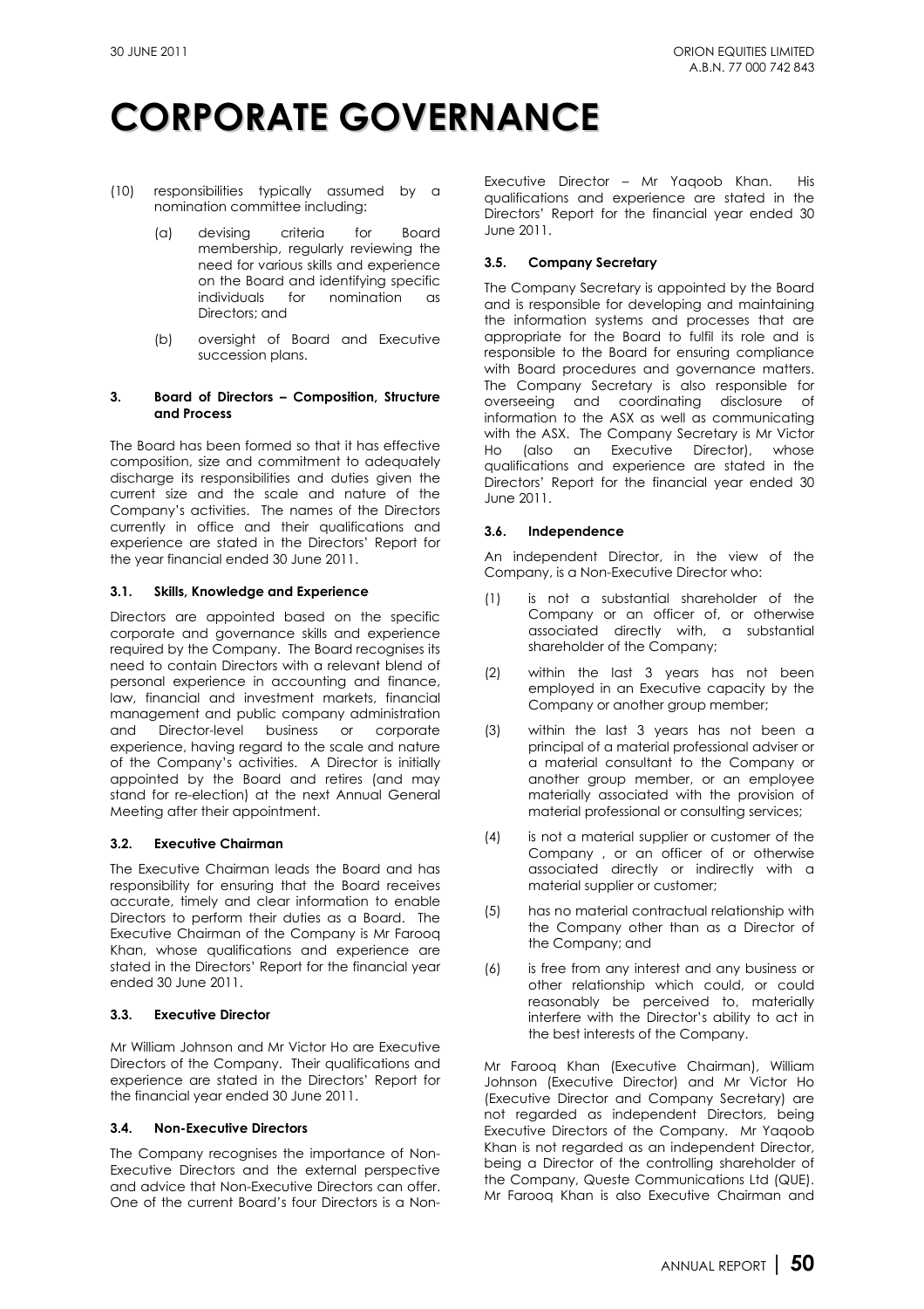# CORPORATE GOVERNANCE

(10) responsibilities typically assumed by a nomination committee including:

(a) devising criteria for Board membership, regularly reviewing the need for various skills and experience on the Board and identifying specific individuals for nomination as Directors; and

(b) oversight of Board and Executive succession plans.

#### 3. Board of Directors – Composition, Structure and Process

The Board has been formed so that it has effective composition, size and commitment to adequately discharge its responsibilities and duties given the current size and the scale and nature of the Company's activities. The names of the Directors currently in office and their qualifications and experience are stated in the Directors' Report for the year financial ended 30 June 2011.

#### 3.1. Skills, Knowledge and Experience

Directors are appointed based on the specific corporate and governance skills and experience required by the Company. The Board recognises its need to contain Directors with a relevant blend of personal experience in accounting and finance, law, financial and investment markets, financial management and public company administration and Director-level business or corporate experience, having regard to the scale and nature of the Company's activities. A Director is initially appointed by the Board and retires (and may stand for re-election) at the next Annual General Meeting after their appointment.

#### 3.2. Executive Chairman

The Executive Chairman leads the Board and has responsibility for ensuring that the Board receives accurate, timely and clear information to enable Directors to perform their duties as a Board. The Executive Chairman of the Company is Mr Farooq Khan, whose qualifications and experience are stated in the Directors' Report for the financial year ended 30 June 2011.

#### 3.3. Executive Director

Mr William Johnson and Mr Victor Ho are Executive Directors of the Company. Their qualifications and experience are stated in the Directors' Report for the financial year ended 30 June 2011.

#### 3.4. Non-Executive Directors

The Company recognises the importance of Non-Executive Directors and the external perspective and advice that Non-Executive Directors can offer. One of the current Board's four Directors is a Non-Executive Director – Mr Yaqoob Khan. His qualifications and experience are stated in the Directors' Report for the financial year ended 30 June 2011.

#### 3.5. Company Secretary

The Company Secretary is appointed by the Board and is responsible for developing and maintaining the information systems and processes that are appropriate for the Board to fulfil its role and is responsible to the Board for ensuring compliance with Board procedures and governance matters. The Company Secretary is also responsible for overseeing and coordinating disclosure of information to the ASX as well as communicating with the ASX. The Company Secretary is Mr Victor Ho (also an Executive Director), whose qualifications and experience are stated in the Directors' Report for the financial year ended 30 June 2011.

#### 3.6. Independence

An independent Director, in the view of the Company, is a Non-Executive Director who:

(1) is not a substantial shareholder of the Company or an officer of, or otherwise associated directly with, a substantial shareholder of the Company;

(2) within the last 3 years has not been employed in an Executive capacity by the Company or another group member;

(3) within the last 3 years has not been a principal of a material professional adviser or a material consultant to the Company or another group member, or an employee materially associated with the provision of material professional or consulting services;

(4) is not a material supplier or customer of the Company , or an officer of or otherwise associated directly or indirectly with a material supplier or customer;

(5) has no material contractual relationship with the Company other than as a Director of the Company; and

(6) is free from any interest and any business or other relationship which could, or could reasonably be perceived to, materially interfere with the Director's ability to act in the best interests of the Company.

Mr Farooq Khan (Executive Chairman), William Johnson (Executive Director) and Mr Victor Ho (Executive Director and Company Secretary) are not regarded as independent Directors, being Executive Directors of the Company. Mr Yaqoob Khan is not regarded as an independent Director, being a Director of the controlling shareholder of the Company, Queste Communications Ltd (QUE). Mr Farooq Khan is also Executive Chairman and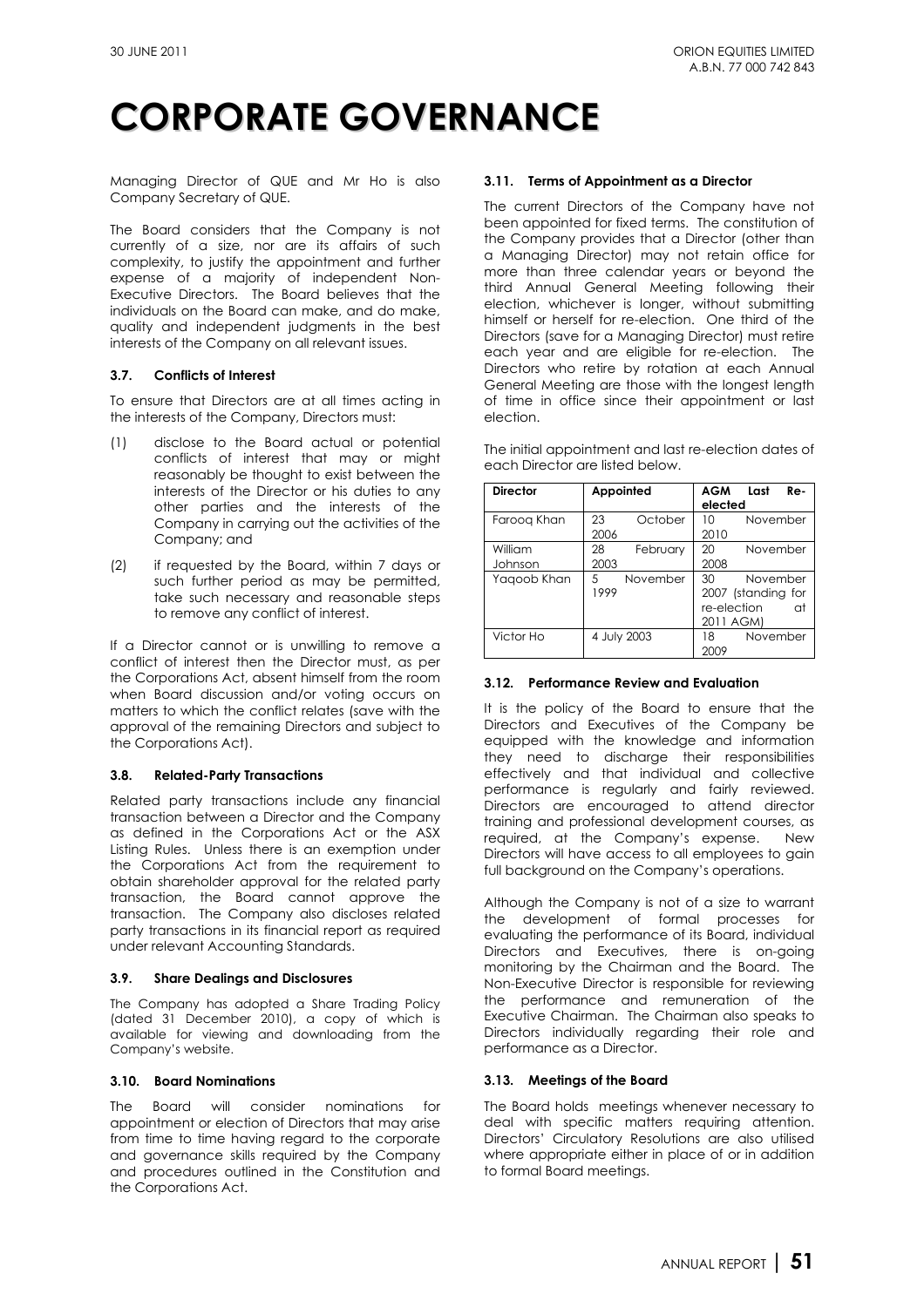# CORPORATE GOVERNANCE

Managing Director of QUE and Mr Ho is also Company Secretary of QUE.

The Board considers that the Company is not currently of a size, nor are its affairs of such complexity, to justify the appointment and further expense of a majority of independent Non-Executive Directors. The Board believes that the individuals on the Board can make, and do make, quality and independent judgments in the best interests of the Company on all relevant issues.

### 3.7. Conflicts of Interest

To ensure that Directors are at all times acting in the interests of the Company, Directors must:

(1) disclose to the Board actual or potential conflicts of interest that may or might reasonably be thought to exist between the interests of the Director or his duties to any other parties and the interests of the Company in carrying out the activities of the Company; and

(2) if requested by the Board, within 7 days or such further period as may be permitted, take such necessary and reasonable steps to remove any conflict of interest.

If a Director cannot or is unwilling to remove a conflict of interest then the Director must, as per the Corporations Act, absent himself from the room when Board discussion and/or voting occurs on matters to which the conflict relates (save with the approval of the remaining Directors and subject to the Corporations Act).

### 3.8. Related-Party Transactions

Related party transactions include any financial transaction between a Director and the Company as defined in the Corporations Act or the ASX Listing Rules. Unless there is an exemption under the Corporations Act from the requirement to obtain shareholder approval for the related party transaction, the Board cannot approve the transaction. The Company also discloses related party transactions in its financial report as required under relevant Accounting Standards.

### 3.9. Share Dealings and Disclosures

The Company has adopted a Share Trading Policy (dated 31 December 2010), a copy of which is available for viewing and downloading from the Company's website.

### 3.10. Board Nominations

The Board will consider nominations for appointment or election of Directors that may arise from time to time having regard to the corporate and governance skills required by the Company and procedures outlined in the Constitution and the Corporations Act.

### 3.11. Terms of Appointment as a Director

The current Directors of the Company have not been appointed for fixed terms. The constitution of the Company provides that a Director (other than a Managing Director) may not retain office for more than three calendar years or beyond the third Annual General Meeting following their election, whichever is longer, without submitting himself or herself for re-election. One third of the Directors (save for a Managing Director) must retire each year and are eligible for re-election. The Directors who retire by rotation at each Annual General Meeting are those with the longest length of time in office since their appointment or last election.

The initial appointment and last re-election dates of each Director are listed below.

| Director | Appointed | AGM Last Re-elected |
|---|---|---|
| Farooq Khan | 23 October 2006 | 10 November 2010 |
| William Johnson | 28 February 2003 | 20 November 2008 |
| Yaqoob Khan | 5 November 1999 | 30 November 2007 (standing for re-election at 2011 AGM) |
| Victor Ho | 4 July 2003 | 18 November 2009 |

### 3.12. Performance Review and Evaluation

It is the policy of the Board to ensure that the Directors and Executives of the Company be equipped with the knowledge and information they need to discharge their responsibilities effectively and that individual and collective performance is regularly and fairly reviewed. Directors are encouraged to attend director training and professional development courses, as required, at the Company's expense. New Directors will have access to all employees to gain full background on the Company's operations.

Although the Company is not of a size to warrant the development of formal processes for evaluating the performance of its Board, individual Directors and Executives, there is on-going monitoring by the Chairman and the Board. The Non-Executive Director is responsible for reviewing the performance and remuneration of the Executive Chairman. The Chairman also speaks to Directors individually regarding their role and performance as a Director.

### 3.13. Meetings of the Board

The Board holds meetings whenever necessary to deal with specific matters requiring attention. Directors' Circulatory Resolutions are also utilised where appropriate either in place of or in addition to formal Board meetings.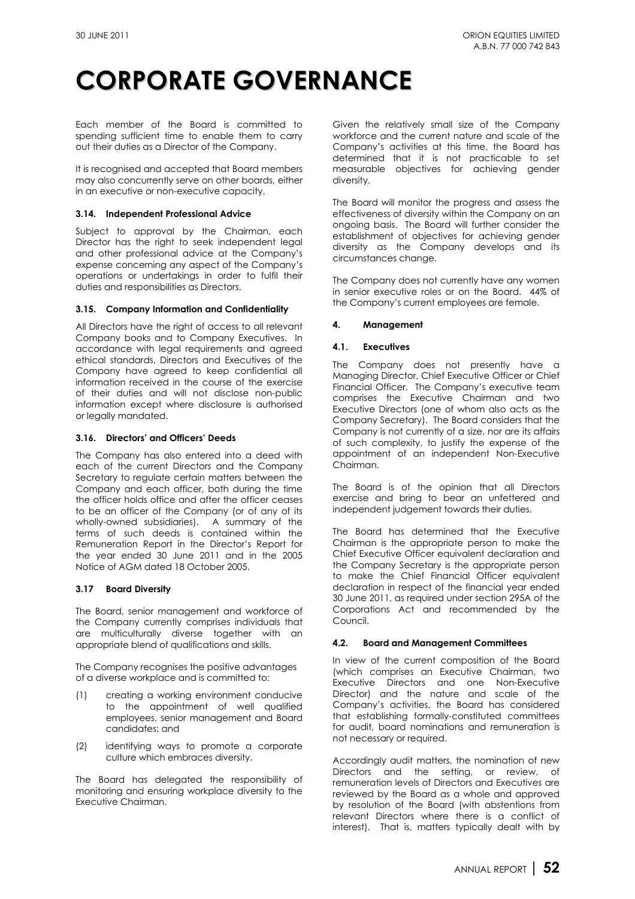# CORPORATE GOVERNANCE

Each member of the Board is committed to spending sufficient time to enable them to carry out their duties as a Director of the Company.

It is recognised and accepted that Board members may also concurrently serve on other boards, either in an executive or non-executive capacity.

### 3.14. Independent Professional Advice

Subject to approval by the Chairman, each Director has the right to seek independent legal and other professional advice at the Company's expense concerning any aspect of the Company's operations or undertakings in order to fulfil their duties and responsibilities as Directors.

### 3.15. Company Information and Confidentiality

All Directors have the right of access to all relevant Company books and to Company Executives. In accordance with legal requirements and agreed ethical standards, Directors and Executives of the Company have agreed to keep confidential all information received in the course of the exercise of their duties and will not disclose non-public information except where disclosure is authorised or legally mandated.

### 3.16. Directors' and Officers' Deeds

The Company has also entered into a deed with each of the current Directors and the Company Secretary to regulate certain matters between the Company and each officer, both during the time the officer holds office and after the officer ceases to be an officer of the Company (or of any of its wholly-owned subsidiaries). A summary of the terms of such deeds is contained within the Remuneration Report in the Director's Report for the year ended 30 June 2011 and in the 2005 Notice of AGM dated 18 October 2005.

### 3.17 Board Diversity

The Board, senior management and workforce of the Company currently comprises individuals that are multiculturally diverse together with an appropriate blend of qualifications and skills.

The Company recognises the positive advantages of a diverse workplace and is committed to:

(1) creating a working environment conducive to the appointment of well qualified employees, senior management and Board candidates; and

(2) identifying ways to promote a corporate culture which embraces diversity.

The Board has delegated the responsibility of monitoring and ensuring workplace diversity to the Executive Chairman.

Given the relatively small size of the Company workforce and the current nature and scale of the Company's activities at this time, the Board has determined that it is not practicable to set measurable objectives for achieving gender diversity.

The Board will monitor the progress and assess the effectiveness of diversity within the Company on an ongoing basis. The Board will further consider the establishment of objectives for achieving gender diversity as the Company develops and its circumstances change.

The Company does not currently have any women in senior executive roles or on the Board. 44% of the Company's current employees are female.

## 4. Management

### 4.1. Executives

The Company does not presently have a Managing Director, Chief Executive Officer or Chief Financial Officer. The Company's executive team comprises the Executive Chairman and two Executive Directors (one of whom also acts as the Company Secretary). The Board considers that the Company is not currently of a size, nor are its affairs of such complexity, to justify the expense of the appointment of an independent Non-Executive Chairman.

The Board is of the opinion that all Directors exercise and bring to bear an unfettered and independent judgement towards their duties.

The Board has determined that the Executive Chairman is the appropriate person to make the Chief Executive Officer equivalent declaration and the Company Secretary is the appropriate person to make the Chief Financial Officer equivalent declaration in respect of the financial year ended 30 June 2011, as required under section 295A of the Corporations Act and recommended by the Council.

### 4.2. Board and Management Committees

In view of the current composition of the Board (which comprises an Executive Chairman, two Executive Directors and one Non-Executive Director) and the nature and scale of the Company's activities, the Board has considered that establishing formally-constituted committees for audit, board nominations and remuneration is not necessary or required.

Accordingly audit matters, the nomination of new Directors and the setting, or review, of remuneration levels of Directors and Executives are reviewed by the Board as a whole and approved by resolution of the Board (with abstentions from relevant Directors where there is a conflict of interest). That is, matters typically dealt with by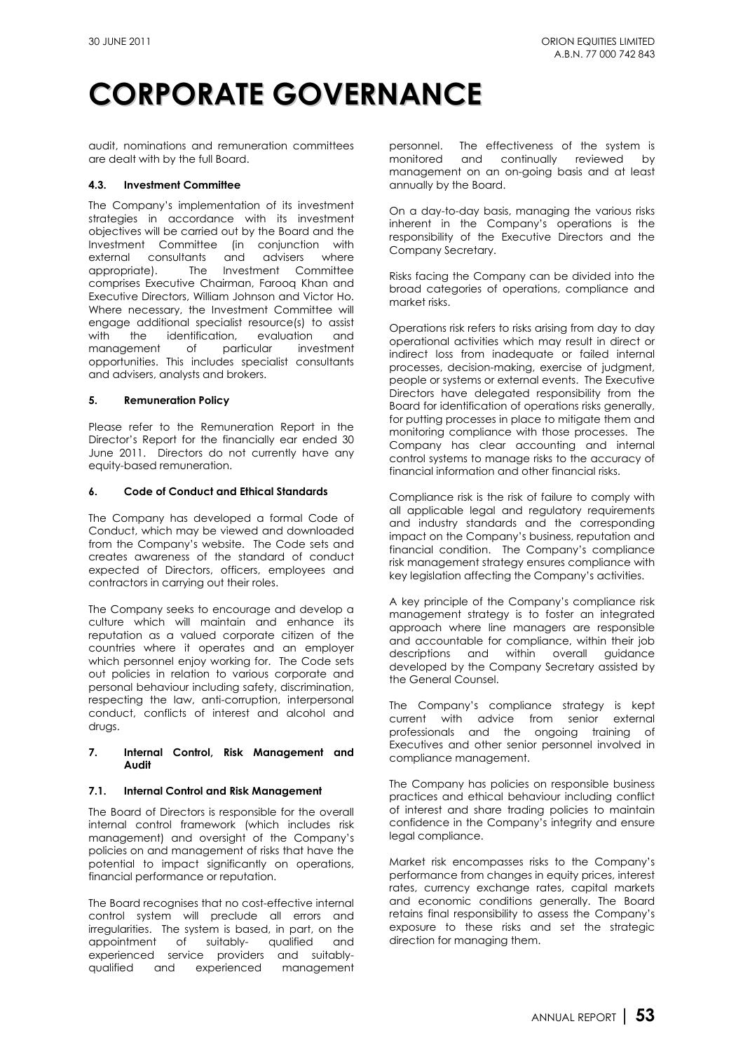# CORPORATE GOVERNANCE

audit, nominations and remuneration committees are dealt with by the full Board.

### 4.3. Investment Committee

The Company's implementation of its investment strategies in accordance with its investment objectives will be carried out by the Board and the Investment Committee (in conjunction with external consultants and advisers where appropriate). The Investment Committee comprises Executive Chairman, Farooq Khan and Executive Directors, William Johnson and Victor Ho. Where necessary, the Investment Committee will engage additional specialist resource(s) to assist with the identification, evaluation and management of particular investment opportunities. This includes specialist consultants and advisers, analysts and brokers.

## 5. Remuneration Policy

Please refer to the Remuneration Report in the Director's Report for the financially ear ended 30 June 2011. Directors do not currently have any equity-based remuneration.

## 6. Code of Conduct and Ethical Standards

The Company has developed a formal Code of Conduct, which may be viewed and downloaded from the Company's website. The Code sets and creates awareness of the standard of conduct expected of Directors, officers, employees and contractors in carrying out their roles.

The Company seeks to encourage and develop a culture which will maintain and enhance its reputation as a valued corporate citizen of the countries where it operates and an employer which personnel enjoy working for. The Code sets out policies in relation to various corporate and personal behaviour including safety, discrimination, respecting the law, anti-corruption, interpersonal conduct, conflicts of interest and alcohol and drugs.

## 7. Internal Control, Risk Management and Audit

### 7.1. Internal Control and Risk Management

The Board of Directors is responsible for the overall internal control framework (which includes risk management) and oversight of the Company's policies on and management of risks that have the potential to impact significantly on operations, financial performance or reputation.

The Board recognises that no cost-effective internal control system will preclude all errors and irregularities. The system is based, in part, on the appointment of suitably- qualified and experienced service providers and suitably-qualified and experienced management personnel. The effectiveness of the system is monitored and continually reviewed by management on an on-going basis and at least annually by the Board.

On a day-to-day basis, managing the various risks inherent in the Company's operations is the responsibility of the Executive Directors and the Company Secretary.

Risks facing the Company can be divided into the broad categories of operations, compliance and market risks.

Operations risk refers to risks arising from day to day operational activities which may result in direct or indirect loss from inadequate or failed internal processes, decision-making, exercise of judgment, people or systems or external events. The Executive Directors have delegated responsibility from the Board for identification of operations risks generally, for putting processes in place to mitigate them and monitoring compliance with those processes. The Company has clear accounting and internal control systems to manage risks to the accuracy of financial information and other financial risks.

Compliance risk is the risk of failure to comply with all applicable legal and regulatory requirements and industry standards and the corresponding impact on the Company's business, reputation and financial condition. The Company's compliance risk management strategy ensures compliance with key legislation affecting the Company's activities.

A key principle of the Company's compliance risk management strategy is to foster an integrated approach where line managers are responsible and accountable for compliance, within their job descriptions and within overall guidance developed by the Company Secretary assisted by the General Counsel.

The Company's compliance strategy is kept current with advice from senior external professionals and the ongoing training of Executives and other senior personnel involved in compliance management.

The Company has policies on responsible business practices and ethical behaviour including conflict of interest and share trading policies to maintain confidence in the Company's integrity and ensure legal compliance.

Market risk encompasses risks to the Company's performance from changes in equity prices, interest rates, currency exchange rates, capital markets and economic conditions generally. The Board retains final responsibility to assess the Company's exposure to these risks and set the strategic direction for managing them.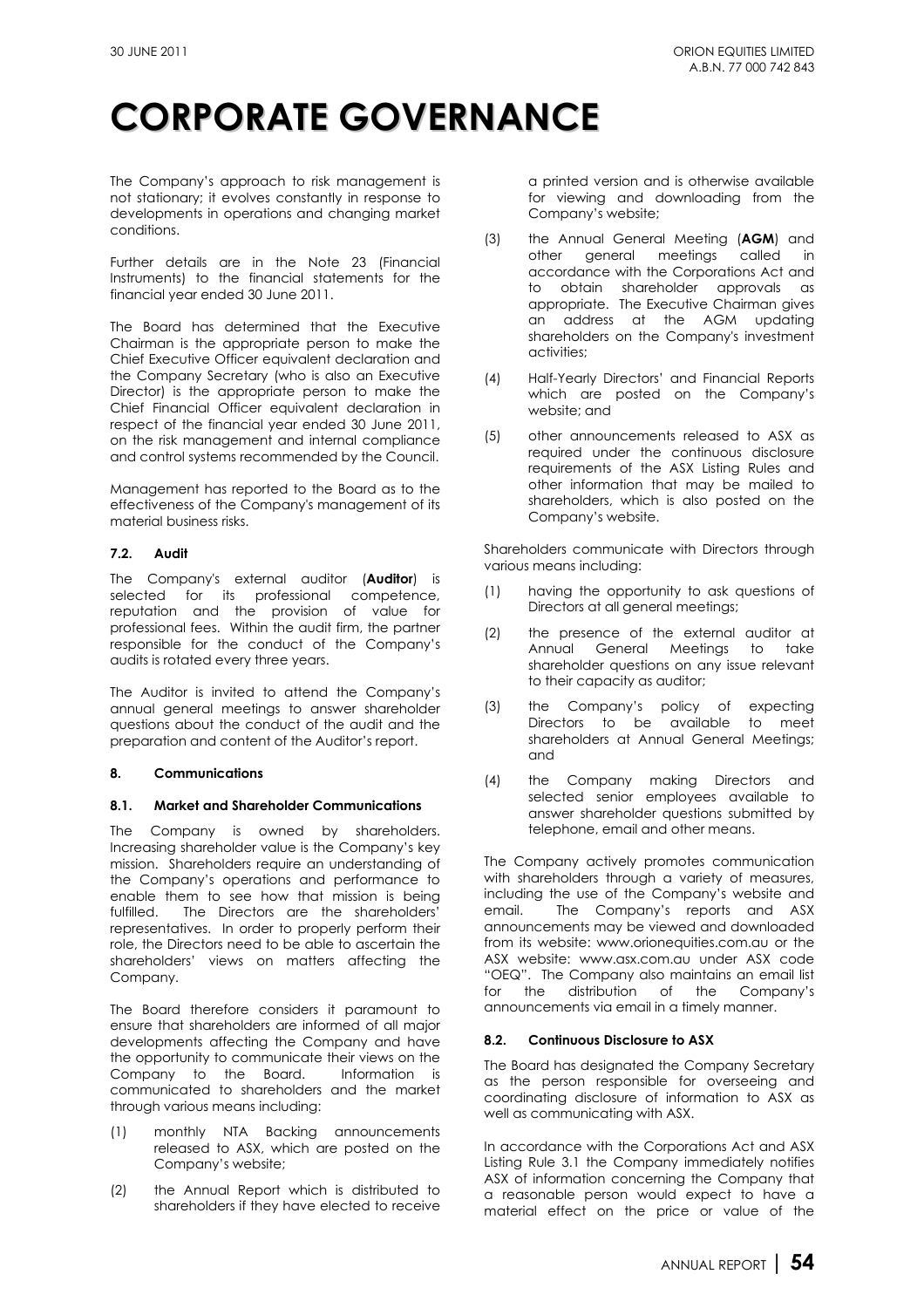# CORPORATE GOVERNANCE

The Company's approach to risk management is not stationary; it evolves constantly in response to developments in operations and changing market conditions.

Further details are in the Note 23 (Financial Instruments) to the financial statements for the financial year ended 30 June 2011.

The Board has determined that the Executive Chairman is the appropriate person to make the Chief Executive Officer equivalent declaration and the Company Secretary (who is also an Executive Director) is the appropriate person to make the Chief Financial Officer equivalent declaration in respect of the financial year ended 30 June 2011, on the risk management and internal compliance and control systems recommended by the Council.

Management has reported to the Board as to the effectiveness of the Company's management of its material business risks.

### 7.2. Audit

The Company's external auditor (**Auditor**) is selected for its professional competence, reputation and the provision of value for professional fees. Within the audit firm, the partner responsible for the conduct of the Company's audits is rotated every three years.

The Auditor is invited to attend the Company's annual general meetings to answer shareholder questions about the conduct of the audit and the preparation and content of the Auditor's report.

## 8. Communications

### 8.1. Market and Shareholder Communications

The Company is owned by shareholders. Increasing shareholder value is the Company's key mission. Shareholders require an understanding of the Company's operations and performance to enable them to see how that mission is being fulfilled. The Directors are the shareholders' representatives. In order to properly perform their role, the Directors need to be able to ascertain the shareholders' views on matters affecting the Company.

The Board therefore considers it paramount to ensure that shareholders are informed of all major developments affecting the Company and have the opportunity to communicate their views on the Company to the Board. Information is communicated to shareholders and the market through various means including:

(1) monthly NTA Backing announcements released to ASX, which are posted on the Company's website;

(2) the Annual Report which is distributed to shareholders if they have elected to receive a printed version and is otherwise available for viewing and downloading from the Company's website;

(3) the Annual General Meeting (**AGM**) and other general meetings called in accordance with the Corporations Act and to obtain shareholder approvals as appropriate. The Executive Chairman gives an address at the AGM updating shareholders on the Company's investment activities;

(4) Half-Yearly Directors' and Financial Reports which are posted on the Company's website; and

(5) other announcements released to ASX as required under the continuous disclosure requirements of the ASX Listing Rules and other information that may be mailed to shareholders, which is also posted on the Company's website.

Shareholders communicate with Directors through various means including:

(1) having the opportunity to ask questions of Directors at all general meetings;

(2) the presence of the external auditor at Annual General Meetings to take shareholder questions on any issue relevant to their capacity as auditor;

(3) the Company's policy of expecting Directors to be available to meet shareholders at Annual General Meetings; and

(4) the Company making Directors and selected senior employees available to answer shareholder questions submitted by telephone, email and other means.

The Company actively promotes communication with shareholders through a variety of measures, including the use of the Company's website and email. The Company's reports and ASX announcements may be viewed and downloaded from its website: www.orionequities.com.au or the ASX website: www.asx.com.au under ASX code "OEQ". The Company also maintains an email list for the distribution of the Company's announcements via email in a timely manner.

### 8.2. Continuous Disclosure to ASX

The Board has designated the Company Secretary as the person responsible for overseeing and coordinating disclosure of information to ASX as well as communicating with ASX.

In accordance with the Corporations Act and ASX Listing Rule 3.1 the Company immediately notifies ASX of information concerning the Company that a reasonable person would expect to have a material effect on the price or value of the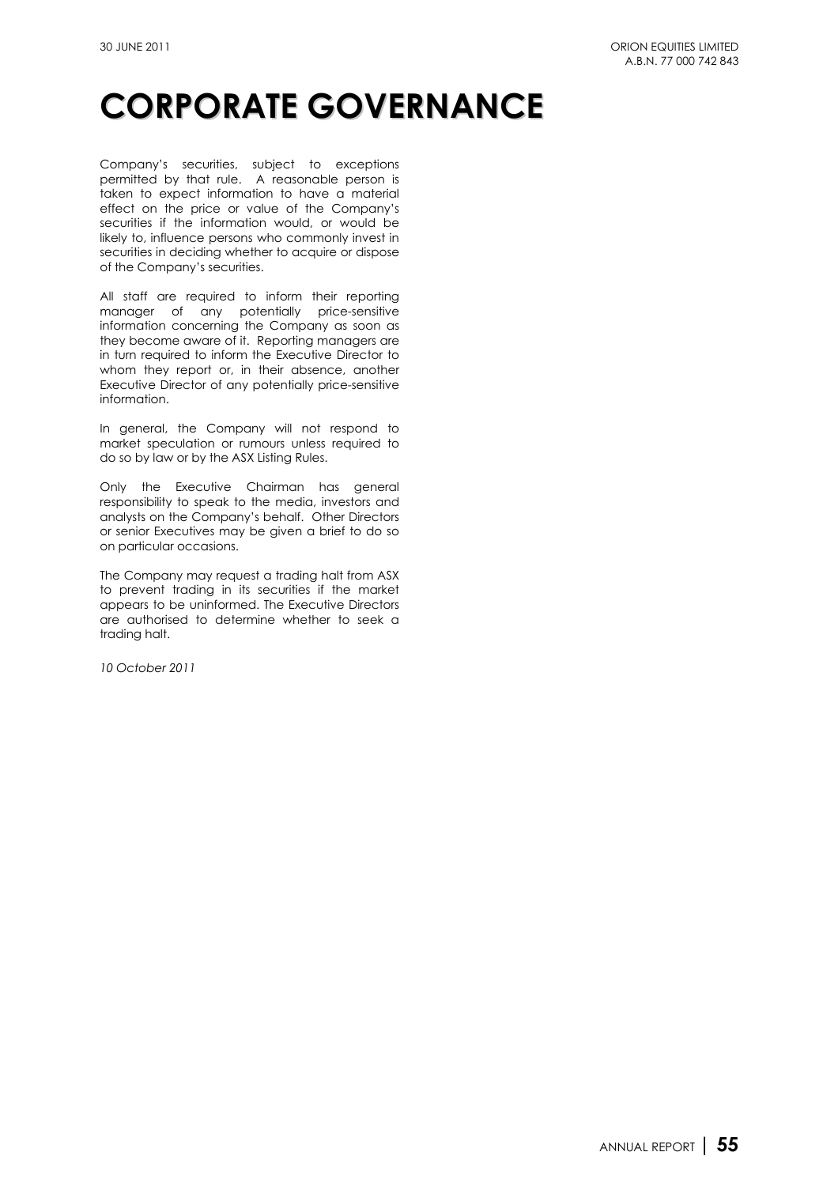# CORPORATE GOVERNANCE

Company's securities, subject to exceptions permitted by that rule. A reasonable person is taken to expect information to have a material effect on the price or value of the Company's securities if the information would, or would be likely to, influence persons who commonly invest in securities in deciding whether to acquire or dispose of the Company's securities.

All staff are required to inform their reporting manager of any potentially price-sensitive information concerning the Company as soon as they become aware of it. Reporting managers are in turn required to inform the Executive Director to whom they report or, in their absence, another Executive Director of any potentially price-sensitive information.

In general, the Company will not respond to market speculation or rumours unless required to do so by law or by the ASX Listing Rules.

Only the Executive Chairman has general responsibility to speak to the media, investors and analysts on the Company's behalf. Other Directors or senior Executives may be given a brief to do so on particular occasions.

The Company may request a trading halt from ASX to prevent trading in its securities if the market appears to be uninformed. The Executive Directors are authorised to determine whether to seek a trading halt.

*10 October 2011*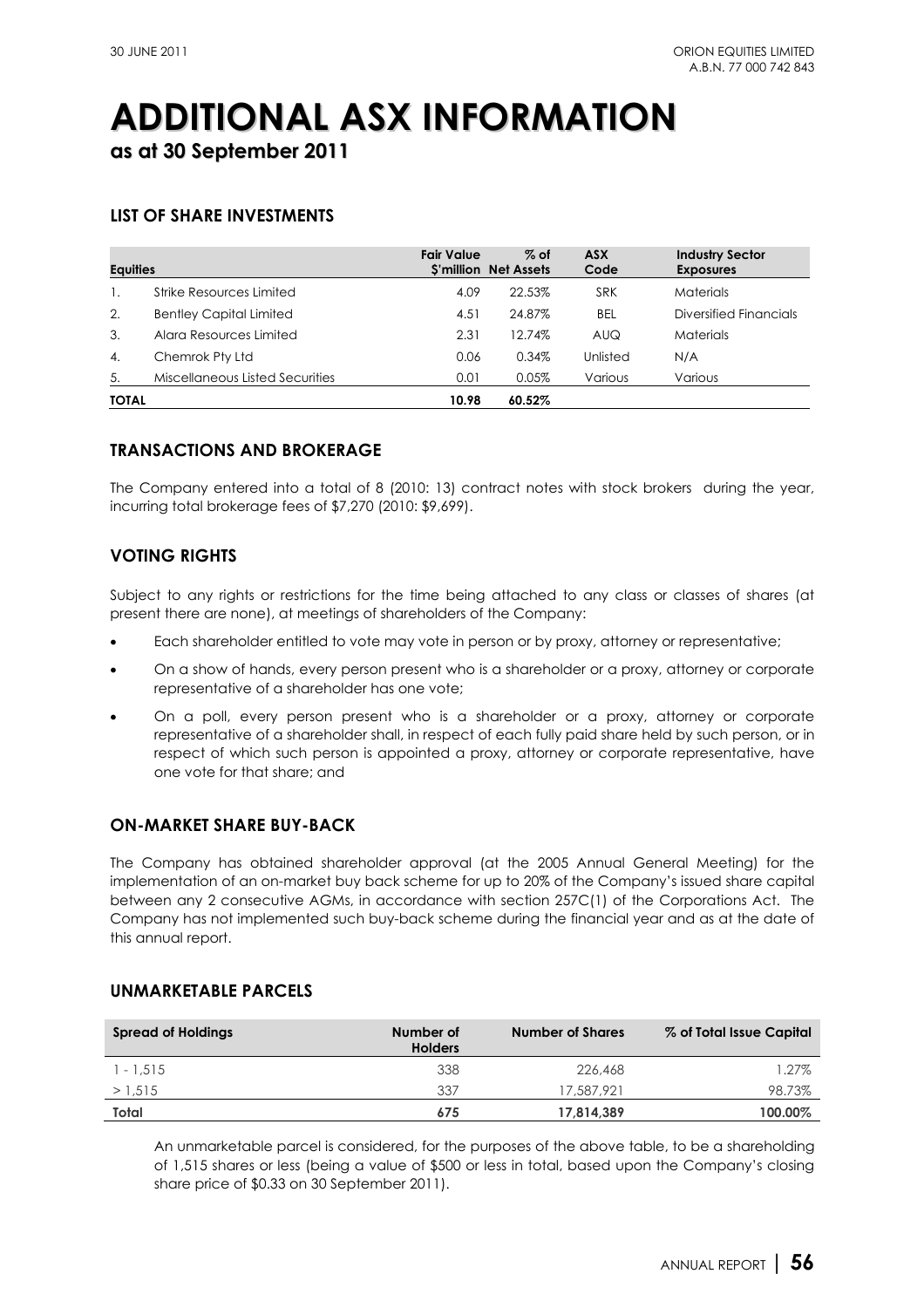# ADDITIONAL ASX INFORMATION

## as at 30 September 2011

### LIST OF SHARE INVESTMENTS

| Equities | | Fair Value $'million | % of Net Assets | ASX Code | Industry Sector Exposures |
|---|---|---|---|---|---|
| 1. | Strike Resources Limited | 4.09 | 22.53% | SRK | Materials |
| 2. | Bentley Capital Limited | 4.51 | 24.87% | BEL | Diversified Financials |
| 3. | Alara Resources Limited | 2.31 | 12.74% | AUQ | Materials |
| 4. | Chemrok Pty Ltd | 0.06 | 0.34% | Unlisted | N/A |
| 5. | Miscellaneous Listed Securities | 0.01 | 0.05% | Various | Various |
| **TOTAL** | | **10.98** | **60.52%** | | |

### TRANSACTIONS AND BROKERAGE

The Company entered into a total of 8 (2010: 13) contract notes with stock brokers during the year, incurring total brokerage fees of $7,270 (2010: $9,699).

### VOTING RIGHTS

Subject to any rights or restrictions for the time being attached to any class or classes of shares (at present there are none), at meetings of shareholders of the Company:

- Each shareholder entitled to vote may vote in person or by proxy, attorney or representative;
- On a show of hands, every person present who is a shareholder or a proxy, attorney or corporate representative of a shareholder has one vote;
- On a poll, every person present who is a shareholder or a proxy, attorney or corporate representative of a shareholder shall, in respect of each fully paid share held by such person, or in respect of which such person is appointed a proxy, attorney or corporate representative, have one vote for that share; and

### ON-MARKET SHARE BUY-BACK

The Company has obtained shareholder approval (at the 2005 Annual General Meeting) for the implementation of an on-market buy back scheme for up to 20% of the Company's issued share capital between any 2 consecutive AGMs, in accordance with section 257C(1) of the Corporations Act. The Company has not implemented such buy-back scheme during the financial year and as at the date of this annual report.

### UNMARKETABLE PARCELS

| Spread of Holdings | Number of Holders | Number of Shares | % of Total Issue Capital |
|---|---|---|---|
| 1 - 1,515 | 338 | 226,468 | 1.27% |
| > 1,515 | 337 | 17,587,921 | 98.73% |
| **Total** | **675** | **17,814,389** | **100.00%** |

An unmarketable parcel is considered, for the purposes of the above table, to be a shareholding of 1,515 shares or less (being a value of $500 or less in total, based upon the Company's closing share price of $0.33 on 30 September 2011).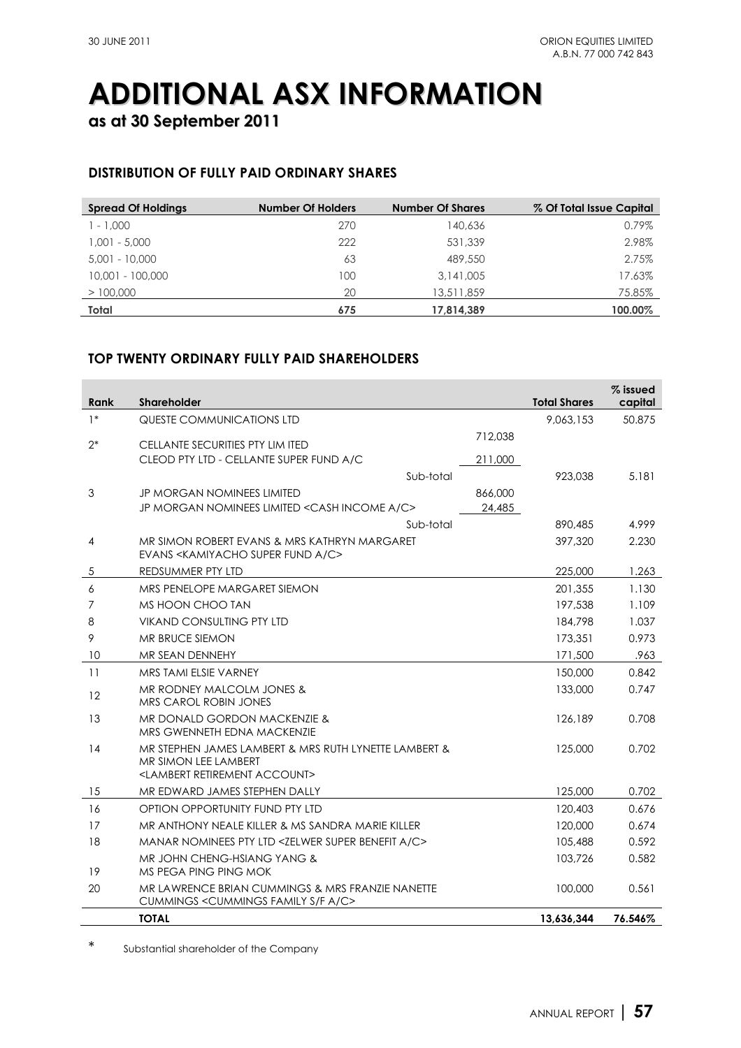# ADDITIONAL ASX INFORMATION

## as at 30 September 2011

### DISTRIBUTION OF FULLY PAID ORDINARY SHARES

| Spread Of Holdings | Number Of Holders | Number Of Shares | % Of Total Issue Capital |
|---|---|---|---|
| 1 - 1,000 | 270 | 140,636 | 0.79% |
| 1,001 - 5,000 | 222 | 531,339 | 2.98% |
| 5,001 - 10,000 | 63 | 489,550 | 2.75% |
| 10,001 - 100,000 | 100 | 3,141,005 | 17.63% |
| > 100,000 | 20 | 13,511,859 | 75.85% |
| **Total** | **675** | **17,814,389** | **100.00%** |

### TOP TWENTY ORDINARY FULLY PAID SHAREHOLDERS

| Rank | Shareholder | | Total Shares | % issued capital |
|---|---|---|---|---|
| 1* | QUESTE COMMUNICATIONS LTD | | 9,063,153 | 50.875 |
| 2* | CELLANTE SECURITIES PTY LIM ITED | 712,038 | | |
| | CLEOD PTY LTD - CELLANTE SUPER FUND A/C | 211,000 | | |
| | Sub-total | | 923,038 | 5.181 |
| 3 | JP MORGAN NOMINEES LIMITED | 866,000 | | |
| | JP MORGAN NOMINEES LIMITED <CASH INCOME A/C> | 24,485 | | |
| | Sub-total | | 890,485 | 4.999 |
| 4 | MR SIMON ROBERT EVANS & MRS KATHRYN MARGARET EVANS <KAMIYACHO SUPER FUND A/C> | | 397,320 | 2.230 |
| 5 | REDSUMMER PTY LTD | | 225,000 | 1.263 |
| 6 | MRS PENELOPE MARGARET SIEMON | | 201,355 | 1.130 |
| 7 | MS HOON CHOO TAN | | 197,538 | 1.109 |
| 8 | VIKAND CONSULTING PTY LTD | | 184,798 | 1.037 |
| 9 | MR BRUCE SIEMON | | 173,351 | 0.973 |
| 10 | MR SEAN DENNEHY | | 171,500 | .963 |
| 11 | MRS TAMI ELSIE VARNEY | | 150,000 | 0.842 |
| 12 | MR RODNEY MALCOLM JONES & MRS CAROL ROBIN JONES | | 133,000 | 0.747 |
| 13 | MR DONALD GORDON MACKENZIE & MRS GWENNETH EDNA MACKENZIE | | 126,189 | 0.708 |
| 14 | MR STEPHEN JAMES LAMBERT & MRS RUTH LYNETTE LAMBERT & MR SIMON LEE LAMBERT <LAMBERT RETIREMENT ACCOUNT> | | 125,000 | 0.702 |
| 15 | MR EDWARD JAMES STEPHEN DALLY | | 125,000 | 0.702 |
| 16 | OPTION OPPORTUNITY FUND PTY LTD | | 120,403 | 0.676 |
| 17 | MR ANTHONY NEALE KILLER & MS SANDRA MARIE KILLER | | 120,000 | 0.674 |
| 18 | MANAR NOMINEES PTY LTD <ZELWER SUPER BENEFIT A/C> | | 105,488 | 0.592 |
| 19 | MR JOHN CHENG-HSIANG YANG & MS PEGA PING PING MOK | | 103,726 | 0.582 |
| 20 | MR LAWRENCE BRIAN CUMMINGS & MRS FRANZIE NANETTE CUMMINGS <CUMMINGS FAMILY S/F A/C> | | 100,000 | 0.561 |
| | **TOTAL** | | **13,636,344** | **76.546%** |

\* Substantial shareholder of the Company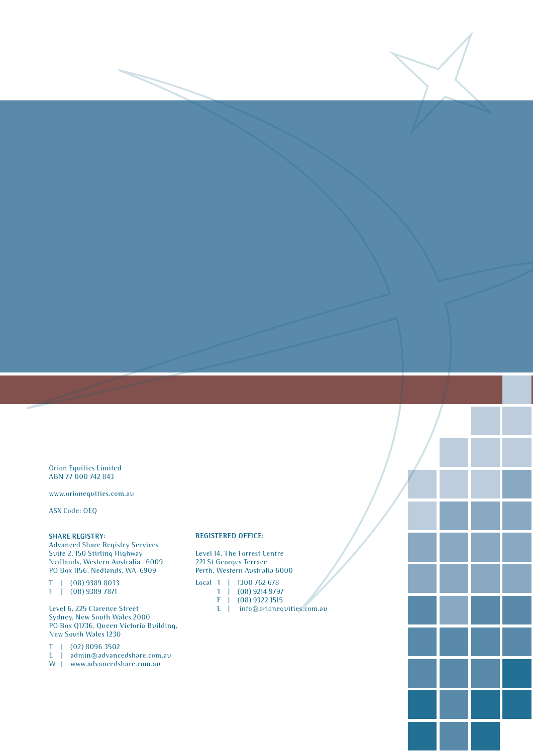Orion Equities Limited
ABN 77 000 742 843

www.orionequities.com.au

ASX Code: OEQ

**SHARE REGISTRY:**
Advanced Share Registry Services
Suite 2, 150 Stirling Highway
Nedlands, Western Australia 6009
PO Box 1156, Nedlands, WA 6909

T | (08) 9389 8033
F | (08) 9389 7871

Level 6, 225 Clarence Street
Sydney, New South Wales 2000
PO Box Q1736, Queen Victoria Building,
New South Wales 1230

T | (02) 8096 3502
E | admin@advancedshare.com.au
W | www.advancedshare.com.au

**REGISTERED OFFICE:**

Level 14, The Forrest Centre
221 St Georges Terrace
Perth, Western Australia 6000

Local T | 1300 762 678
T | (08) 9214 9797
F | (08) 9322 1515
E | info@orionequities.com.au